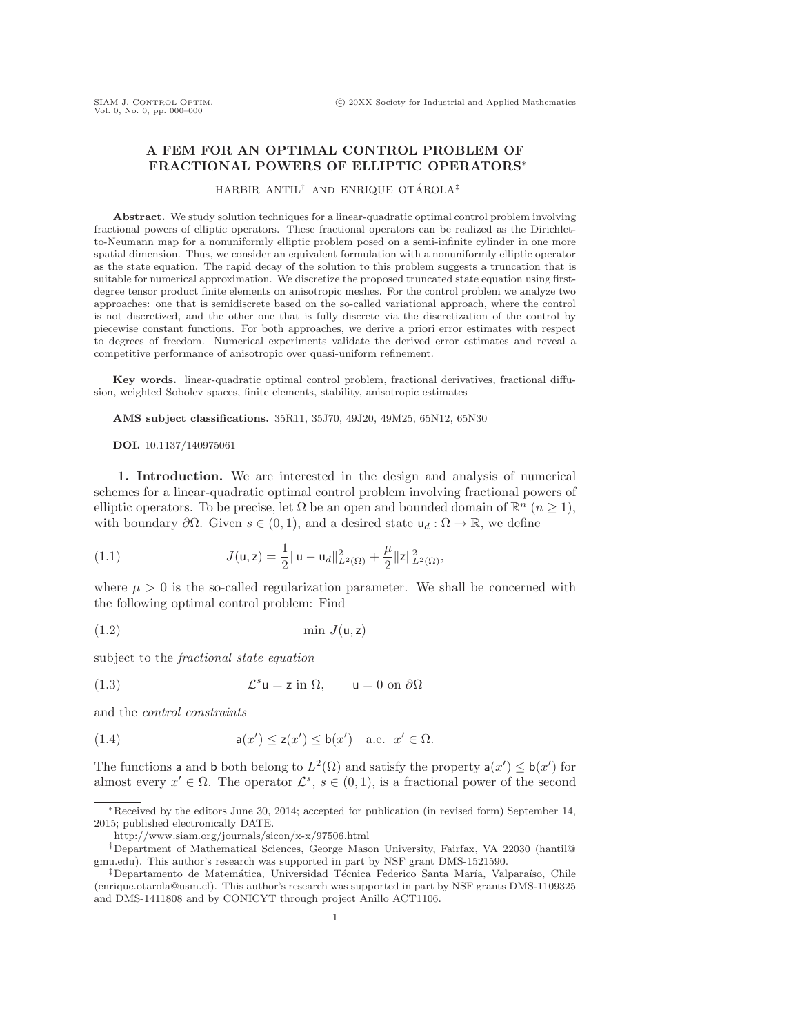# A FEM FOR AN OPTIMAL CONTROL PROBLEM OF FRACTIONAL POWERS OF ELLIPTIC OPERATORS*

HARBIR ANTIL† AND ENRIQUE OTÁROLA‡

**Abstract.** We study solution techniques for a linear-quadratic optimal control problem involving fractional powers of elliptic operators. These fractional operators can be realized as the Dirichlet-to-Neumann map for a nonuniformly elliptic problem posed on a semi-infinite cylinder in one more spatial dimension. Thus, we consider an equivalent formulation with a nonuniformly elliptic operator as the state equation. The rapid decay of the solution to this problem suggests a truncation that is suitable for numerical approximation. We discretize the proposed truncated state equation using first-degree tensor product finite elements on anisotropic meshes. For the control problem we analyze two approaches: one that is semidiscrete based on the so-called variational approach, where the control is not discretized, and the other one that is fully discrete via the discretization of the control by piecewise constant functions. For both approaches, we derive a priori error estimates with respect to degrees of freedom. Numerical experiments validate the derived error estimates and reveal a competitive performance of anisotropic over quasi-uniform refinement.

**Key words.** linear-quadratic optimal control problem, fractional derivatives, fractional diffusion, weighted Sobolev spaces, finite elements, stability, anisotropic estimates

**AMS subject classifications.** 35R11, 35J70, 49J20, 49M25, 65N12, 65N30

**DOI.** 10.1137/140975061

## 1. Introduction.

We are interested in the design and analysis of numerical schemes for a linear-quadratic optimal control problem involving fractional powers of elliptic operators. To be precise, let $\Omega$ be an open and bounded domain of $\mathbb{R}^n$ ($n \geq 1$), with boundary $\partial\Omega$. Given $s \in (0,1)$, and a desired state $\mathsf{u}_d : \Omega \to \mathbb{R}$, we define

$$J(\mathsf{u}, \mathsf{z}) = \frac{1}{2}\|\mathsf{u} - \mathsf{u}_d\|^2_{L^2(\Omega)} + \frac{\mu}{2}\|\mathsf{z}\|^2_{L^2(\Omega)}, \tag{1.1}$$

where $\mu > 0$ is the so-called regularization parameter. We shall be concerned with the following optimal control problem: Find

$$\min J(\mathsf{u}, \mathsf{z}) \tag{1.2}$$

subject to the *fractional state equation*

$$\mathcal{L}^s \mathsf{u} = \mathsf{z} \text{ in } \Omega, \qquad \mathsf{u} = 0 \text{ on } \partial\Omega \tag{1.3}$$

and the *control constraints*

$$\mathsf{a}(x') \leq \mathsf{z}(x') \leq \mathsf{b}(x') \quad \text{a.e. } x' \in \Omega. \tag{1.4}$$

The functions $\mathsf{a}$ and $\mathsf{b}$ both belong to $L^2(\Omega)$ and satisfy the property $\mathsf{a}(x') \leq \mathsf{b}(x')$ for almost every $x' \in \Omega$. The operator $\mathcal{L}^s$, $s \in (0,1)$, is a fractional power of the second

---

*Received by the editors June 30, 2014; accepted for publication (in revised form) September 14, 2015; published electronically DATE.

http://www.siam.org/journals/sicon/x-x/97506.html

†Department of Mathematical Sciences, George Mason University, Fairfax, VA 22030 (hantil@gmu.edu). This author's research was supported in part by NSF grant DMS-1521590.

‡Departamento de Matemática, Universidad Técnica Federico Santa María, Valparaíso, Chile (enrique.otarola@usm.cl). This author's research was supported in part by NSF grants DMS-1109325 and DMS-1411808 and by CONICYT through project Anillo ACT1106.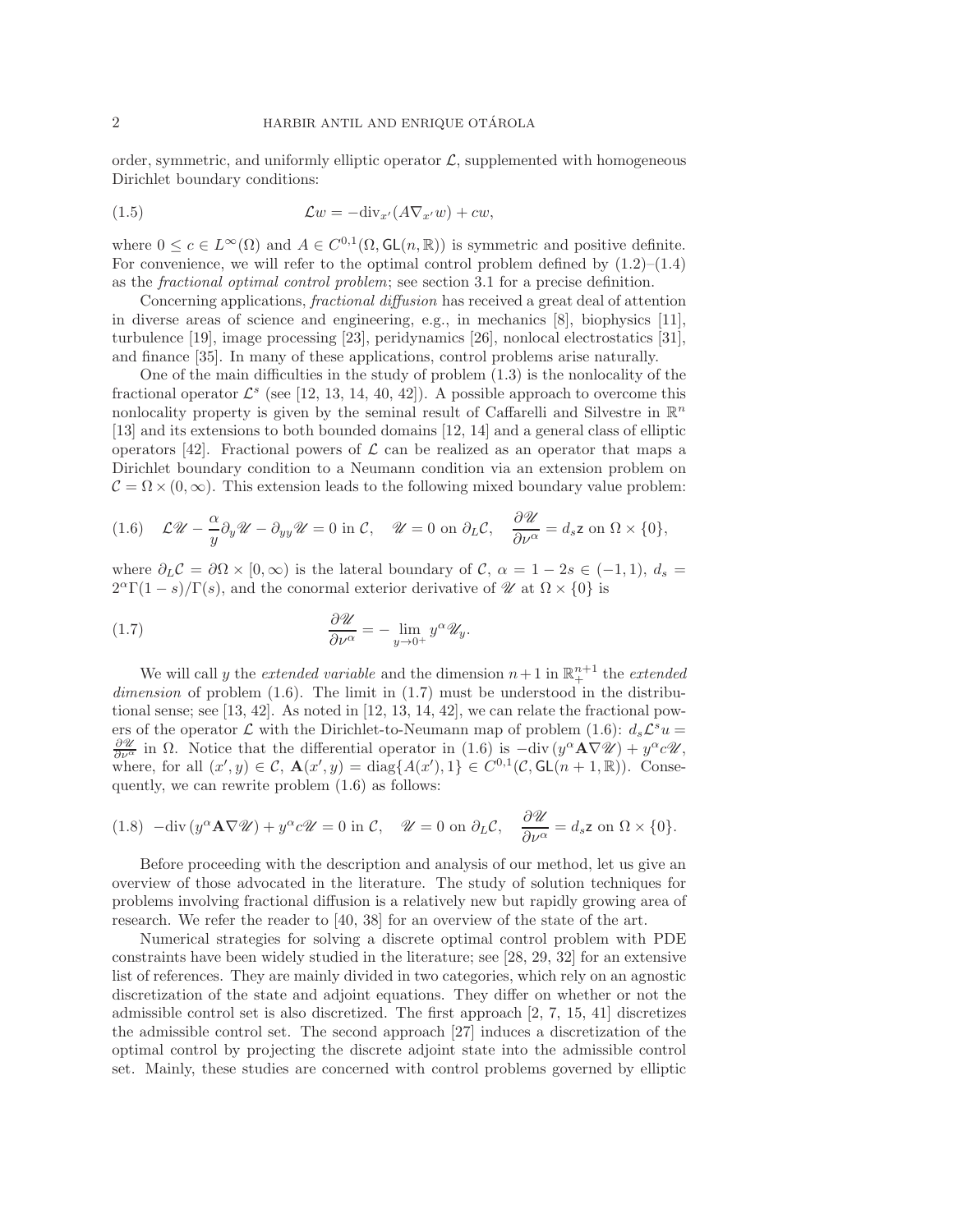order, symmetric, and uniformly elliptic operator $\mathcal{L}$, supplemented with homogeneous Dirichlet boundary conditions:

$$\mathcal{L}w = -\mathrm{div}_{x'}(A\nabla_{x'} w) + cw, \tag{1.5}$$

where $0 \leq c \in L^\infty(\Omega)$ and $A \in C^{0,1}(\Omega, \mathsf{GL}(n,\mathbb{R}))$ is symmetric and positive definite. For convenience, we will refer to the optimal control problem defined by (1.2)–(1.4) as the *fractional optimal control problem*; see section 3.1 for a precise definition.

Concerning applications, *fractional diffusion* has received a great deal of attention in diverse areas of science and engineering, e.g., in mechanics [8], biophysics [11], turbulence [19], image processing [23], peridynamics [26], nonlocal electrostatics [31], and finance [35]. In many of these applications, control problems arise naturally.

One of the main difficulties in the study of problem (1.3) is the nonlocality of the fractional operator $\mathcal{L}^s$ (see [12, 13, 14, 40, 42]). A possible approach to overcome this nonlocality property is given by the seminal result of Caffarelli and Silvestre in $\mathbb{R}^n$ [13] and its extensions to both bounded domains [12, 14] and a general class of elliptic operators [42]. Fractional powers of $\mathcal{L}$ can be realized as an operator that maps a Dirichlet boundary condition to a Neumann condition via an extension problem on $\mathcal{C} = \Omega \times (0,\infty)$. This extension leads to the following mixed boundary value problem:

$$\mathcal{L}\mathscr{U} - \frac{\alpha}{y}\partial_y \mathscr{U} - \partial_{yy}\mathscr{U} = 0 \text{ in } \mathcal{C}, \quad \mathscr{U} = 0 \text{ on } \partial_L \mathcal{C}, \quad \frac{\partial \mathscr{U}}{\partial \nu^\alpha} = d_s \mathsf{z} \text{ on } \Omega \times \{0\}, \tag{1.6}$$

where $\partial_L \mathcal{C} = \partial\Omega \times [0,\infty)$ is the lateral boundary of $\mathcal{C}$, $\alpha = 1-2s \in (-1,1)$, $d_s = 2^\alpha \Gamma(1-s)/\Gamma(s)$, and the conormal exterior derivative of $\mathscr{U}$ at $\Omega \times \{0\}$ is

$$\frac{\partial \mathscr{U}}{\partial \nu^\alpha} = -\lim_{y \to 0^+} y^\alpha \mathscr{U}_y. \tag{1.7}$$

We will call $y$ the *extended variable* and the dimension $n+1$ in $\mathbb{R}^{n+1}_+$ the *extended dimension* of problem (1.6). The limit in (1.7) must be understood in the distributional sense; see [13, 42]. As noted in [12, 13, 14, 42], we can relate the fractional powers of the operator $\mathcal{L}$ with the Dirichlet-to-Neumann map of problem (1.6): $d_s \mathcal{L}^s u = \frac{\partial \mathscr{U}}{\partial \nu^\alpha}$ in $\Omega$. Notice that the differential operator in (1.6) is $-\mathrm{div}\,(y^\alpha \mathbf{A} \nabla \mathscr{U}) + y^\alpha c \mathscr{U}$, where, for all $(x',y) \in \mathcal{C}$, $\mathbf{A}(x',y) = \mathrm{diag}\{A(x'),1\} \in C^{0,1}(\mathcal{C}, \mathsf{GL}(n+1,\mathbb{R}))$. Consequently, we can rewrite problem (1.6) as follows:

$$-\mathrm{div}\,(y^\alpha \mathbf{A} \nabla \mathscr{U}) + y^\alpha c \mathscr{U} = 0 \text{ in } \mathcal{C}, \quad \mathscr{U} = 0 \text{ on } \partial_L \mathcal{C}, \quad \frac{\partial \mathscr{U}}{\partial \nu^\alpha} = d_s \mathsf{z} \text{ on } \Omega \times \{0\}. \tag{1.8}$$

Before proceeding with the description and analysis of our method, let us give an overview of those advocated in the literature. The study of solution techniques for problems involving fractional diffusion is a relatively new but rapidly growing area of research. We refer the reader to [40, 38] for an overview of the state of the art.

Numerical strategies for solving a discrete optimal control problem with PDE constraints have been widely studied in the literature; see [28, 29, 32] for an extensive list of references. They are mainly divided in two categories, which rely on an agnostic discretization of the state and adjoint equations. They differ on whether or not the admissible control set is also discretized. The first approach [2, 7, 15, 41] discretizes the admissible control set. The second approach [27] induces a discretization of the optimal control by projecting the discrete adjoint state into the admissible control set. Mainly, these studies are concerned with control problems governed by elliptic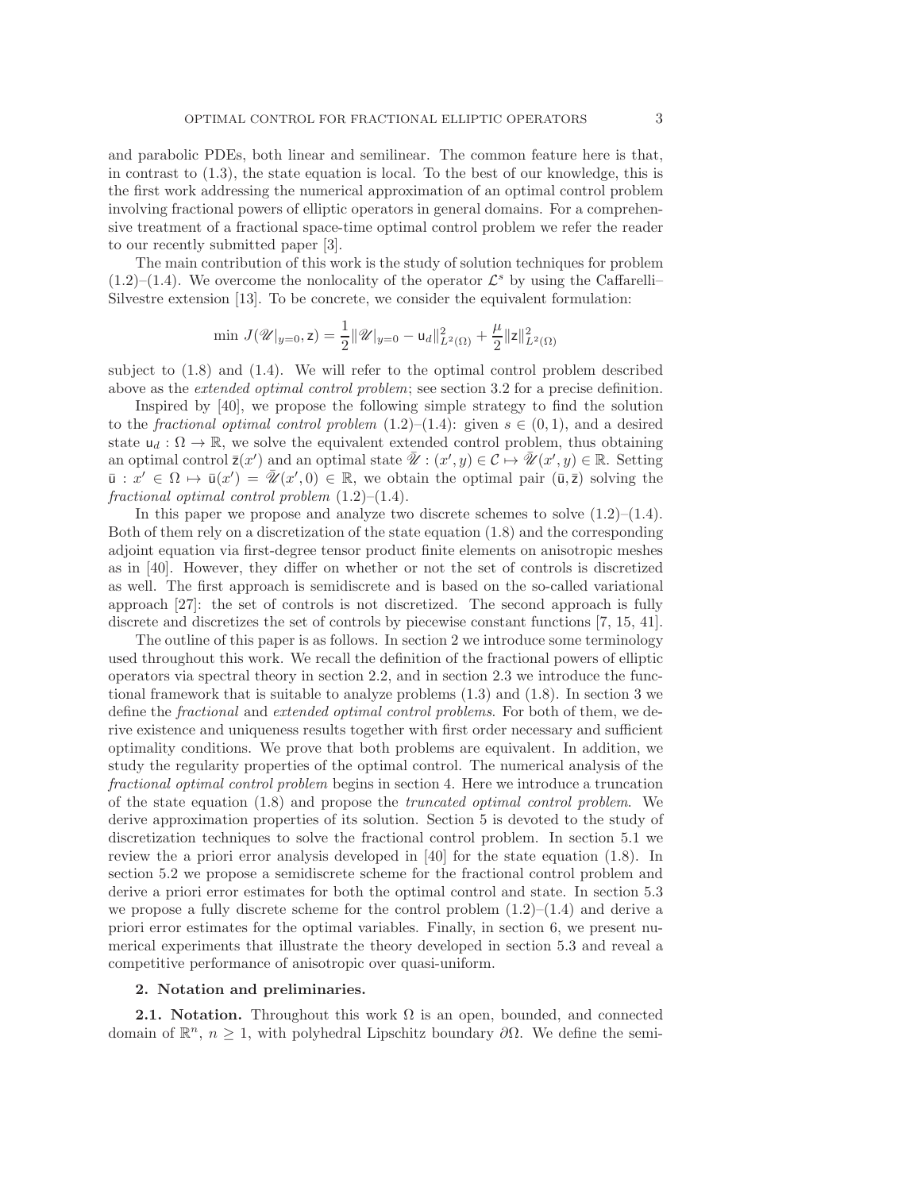and parabolic PDEs, both linear and semilinear. The common feature here is that, in contrast to (1.3), the state equation is local. To the best of our knowledge, this is the first work addressing the numerical approximation of an optimal control problem involving fractional powers of elliptic operators in general domains. For a comprehensive treatment of a fractional space-time optimal control problem we refer the reader to our recently submitted paper [3].

The main contribution of this work is the study of solution techniques for problem (1.2)–(1.4). We overcome the nonlocality of the operator $\mathcal{L}^s$ by using the Caffarelli–Silvestre extension [13]. To be concrete, we consider the equivalent formulation:

$$\min\, J(\mathscr{U}|_{y=0}, \mathsf{z}) = \frac{1}{2}\|\mathscr{U}|_{y=0} - \mathsf{u}_d\|^2_{L^2(\Omega)} + \frac{\mu}{2}\|\mathsf{z}\|^2_{L^2(\Omega)}$$

subject to (1.8) and (1.4). We will refer to the optimal control problem described above as the *extended optimal control problem*; see section 3.2 for a precise definition.

Inspired by [40], we propose the following simple strategy to find the solution to the *fractional optimal control problem* (1.2)–(1.4): given $s \in (0,1)$, and a desired state $\mathsf{u}_d : \Omega \to \mathbb{R}$, we solve the equivalent extended control problem, thus obtaining an optimal control $\bar{\mathsf{z}}(x')$ and an optimal state $\bar{\mathscr{U}} : (x', y) \in \mathcal{C} \mapsto \bar{\mathscr{U}}(x', y) \in \mathbb{R}$. Setting $\bar{\mathsf{u}} : x' \in \Omega \mapsto \bar{\mathsf{u}}(x') = \bar{\mathscr{U}}(x', 0) \in \mathbb{R}$, we obtain the optimal pair $(\bar{\mathsf{u}}, \bar{\mathsf{z}})$ solving the *fractional optimal control problem* (1.2)–(1.4).

In this paper we propose and analyze two discrete schemes to solve (1.2)–(1.4). Both of them rely on a discretization of the state equation (1.8) and the corresponding adjoint equation via first-degree tensor product finite elements on anisotropic meshes as in [40]. However, they differ on whether or not the set of controls is discretized as well. The first approach is semidiscrete and is based on the so-called variational approach [27]: the set of controls is not discretized. The second approach is fully discrete and discretizes the set of controls by piecewise constant functions [7, 15, 41].

The outline of this paper is as follows. In section 2 we introduce some terminology used throughout this work. We recall the definition of the fractional powers of elliptic operators via spectral theory in section 2.2, and in section 2.3 we introduce the functional framework that is suitable to analyze problems (1.3) and (1.8). In section 3 we define the *fractional* and *extended optimal control problems*. For both of them, we derive existence and uniqueness results together with first order necessary and sufficient optimality conditions. We prove that both problems are equivalent. In addition, we study the regularity properties of the optimal control. The numerical analysis of the *fractional optimal control problem* begins in section 4. Here we introduce a truncation of the state equation (1.8) and propose the *truncated optimal control problem*. We derive approximation properties of its solution. Section 5 is devoted to the study of discretization techniques to solve the fractional control problem. In section 5.1 we review the a priori error analysis developed in [40] for the state equation (1.8). In section 5.2 we propose a semidiscrete scheme for the fractional control problem and derive a priori error estimates for both the optimal control and state. In section 5.3 we propose a fully discrete scheme for the control problem (1.2)–(1.4) and derive a priori error estimates for the optimal variables. Finally, in section 6, we present numerical experiments that illustrate the theory developed in section 5.3 and reveal a competitive performance of anisotropic over quasi-uniform.

## 2. Notation and preliminaries.

**2.1. Notation.** Throughout this work $\Omega$ is an open, bounded, and connected domain of $\mathbb{R}^n$, $n \geq 1$, with polyhedral Lipschitz boundary $\partial\Omega$. We define the semi-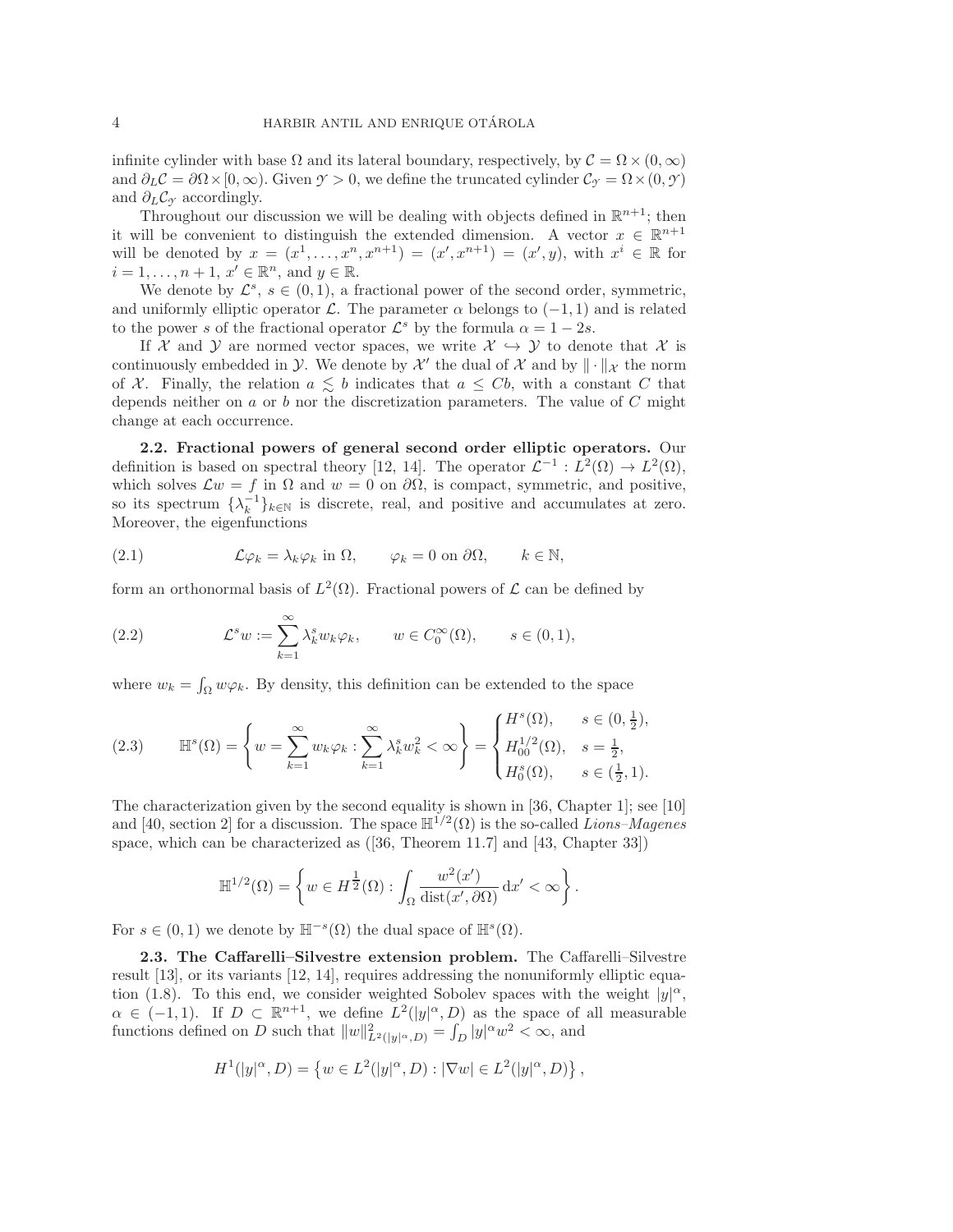infinite cylinder with base $\Omega$ and its lateral boundary, respectively, by $\mathcal{C} = \Omega \times (0, \infty)$ and $\partial_L \mathcal{C} = \partial\Omega \times [0, \infty)$. Given $\mathcal{Y} > 0$, we define the truncated cylinder $\mathcal{C}_\mathcal{Y} = \Omega \times (0, \mathcal{Y})$ and $\partial_L \mathcal{C}_\mathcal{Y}$ accordingly.

Throughout our discussion we will be dealing with objects defined in $\mathbb{R}^{n+1}$; then it will be convenient to distinguish the extended dimension. A vector $x \in \mathbb{R}^{n+1}$ will be denoted by $x = (x^1, \dots, x^n, x^{n+1}) = (x', x^{n+1}) = (x', y)$, with $x^i \in \mathbb{R}$ for $i = 1, \dots, n+1$, $x' \in \mathbb{R}^n$, and $y \in \mathbb{R}$.

We denote by $\mathcal{L}^s$, $s \in (0,1)$, a fractional power of the second order, symmetric, and uniformly elliptic operator $\mathcal{L}$. The parameter $\alpha$ belongs to $(-1,1)$ and is related to the power $s$ of the fractional operator $\mathcal{L}^s$ by the formula $\alpha = 1 - 2s$.

If $\mathcal{X}$ and $\mathcal{Y}$ are normed vector spaces, we write $\mathcal{X} \hookrightarrow \mathcal{Y}$ to denote that $\mathcal{X}$ is continuously embedded in $\mathcal{Y}$. We denote by $\mathcal{X}'$ the dual of $\mathcal{X}$ and by $\|\cdot\|_\mathcal{X}$ the norm of $\mathcal{X}$. Finally, the relation $a \lesssim b$ indicates that $a \leq Cb$, with a constant $C$ that depends neither on $a$ or $b$ nor the discretization parameters. The value of $C$ might change at each occurrence.

**2.2. Fractional powers of general second order elliptic operators.** Our definition is based on spectral theory [12, 14]. The operator $\mathcal{L}^{-1} : L^2(\Omega) \to L^2(\Omega)$, which solves $\mathcal{L}w = f$ in $\Omega$ and $w = 0$ on $\partial\Omega$, is compact, symmetric, and positive, so its spectrum $\{\lambda_k^{-1}\}_{k\in\mathbb{N}}$ is discrete, real, and positive and accumulates at zero. Moreover, the eigenfunctions

$$\mathcal{L}\varphi_k = \lambda_k \varphi_k \text{ in } \Omega, \qquad \varphi_k = 0 \text{ on } \partial\Omega, \qquad k \in \mathbb{N}, \tag{2.1}$$

form an orthonormal basis of $L^2(\Omega)$. Fractional powers of $\mathcal{L}$ can be defined by

$$\mathcal{L}^s w := \sum_{k=1}^{\infty} \lambda_k^s w_k \varphi_k, \qquad w \in C_0^\infty(\Omega), \qquad s \in (0,1), \tag{2.2}$$

where $w_k = \int_\Omega w \varphi_k$. By density, this definition can be extended to the space

$$\mathbb{H}^s(\Omega) = \left\{ w = \sum_{k=1}^{\infty} w_k \varphi_k : \sum_{k=1}^{\infty} \lambda_k^s w_k^2 < \infty \right\} = \begin{cases} H^s(\Omega), & s \in (0, \frac{1}{2}), \\ H_{00}^{1/2}(\Omega), & s = \frac{1}{2}, \\ H_0^s(\Omega), & s \in (\frac{1}{2}, 1). \end{cases} \tag{2.3}$$

The characterization given by the second equality is shown in [36, Chapter 1]; see [10] and [40, section 2] for a discussion. The space $\mathbb{H}^{1/2}(\Omega)$ is the so-called *Lions–Magenes* space, which can be characterized as ([36, Theorem 11.7] and [43, Chapter 33])

$$\mathbb{H}^{1/2}(\Omega) = \left\{ w \in H^{\frac{1}{2}}(\Omega) : \int_\Omega \frac{w^2(x')}{\operatorname{dist}(x', \partial\Omega)} \, \mathrm{d}x' < \infty \right\}.$$

For $s \in (0,1)$ we denote by $\mathbb{H}^{-s}(\Omega)$ the dual space of $\mathbb{H}^s(\Omega)$.

**2.3. The Caffarelli–Silvestre extension problem.** The Caffarelli–Silvestre result [13], or its variants [12, 14], requires addressing the nonuniformly elliptic equation (1.8). To this end, we consider weighted Sobolev spaces with the weight $|y|^\alpha$, $\alpha \in (-1,1)$. If $D \subset \mathbb{R}^{n+1}$, we define $L^2(|y|^\alpha, D)$ as the space of all measurable functions defined on $D$ such that $\|w\|_{L^2(|y|^\alpha, D)}^2 = \int_D |y|^\alpha w^2 < \infty$, and

$$H^1(|y|^\alpha, D) = \left\{ w \in L^2(|y|^\alpha, D) : |\nabla w| \in L^2(|y|^\alpha, D) \right\},$$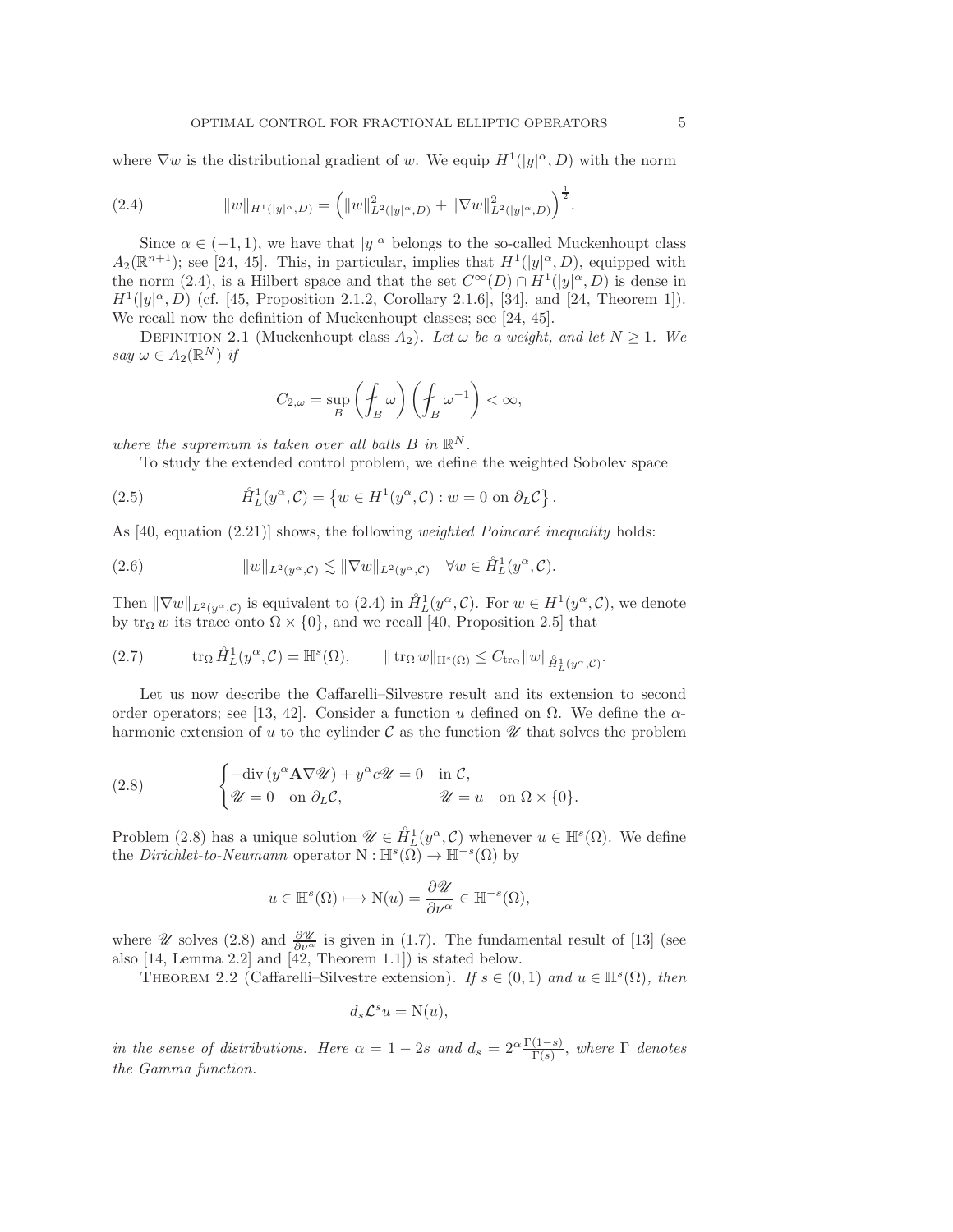where $\nabla w$ is the distributional gradient of $w$. We equip $H^1(|y|^\alpha, D)$ with the norm

$$
\|w\|_{H^1(|y|^\alpha,D)} = \left( \|w\|^2_{L^2(|y|^\alpha,D)} + \|\nabla w\|^2_{L^2(|y|^\alpha,D)} \right)^{\frac{1}{2}}. \tag{2.4}
$$

Since $\alpha \in (-1, 1)$, we have that $|y|^\alpha$ belongs to the so-called Muckenhoupt class $A_2(\mathbb{R}^{n+1})$; see [24, 45]. This, in particular, implies that $H^1(|y|^\alpha, D)$, equipped with the norm (2.4), is a Hilbert space and that the set $C^\infty(D) \cap H^1(|y|^\alpha, D)$ is dense in $H^1(|y|^\alpha, D)$ (cf. [45, Proposition 2.1.2, Corollary 2.1.6], [34], and [24, Theorem 1]). We recall now the definition of Muckenhoupt classes; see [24, 45].

Definition 2.1 (Muckenhoupt class $A_2$). *Let $\omega$ be a weight, and let $N \geq 1$. We say $\omega \in A_2(\mathbb{R}^N)$ if*

$$
C_{2,\omega} = \sup_B \left( \fint_B \omega \right) \left( \fint_B \omega^{-1} \right) < \infty,
$$

*where the supremum is taken over all balls $B$ in $\mathbb{R}^N$.*

To study the extended control problem, we define the weighted Sobolev space

$$
\mathring{H}^1_L(y^\alpha, \mathcal{C}) = \left\{ w \in H^1(y^\alpha, \mathcal{C}) : w = 0 \text{ on } \partial_L \mathcal{C} \right\}. \tag{2.5}
$$

As [40, equation (2.21)] shows, the following *weighted Poincaré inequality* holds:

$$
\|w\|_{L^2(y^\alpha,\mathcal{C})} \lesssim \|\nabla w\|_{L^2(y^\alpha,\mathcal{C})} \quad \forall w \in \mathring{H}^1_L(y^\alpha, \mathcal{C}). \tag{2.6}
$$

Then $\|\nabla w\|_{L^2(y^\alpha,\mathcal{C})}$ is equivalent to (2.4) in $\mathring{H}^1_L(y^\alpha, \mathcal{C})$. For $w \in H^1(y^\alpha, \mathcal{C})$, we denote by $\operatorname{tr}_\Omega w$ its trace onto $\Omega \times \{0\}$, and we recall [40, Proposition 2.5] that

$$
\operatorname{tr}_\Omega \mathring{H}^1_L(y^\alpha, \mathcal{C}) = \mathbb{H}^s(\Omega), \qquad \|\operatorname{tr}_\Omega w\|_{\mathbb{H}^s(\Omega)} \leq C_{\operatorname{tr}_\Omega} \|w\|_{\mathring{H}^1_L(y^\alpha,\mathcal{C})}. \tag{2.7}
$$

Let us now describe the Caffarelli–Silvestre result and its extension to second order operators; see [13, 42]. Consider a function $u$ defined on $\Omega$. We define the $\alpha$-harmonic extension of $u$ to the cylinder $\mathcal{C}$ as the function $\mathscr{U}$ that solves the problem

$$
\begin{cases} -\operatorname{div}(y^\alpha \mathbf{A} \nabla \mathscr{U}) + y^\alpha c \mathscr{U} = 0 & \text{in } \mathcal{C}, \\ \mathscr{U} = 0 \quad \text{on } \partial_L \mathcal{C}, & \mathscr{U} = u \quad \text{on } \Omega \times \{0\}. \end{cases} \tag{2.8}
$$

Problem (2.8) has a unique solution $\mathscr{U} \in \mathring{H}^1_L(y^\alpha, \mathcal{C})$ whenever $u \in \mathbb{H}^s(\Omega)$. We define the *Dirichlet-to-Neumann* operator $\mathrm{N} : \mathbb{H}^s(\Omega) \to \mathbb{H}^{-s}(\Omega)$ by

$$
u \in \mathbb{H}^s(\Omega) \longmapsto \mathrm{N}(u) = \frac{\partial \mathscr{U}}{\partial \nu^\alpha} \in \mathbb{H}^{-s}(\Omega),
$$

where $\mathscr{U}$ solves (2.8) and $\frac{\partial \mathscr{U}}{\partial \nu^\alpha}$ is given in (1.7). The fundamental result of [13] (see also [14, Lemma 2.2] and [42, Theorem 1.1]) is stated below.

Theorem 2.2 (Caffarelli–Silvestre extension). *If $s \in (0, 1)$ and $u \in \mathbb{H}^s(\Omega)$, then*

$$
d_s \mathcal{L}^s u = \mathrm{N}(u),
$$

*in the sense of distributions. Here $\alpha = 1 - 2s$ and $d_s = 2^\alpha \frac{\Gamma(1-s)}{\Gamma(s)}$, where $\Gamma$ denotes the Gamma function.*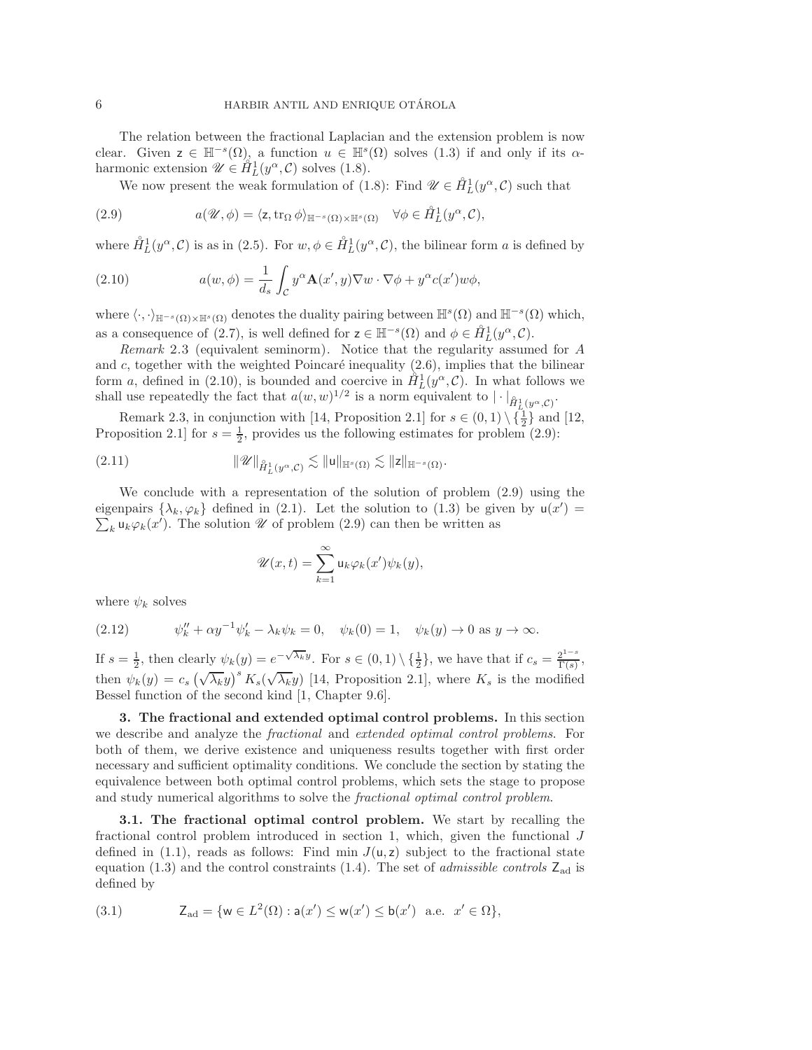The relation between the fractional Laplacian and the extension problem is now clear. Given $\mathsf{z} \in \mathbb{H}^{-s}(\Omega)$, a function $u \in \mathbb{H}^s(\Omega)$ solves (1.3) if and only if its $\alpha$-harmonic extension $\mathscr{U} \in \mathring{H}_L^1(y^\alpha, \mathcal{C})$ solves (1.8).

We now present the weak formulation of (1.8): Find $\mathscr{U} \in \mathring{H}_L^1(y^\alpha, \mathcal{C})$ such that

$$a(\mathscr{U}, \phi) = \langle \mathsf{z}, \operatorname{tr}_\Omega \phi \rangle_{\mathbb{H}^{-s}(\Omega) \times \mathbb{H}^s(\Omega)} \quad \forall \phi \in \mathring{H}_L^1(y^\alpha, \mathcal{C}), \tag{2.9}$$

where $\mathring{H}_L^1(y^\alpha, \mathcal{C})$ is as in (2.5). For $w, \phi \in \mathring{H}_L^1(y^\alpha, \mathcal{C})$, the bilinear form $a$ is defined by

$$a(w, \phi) = \frac{1}{d_s} \int_{\mathcal{C}} y^\alpha \mathbf{A}(x', y) \nabla w \cdot \nabla \phi + y^\alpha c(x') w \phi, \tag{2.10}$$

where $\langle \cdot, \cdot \rangle_{\mathbb{H}^{-s}(\Omega) \times \mathbb{H}^s(\Omega)}$ denotes the duality pairing between $\mathbb{H}^s(\Omega)$ and $\mathbb{H}^{-s}(\Omega)$ which, as a consequence of (2.7), is well defined for $\mathsf{z} \in \mathbb{H}^{-s}(\Omega)$ and $\phi \in \mathring{H}_L^1(y^\alpha, \mathcal{C})$.

*Remark* 2.3 (equivalent seminorm). Notice that the regularity assumed for $A$ and $c$, together with the weighted Poincaré inequality (2.6), implies that the bilinear form $a$, defined in (2.10), is bounded and coercive in $\mathring{H}_L^1(y^\alpha, \mathcal{C})$. In what follows we shall use repeatedly the fact that $a(w, w)^{1/2}$ is a norm equivalent to $|\cdot|_{\mathring{H}_L^1(y^\alpha, \mathcal{C})}$.

Remark 2.3, in conjunction with [14, Proposition 2.1] for $s \in (0,1) \setminus \{\frac{1}{2}\}$ and [12, Proposition 2.1] for $s = \frac{1}{2}$, provides us the following estimates for problem (2.9):

$$\|\mathscr{U}\|_{\mathring{H}_L^1(y^\alpha, \mathcal{C})} \lesssim \|\mathsf{u}\|_{\mathbb{H}^s(\Omega)} \lesssim \|\mathsf{z}\|_{\mathbb{H}^{-s}(\Omega)}. \tag{2.11}$$

We conclude with a representation of the solution of problem (2.9) using the eigenpairs $\{\lambda_k, \varphi_k\}$ defined in (2.1). Let the solution to (1.3) be given by $\mathsf{u}(x') = \sum_k \mathsf{u}_k \varphi_k(x')$. The solution $\mathscr{U}$ of problem (2.9) can then be written as

$$\mathscr{U}(x, t) = \sum_{k=1}^{\infty} \mathsf{u}_k \varphi_k(x') \psi_k(y),$$

where $\psi_k$ solves

$$\psi_k'' + \alpha y^{-1} \psi_k' - \lambda_k \psi_k = 0, \quad \psi_k(0) = 1, \quad \psi_k(y) \to 0 \text{ as } y \to \infty. \tag{2.12}$$

If $s = \frac{1}{2}$, then clearly $\psi_k(y) = e^{-\sqrt{\lambda_k} y}$. For $s \in (0,1) \setminus \{\frac{1}{2}\}$, we have that if $c_s = \frac{2^{1-s}}{\Gamma(s)}$, then $\psi_k(y) = c_s \left(\sqrt{\lambda_k} y\right)^s K_s(\sqrt{\lambda_k} y)$ [14, Proposition 2.1], where $K_s$ is the modified Bessel function of the second kind [1, Chapter 9.6].

**3. The fractional and extended optimal control problems.** In this section we describe and analyze the *fractional* and *extended optimal control problems*. For both of them, we derive existence and uniqueness results together with first order necessary and sufficient optimality conditions. We conclude the section by stating the equivalence between both optimal control problems, which sets the stage to propose and study numerical algorithms to solve the *fractional optimal control problem*.

**3.1. The fractional optimal control problem.** We start by recalling the fractional control problem introduced in section 1, which, given the functional $J$ defined in (1.1), reads as follows: Find min $J(\mathsf{u}, \mathsf{z})$ subject to the fractional state equation (1.3) and the control constraints (1.4). The set of *admissible controls* $\mathsf{Z}_{\text{ad}}$ is defined by

$$\mathsf{Z}_{\text{ad}} = \{\mathsf{w} \in L^2(\Omega) : \mathsf{a}(x') \leq \mathsf{w}(x') \leq \mathsf{b}(x') \text{ a.e. } x' \in \Omega\}, \tag{3.1}$$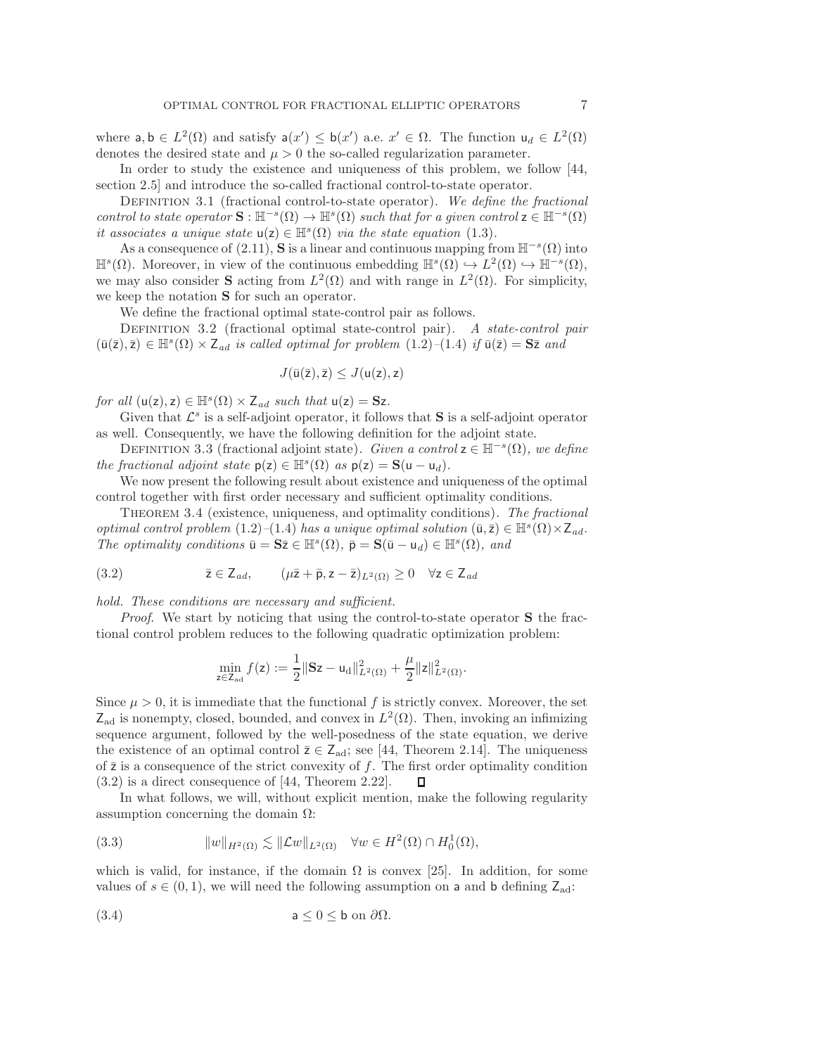where $\mathsf{a}, \mathsf{b} \in L^2(\Omega)$ and satisfy $\mathsf{a}(x') \leq \mathsf{b}(x')$ a.e. $x' \in \Omega$. The function $\mathsf{u}_d \in L^2(\Omega)$ denotes the desired state and $\mu > 0$ the so-called regularization parameter.

In order to study the existence and uniqueness of this problem, we follow [44, section 2.5] and introduce the so-called fractional control-to-state operator.

Definition 3.1 (fractional control-to-state operator). *We define the fractional control to state operator $\mathbf{S} : \mathbb{H}^{-s}(\Omega) \to \mathbb{H}^s(\Omega)$ such that for a given control $\mathsf{z} \in \mathbb{H}^{-s}(\Omega)$ it associates a unique state $\mathsf{u}(\mathsf{z}) \in \mathbb{H}^s(\Omega)$ via the state equation* (1.3).

As a consequence of (2.11), $\mathbf{S}$ is a linear and continuous mapping from $\mathbb{H}^{-s}(\Omega)$ into $\mathbb{H}^s(\Omega)$. Moreover, in view of the continuous embedding $\mathbb{H}^s(\Omega) \hookrightarrow L^2(\Omega) \hookrightarrow \mathbb{H}^{-s}(\Omega)$, we may also consider $\mathbf{S}$ acting from $L^2(\Omega)$ and with range in $L^2(\Omega)$. For simplicity, we keep the notation $\mathbf{S}$ for such an operator.

We define the fractional optimal state-control pair as follows.

Definition 3.2 (fractional optimal state-control pair). *A state-control pair $(\bar{\mathsf{u}}(\bar{\mathsf{z}}), \bar{\mathsf{z}}) \in \mathbb{H}^s(\Omega) \times \mathsf{Z}_{ad}$ is called optimal for problem* (1.2)–(1.4) *if $\bar{\mathsf{u}}(\bar{\mathsf{z}}) = \mathbf{S}\bar{\mathsf{z}}$ and*

$$J(\bar{\mathsf{u}}(\bar{\mathsf{z}}), \bar{\mathsf{z}}) \leq J(\mathsf{u}(\mathsf{z}), \mathsf{z})$$

*for all $(\mathsf{u}(\mathsf{z}), \mathsf{z}) \in \mathbb{H}^s(\Omega) \times \mathsf{Z}_{ad}$ such that $\mathsf{u}(\mathsf{z}) = \mathbf{S}\mathsf{z}$.*

Given that $\mathcal{L}^s$ is a self-adjoint operator, it follows that $\mathbf{S}$ is a self-adjoint operator as well. Consequently, we have the following definition for the adjoint state.

Definition 3.3 (fractional adjoint state). *Given a control $\mathsf{z} \in \mathbb{H}^{-s}(\Omega)$, we define the fractional adjoint state $\mathsf{p}(\mathsf{z}) \in \mathbb{H}^s(\Omega)$ as $\mathsf{p}(\mathsf{z}) = \mathbf{S}(\mathsf{u} - \mathsf{u}_d)$.*

We now present the following result about existence and uniqueness of the optimal control together with first order necessary and sufficient optimality conditions.

Theorem 3.4 (existence, uniqueness, and optimality conditions). *The fractional optimal control problem* (1.2)–(1.4) *has a unique optimal solution $(\bar{\mathsf{u}}, \bar{\mathsf{z}}) \in \mathbb{H}^s(\Omega) \times \mathsf{Z}_{ad}$. The optimality conditions $\bar{\mathsf{u}} = \mathbf{S}\bar{\mathsf{z}} \in \mathbb{H}^s(\Omega)$, $\bar{\mathsf{p}} = \mathbf{S}(\bar{\mathsf{u}} - \mathsf{u}_d) \in \mathbb{H}^s(\Omega)$, and*

$$\bar{\mathsf{z}} \in \mathsf{Z}_{ad}, \qquad (\mu \bar{\mathsf{z}} + \bar{\mathsf{p}}, \mathsf{z} - \bar{\mathsf{z}})_{L^2(\Omega)} \geq 0 \quad \forall \mathsf{z} \in \mathsf{Z}_{ad} \tag{3.2}$$

*hold. These conditions are necessary and sufficient.*

*Proof.* We start by noticing that using the control-to-state operator $\mathbf{S}$ the fractional control problem reduces to the following quadratic optimization problem:

$$\min_{\mathsf{z} \in \mathsf{Z}_{\mathrm{ad}}} f(\mathsf{z}) := \frac{1}{2}\|\mathbf{S}\mathsf{z} - \mathsf{u}_{\mathrm{d}}\|^2_{L^2(\Omega)} + \frac{\mu}{2}\|\mathsf{z}\|^2_{L^2(\Omega)}.$$

Since $\mu > 0$, it is immediate that the functional $f$ is strictly convex. Moreover, the set $\mathsf{Z}_{\mathrm{ad}}$ is nonempty, closed, bounded, and convex in $L^2(\Omega)$. Then, invoking an infimizing sequence argument, followed by the well-posedness of the state equation, we derive the existence of an optimal control $\bar{\mathsf{z}} \in \mathsf{Z}_{\mathrm{ad}}$; see [44, Theorem 2.14]. The uniqueness of $\bar{\mathsf{z}}$ is a consequence of the strict convexity of $f$. The first order optimality condition (3.2) is a direct consequence of [44, Theorem 2.22]. ∎

In what follows, we will, without explicit mention, make the following regularity assumption concerning the domain $\Omega$:

$$\|w\|_{H^2(\Omega)} \lesssim \|\mathcal{L}w\|_{L^2(\Omega)} \quad \forall w \in H^2(\Omega) \cap H^1_0(\Omega), \tag{3.3}$$

which is valid, for instance, if the domain $\Omega$ is convex [25]. In addition, for some values of $s \in (0, 1)$, we will need the following assumption on $\mathsf{a}$ and $\mathsf{b}$ defining $\mathsf{Z}_{\mathrm{ad}}$:

$$\mathsf{a} \leq 0 \leq \mathsf{b} \text{ on } \partial\Omega. \tag{3.4}$$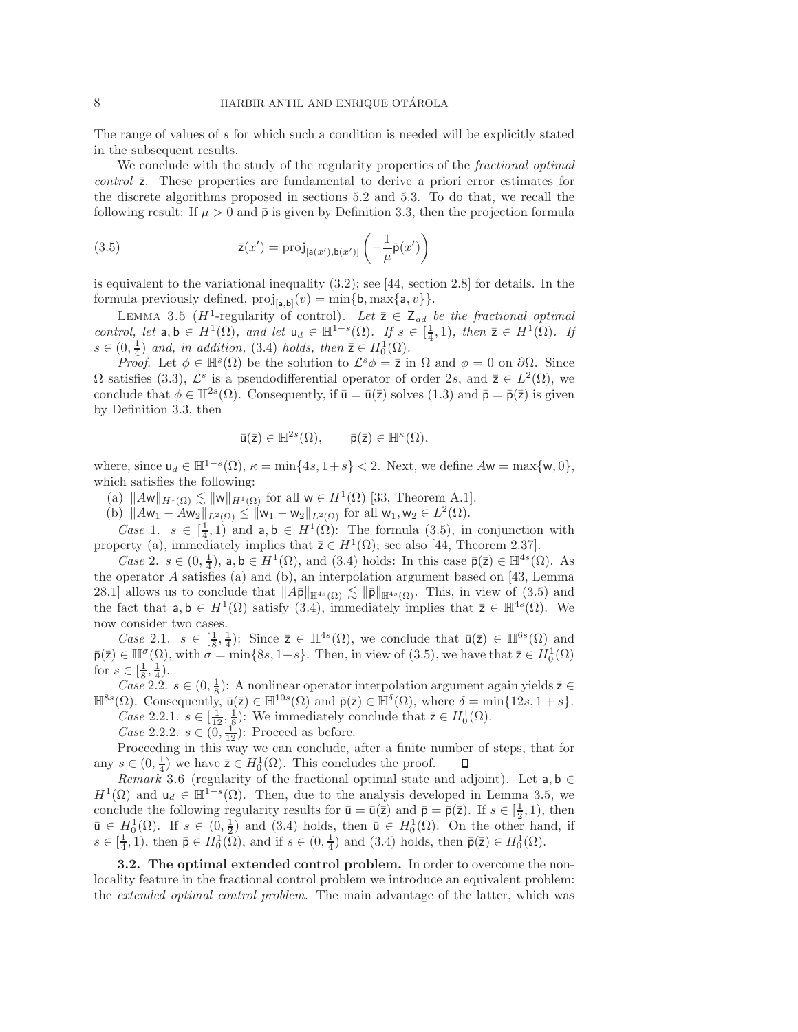The range of values of $s$ for which such a condition is needed will be explicitly stated in the subsequent results.

We conclude with the study of the regularity properties of the *fractional optimal control* $\bar{\mathsf{z}}$. These properties are fundamental to derive a priori error estimates for the discrete algorithms proposed in sections 5.2 and 5.3. To do that, we recall the following result: If $\mu > 0$ and $\bar{\mathsf{p}}$ is given by Definition 3.3, then the projection formula

$$\bar{\mathsf{z}}(x') = \operatorname{proj}_{[\mathsf{a}(x'),\mathsf{b}(x')]}\left(-\frac{1}{\mu}\bar{\mathsf{p}}(x')\right) \tag{3.5}$$

is equivalent to the variational inequality (3.2); see [44, section 2.8] for details. In the formula previously defined, $\operatorname{proj}_{[\mathsf{a},\mathsf{b}]}(v) = \min\{\mathsf{b}, \max\{\mathsf{a}, v\}\}$.

LEMMA 3.5 ($H^1$-regularity of control). *Let $\bar{\mathsf{z}} \in \mathsf{Z}_{ad}$ be the fractional optimal control, let $\mathsf{a}, \mathsf{b} \in H^1(\Omega)$, and let $\mathsf{u}_d \in \mathbb{H}^{1-s}(\Omega)$. If $s \in [\frac{1}{4}, 1)$, then $\bar{\mathsf{z}} \in H^1(\Omega)$. If $s \in (0, \frac{1}{4})$ and, in addition, (3.4) holds, then $\bar{\mathsf{z}} \in H^1_0(\Omega)$.*

*Proof.* Let $\phi \in \mathbb{H}^s(\Omega)$ be the solution to $\mathcal{L}^s\phi = \bar{\mathsf{z}}$ in $\Omega$ and $\phi = 0$ on $\partial\Omega$. Since $\Omega$ satisfies (3.3), $\mathcal{L}^s$ is a pseudodifferential operator of order $2s$, and $\bar{\mathsf{z}} \in L^2(\Omega)$, we conclude that $\phi \in \mathbb{H}^{2s}(\Omega)$. Consequently, if $\bar{\mathsf{u}} = \bar{\mathsf{u}}(\bar{\mathsf{z}})$ solves (1.3) and $\bar{\mathsf{p}} = \bar{\mathsf{p}}(\bar{\mathsf{z}})$ is given by Definition 3.3, then

$$\bar{\mathsf{u}}(\bar{\mathsf{z}}) \in \mathbb{H}^{2s}(\Omega), \qquad \bar{\mathsf{p}}(\bar{\mathsf{z}}) \in \mathbb{H}^{\kappa}(\Omega),$$

where, since $\mathsf{u}_d \in \mathbb{H}^{1-s}(\Omega)$, $\kappa = \min\{4s, 1+s\} < 2$. Next, we define $A\mathsf{w} = \max\{\mathsf{w}, 0\}$, which satisfies the following:

(a) $\|A\mathsf{w}\|_{H^1(\Omega)} \lesssim \|\mathsf{w}\|_{H^1(\Omega)}$ for all $\mathsf{w} \in H^1(\Omega)$ [33, Theorem A.1].

(b) $\|A\mathsf{w}_1 - A\mathsf{w}_2\|_{L^2(\Omega)} \le \|\mathsf{w}_1 - \mathsf{w}_2\|_{L^2(\Omega)}$ for all $\mathsf{w}_1, \mathsf{w}_2 \in L^2(\Omega)$.

*Case* 1. $s \in [\frac{1}{4}, 1)$ and $\mathsf{a}, \mathsf{b} \in H^1(\Omega)$: The formula (3.5), in conjunction with property (a), immediately implies that $\bar{\mathsf{z}} \in H^1(\Omega)$; see also [44, Theorem 2.37].

*Case* 2. $s \in (0, \frac{1}{4})$, $\mathsf{a}, \mathsf{b} \in H^1(\Omega)$, and (3.4) holds: In this case $\bar{\mathsf{p}}(\bar{\mathsf{z}}) \in \mathbb{H}^{4s}(\Omega)$. As the operator $A$ satisfies (a) and (b), an interpolation argument based on [43, Lemma 28.1] allows us to conclude that $\|A\bar{\mathsf{p}}\|_{\mathbb{H}^{4s}(\Omega)} \lesssim \|\bar{\mathsf{p}}\|_{\mathbb{H}^{4s}(\Omega)}$. This, in view of (3.5) and the fact that $\mathsf{a}, \mathsf{b} \in H^1(\Omega)$ satisfy (3.4), immediately implies that $\bar{\mathsf{z}} \in \mathbb{H}^{4s}(\Omega)$. We now consider two cases.

*Case* 2.1. $s \in [\frac{1}{8}, \frac{1}{4})$: Since $\bar{\mathsf{z}} \in \mathbb{H}^{4s}(\Omega)$, we conclude that $\bar{\mathsf{u}}(\bar{\mathsf{z}}) \in \mathbb{H}^{6s}(\Omega)$ and $\bar{\mathsf{p}}(\bar{\mathsf{z}}) \in \mathbb{H}^{\sigma}(\Omega)$, with $\sigma = \min\{8s, 1+s\}$. Then, in view of (3.5), we have that $\bar{\mathsf{z}} \in H^1_0(\Omega)$ for $s \in [\frac{1}{8}, \frac{1}{4})$.

*Case* 2.2. $s \in (0, \frac{1}{8})$: A nonlinear operator interpolation argument again yields $\bar{\mathsf{z}} \in \mathbb{H}^{8s}(\Omega)$. Consequently, $\bar{\mathsf{u}}(\bar{\mathsf{z}}) \in \mathbb{H}^{10s}(\Omega)$ and $\bar{\mathsf{p}}(\bar{\mathsf{z}}) \in \mathbb{H}^{\delta}(\Omega)$, where $\delta = \min\{12s, 1+s\}$.

*Case* 2.2.1. $s \in [\frac{1}{12}, \frac{1}{8})$: We immediately conclude that $\bar{\mathsf{z}} \in H^1_0(\Omega)$.

*Case* 2.2.2. $s \in (0, \frac{1}{12})$: Proceed as before.

Proceeding in this way we can conclude, after a finite number of steps, that for any $s \in (0, \frac{1}{4})$ we have $\bar{\mathsf{z}} \in H^1_0(\Omega)$. This concludes the proof. ∎

*Remark* 3.6 (regularity of the fractional optimal state and adjoint). Let $\mathsf{a}, \mathsf{b} \in H^1(\Omega)$ and $\mathsf{u}_d \in \mathbb{H}^{1-s}(\Omega)$. Then, due to the analysis developed in Lemma 3.5, we conclude the following regularity results for $\bar{\mathsf{u}} = \bar{\mathsf{u}}(\bar{\mathsf{z}})$ and $\bar{\mathsf{p}} = \bar{\mathsf{p}}(\bar{\mathsf{z}})$. If $s \in [\frac{1}{2}, 1)$, then $\bar{\mathsf{u}} \in H^1_0(\Omega)$. If $s \in (0, \frac{1}{2})$ and (3.4) holds, then $\bar{\mathsf{u}} \in H^1_0(\Omega)$. On the other hand, if $s \in [\frac{1}{4}, 1)$, then $\bar{\mathsf{p}} \in H^1_0(\Omega)$, and if $s \in (0, \frac{1}{4})$ and (3.4) holds, then $\bar{\mathsf{p}}(\bar{\mathsf{z}}) \in H^1_0(\Omega)$.

**3.2. The optimal extended control problem.** In order to overcome the nonlocality feature in the fractional control problem we introduce an equivalent problem: the *extended optimal control problem*. The main advantage of the latter, which was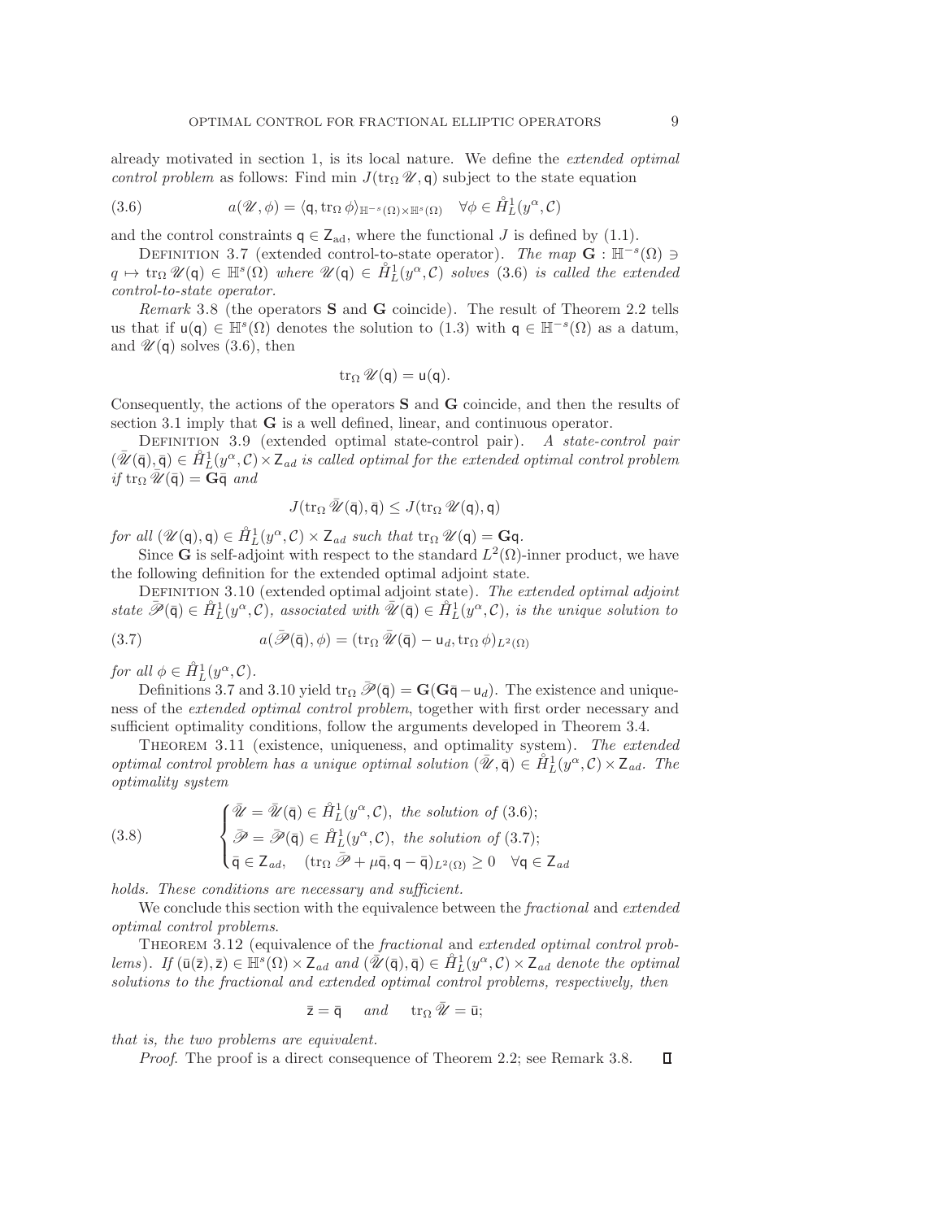already motivated in section 1, is its local nature. We define the *extended optimal control problem* as follows: Find min $J(\operatorname{tr}_\Omega \mathscr{U}, \mathsf{q})$ subject to the state equation

$$a(\mathscr{U}, \phi) = \langle \mathsf{q}, \operatorname{tr}_\Omega \phi \rangle_{\mathbb{H}^{-s}(\Omega) \times \mathbb{H}^s(\Omega)} \quad \forall \phi \in \mathring{H}^1_L(y^\alpha, \mathcal{C}) \tag{3.6}$$

and the control constraints $\mathsf{q} \in \mathsf{Z}_{\mathrm{ad}}$, where the functional $J$ is defined by (1.1).

Definition 3.7 (extended control-to-state operator). *The map $\mathbf{G} : \mathbb{H}^{-s}(\Omega) \ni q \mapsto \operatorname{tr}_\Omega \mathscr{U}(\mathsf{q}) \in \mathbb{H}^s(\Omega)$ where $\mathscr{U}(\mathsf{q}) \in \mathring{H}^1_L(y^\alpha, \mathcal{C})$ solves (3.6) is called the extended control-to-state operator.*

*Remark* 3.8 (the operators $\mathbf{S}$ and $\mathbf{G}$ coincide). The result of Theorem 2.2 tells us that if $\mathsf{u}(\mathsf{q}) \in \mathbb{H}^s(\Omega)$ denotes the solution to (1.3) with $\mathsf{q} \in \mathbb{H}^{-s}(\Omega)$ as a datum, and $\mathscr{U}(\mathsf{q})$ solves (3.6), then

$$\operatorname{tr}_\Omega \mathscr{U}(\mathsf{q}) = \mathsf{u}(\mathsf{q}).$$

Consequently, the actions of the operators $\mathbf{S}$ and $\mathbf{G}$ coincide, and then the results of section 3.1 imply that $\mathbf{G}$ is a well defined, linear, and continuous operator.

Definition 3.9 (extended optimal state-control pair). *A state-control pair $(\bar{\mathscr{U}}(\bar{\mathsf{q}}), \bar{\mathsf{q}}) \in \mathring{H}^1_L(y^\alpha, \mathcal{C}) \times \mathsf{Z}_{ad}$ is called optimal for the extended optimal control problem if $\operatorname{tr}_\Omega \bar{\mathscr{U}}(\bar{\mathsf{q}}) = \mathbf{G}\bar{\mathsf{q}}$ and*

$$J(\operatorname{tr}_\Omega \bar{\mathscr{U}}(\bar{\mathsf{q}}), \bar{\mathsf{q}}) \leq J(\operatorname{tr}_\Omega \mathscr{U}(\mathsf{q}), \mathsf{q})$$

*for all $(\mathscr{U}(\mathsf{q}), \mathsf{q}) \in \mathring{H}^1_L(y^\alpha, \mathcal{C}) \times \mathsf{Z}_{ad}$ such that $\operatorname{tr}_\Omega \mathscr{U}(\mathsf{q}) = \mathbf{G}\mathsf{q}$.*

Since $\mathbf{G}$ is self-adjoint with respect to the standard $L^2(\Omega)$-inner product, we have the following definition for the extended optimal adjoint state.

Definition 3.10 (extended optimal adjoint state). *The extended optimal adjoint state $\bar{\mathscr{P}}(\bar{\mathsf{q}}) \in \mathring{H}^1_L(y^\alpha, \mathcal{C})$, associated with $\bar{\mathscr{U}}(\bar{\mathsf{q}}) \in \mathring{H}^1_L(y^\alpha, \mathcal{C})$, is the unique solution to*

$$a(\bar{\mathscr{P}}(\bar{\mathsf{q}}), \phi) = (\operatorname{tr}_\Omega \bar{\mathscr{U}}(\bar{\mathsf{q}}) - \mathsf{u}_d, \operatorname{tr}_\Omega \phi)_{L^2(\Omega)} \tag{3.7}$$

*for all $\phi \in \mathring{H}^1_L(y^\alpha, \mathcal{C})$.*

Definitions 3.7 and 3.10 yield $\operatorname{tr}_\Omega \bar{\mathscr{P}}(\bar{\mathsf{q}}) = \mathbf{G}(\mathbf{G}\bar{\mathsf{q}} - \mathsf{u}_d)$. The existence and uniqueness of the *extended optimal control problem*, together with first order necessary and sufficient optimality conditions, follow the arguments developed in Theorem 3.4.

Theorem 3.11 (existence, uniqueness, and optimality system). *The extended optimal control problem has a unique optimal solution $(\bar{\mathscr{U}}, \bar{\mathsf{q}}) \in \mathring{H}^1_L(y^\alpha, \mathcal{C}) \times \mathsf{Z}_{ad}$. The optimality system*

$$\begin{cases} \bar{\mathscr{U}} = \bar{\mathscr{U}}(\bar{\mathsf{q}}) \in \mathring{H}^1_L(y^\alpha, \mathcal{C}), \text{ the solution of } (3.6); \\ \bar{\mathscr{P}} = \bar{\mathscr{P}}(\bar{\mathsf{q}}) \in \mathring{H}^1_L(y^\alpha, \mathcal{C}), \text{ the solution of } (3.7); \\ \bar{\mathsf{q}} \in \mathsf{Z}_{ad}, \quad (\operatorname{tr}_\Omega \bar{\mathscr{P}} + \mu \bar{\mathsf{q}}, \mathsf{q} - \bar{\mathsf{q}})_{L^2(\Omega)} \geq 0 \quad \forall \mathsf{q} \in \mathsf{Z}_{ad} \end{cases} \tag{3.8}$$

*holds. These conditions are necessary and sufficient.*

We conclude this section with the equivalence between the *fractional* and *extended optimal control problems*.

Theorem 3.12 (equivalence of the *fractional* and *extended optimal control problems*). *If $(\bar{\mathsf{u}}(\bar{\mathsf{z}}), \bar{\mathsf{z}}) \in \mathbb{H}^s(\Omega) \times \mathsf{Z}_{ad}$ and $(\bar{\mathscr{U}}(\bar{\mathsf{q}}), \bar{\mathsf{q}}) \in \mathring{H}^1_L(y^\alpha, \mathcal{C}) \times \mathsf{Z}_{ad}$ denote the optimal solutions to the fractional and extended optimal control problems, respectively, then*

$$\bar{\mathsf{z}} = \bar{\mathsf{q}} \quad \textit{and} \quad \operatorname{tr}_\Omega \bar{\mathscr{U}} = \bar{\mathsf{u}};$$

*that is, the two problems are equivalent.*

*Proof*. The proof is a direct consequence of Theorem 2.2; see Remark 3.8. ∎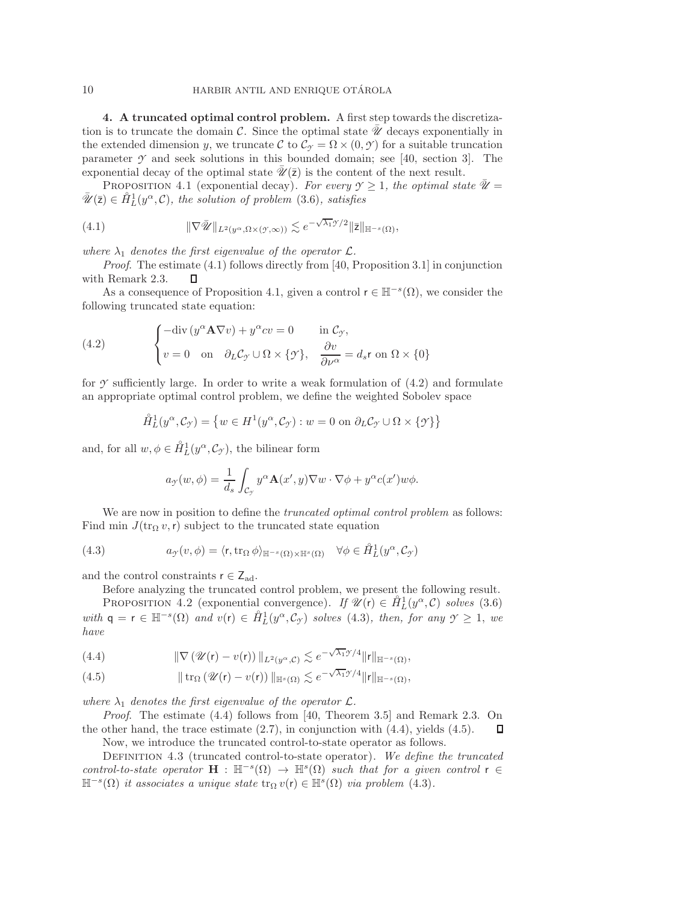## 4. A truncated optimal control problem.

A first step towards the discretization is to truncate the domain $\mathcal{C}$. Since the optimal state $\bar{\mathscr{U}}$ decays exponentially in the extended dimension $y$, we truncate $\mathcal{C}$ to $\mathcal{C}_{\mathscr{Y}} = \Omega \times (0, \mathscr{Y})$ for a suitable truncation parameter $\mathscr{Y}$ and seek solutions in this bounded domain; see [40, section 3]. The exponential decay of the optimal state $\bar{\mathscr{U}}(\bar{\mathsf{z}})$ is the content of the next result.

PROPOSITION 4.1 (exponential decay). *For every $\mathscr{Y} \geq 1$, the optimal state $\bar{\mathscr{U}} = \bar{\mathscr{U}}(\bar{\mathsf{z}}) \in \mathring{H}^1_L(y^\alpha, \mathcal{C})$, the solution of problem (3.6), satisfies*

$$
\|\nabla \bar{\mathscr{U}}\|_{L^2(y^\alpha, \Omega \times (\mathscr{Y}, \infty))} \lesssim e^{-\sqrt{\lambda_1}\mathscr{Y}/2} \|\bar{\mathsf{z}}\|_{\mathbb{H}^{-s}(\Omega)}, \tag{4.1}
$$

*where $\lambda_1$ denotes the first eigenvalue of the operator $\mathcal{L}$.*

*Proof.* The estimate (4.1) follows directly from [40, Proposition 3.1] in conjunction with Remark 2.3. $\square$

As a consequence of Proposition 4.1, given a control $\mathsf{r} \in \mathbb{H}^{-s}(\Omega)$, we consider the following truncated state equation:

$$
\begin{cases} -\operatorname{div}(y^\alpha \mathbf{A} \nabla v) + y^\alpha c v = 0 & \text{in } \mathcal{C}_{\mathscr{Y}}, \\ v = 0 \quad \text{on} \quad \partial_L \mathcal{C}_{\mathscr{Y}} \cup \Omega \times \{\mathscr{Y}\}, \quad \dfrac{\partial v}{\partial \nu^\alpha} = d_s \mathsf{r} \text{ on } \Omega \times \{0\} \end{cases} \tag{4.2}
$$

for $\mathscr{Y}$ sufficiently large. In order to write a weak formulation of (4.2) and formulate an appropriate optimal control problem, we define the weighted Sobolev space

$$
\mathring{H}^1_L(y^\alpha, \mathcal{C}_{\mathscr{Y}}) = \left\{ w \in H^1(y^\alpha, \mathcal{C}_{\mathscr{Y}}) : w = 0 \text{ on } \partial_L \mathcal{C}_{\mathscr{Y}} \cup \Omega \times \{\mathscr{Y}\} \right\}
$$

and, for all $w, \phi \in \mathring{H}^1_L(y^\alpha, \mathcal{C}_{\mathscr{Y}})$, the bilinear form

$$
a_{\mathscr{Y}}(w, \phi) = \frac{1}{d_s} \int_{\mathcal{C}_{\mathscr{Y}}} y^\alpha \mathbf{A}(x', y) \nabla w \cdot \nabla \phi + y^\alpha c(x') w \phi.
$$

We are now in position to define the *truncated optimal control problem* as follows: Find min $J(\operatorname{tr}_\Omega v, \mathsf{r})$ subject to the truncated state equation

$$
a_{\mathscr{Y}}(v, \phi) = \langle \mathsf{r}, \operatorname{tr}_\Omega \phi \rangle_{\mathbb{H}^{-s}(\Omega) \times \mathbb{H}^s(\Omega)} \quad \forall \phi \in \mathring{H}^1_L(y^\alpha, \mathcal{C}_{\mathscr{Y}}) \tag{4.3}
$$

and the control constraints $\mathsf{r} \in \mathsf{Z}_{\mathrm{ad}}$.

Before analyzing the truncated control problem, we present the following result.

PROPOSITION 4.2 (exponential convergence). *If $\mathscr{U}(\mathsf{r}) \in \mathring{H}^1_L(y^\alpha, \mathcal{C})$ solves (3.6) with $\mathsf{q} = \mathsf{r} \in \mathbb{H}^{-s}(\Omega)$ and $v(\mathsf{r}) \in \mathring{H}^1_L(y^\alpha, \mathcal{C}_{\mathscr{Y}})$ solves (4.3), then, for any $\mathscr{Y} \geq 1$, we have*

$$
\|\nabla(\mathscr{U}(\mathsf{r}) - v(\mathsf{r}))\|_{L^2(y^\alpha, \mathcal{C})} \lesssim e^{-\sqrt{\lambda_1}\mathscr{Y}/4} \|\mathsf{r}\|_{\mathbb{H}^{-s}(\Omega)}, \tag{4.4}
$$

$$
\|\operatorname{tr}_\Omega(\mathscr{U}(\mathsf{r}) - v(\mathsf{r}))\|_{\mathbb{H}^s(\Omega)} \lesssim e^{-\sqrt{\lambda_1}\mathscr{Y}/4} \|\mathsf{r}\|_{\mathbb{H}^{-s}(\Omega)}, \tag{4.5}
$$

*where $\lambda_1$ denotes the first eigenvalue of the operator $\mathcal{L}$.*

*Proof.* The estimate (4.4) follows from [40, Theorem 3.5] and Remark 2.3. On the other hand, the trace estimate (2.7), in conjunction with (4.4), yields (4.5). $\square$

Now, we introduce the truncated control-to-state operator as follows.

DEFINITION 4.3 (truncated control-to-state operator). *We define the truncated control-to-state operator $\mathbf{H} : \mathbb{H}^{-s}(\Omega) \to \mathbb{H}^s(\Omega)$ such that for a given control $\mathsf{r} \in \mathbb{H}^{-s}(\Omega)$ it associates a unique state $\operatorname{tr}_\Omega v(\mathsf{r}) \in \mathbb{H}^s(\Omega)$ via problem (4.3).*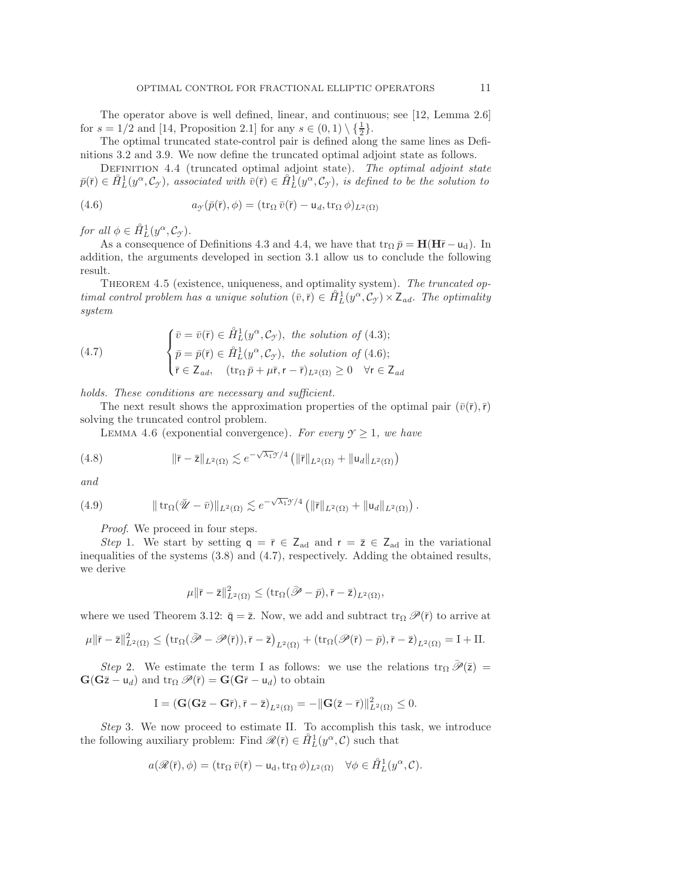The operator above is well defined, linear, and continuous; see [12, Lemma 2.6] for $s = 1/2$ and [14, Proposition 2.1] for any $s \in (0,1) \setminus \{\frac{1}{2}\}$.

The optimal truncated state-control pair is defined along the same lines as Definitions 3.2 and 3.9. We now define the truncated optimal adjoint state as follows.

Definition 4.4 (truncated optimal adjoint state). *The optimal adjoint state $\bar{p}(\bar{\mathsf{r}}) \in \mathring{H}_L^1(y^\alpha, \mathcal{C}_\mathcal{Y})$, associated with $\bar{v}(\bar{\mathsf{r}}) \in \mathring{H}_L^1(y^\alpha, \mathcal{C}_\mathcal{Y})$, is defined to be the solution to*

$$
a_\mathcal{Y}(\bar{p}(\bar{\mathsf{r}}), \phi) = (\operatorname{tr}_\Omega \bar{v}(\bar{\mathsf{r}}) - \mathsf{u}_d, \operatorname{tr}_\Omega \phi)_{L^2(\Omega)} \tag{4.6}
$$

*for all $\phi \in \mathring{H}_L^1(y^\alpha, \mathcal{C}_\mathcal{Y})$.*

As a consequence of Definitions 4.3 and 4.4, we have that $\operatorname{tr}_\Omega \bar{p} = \mathbf{H}(\mathbf{H}\bar{\mathsf{r}} - \mathsf{u}_\mathrm{d})$. In addition, the arguments developed in section 3.1 allow us to conclude the following result.

Theorem 4.5 (existence, uniqueness, and optimality system). *The truncated optimal control problem has a unique solution $(\bar{v}, \bar{\mathsf{r}}) \in \mathring{H}_L^1(y^\alpha, \mathcal{C}_\mathcal{Y}) \times \mathsf{Z}_{ad}$. The optimality system*

$$
\begin{cases}
\bar{v} = \bar{v}(\bar{\mathsf{r}}) \in \mathring{H}_L^1(y^\alpha, \mathcal{C}_\mathcal{Y}), \text{ the solution of (4.3);} \\
\bar{p} = \bar{p}(\bar{\mathsf{r}}) \in \mathring{H}_L^1(y^\alpha, \mathcal{C}_\mathcal{Y}), \text{ the solution of (4.6);} \\
\bar{\mathsf{r}} \in \mathsf{Z}_{ad}, \quad (\operatorname{tr}_\Omega \bar{p} + \mu \bar{\mathsf{r}}, \mathsf{r} - \bar{\mathsf{r}})_{L^2(\Omega)} \geq 0 \quad \forall \mathsf{r} \in \mathsf{Z}_{ad}
\end{cases} \tag{4.7}
$$

*holds. These conditions are necessary and sufficient.*

The next result shows the approximation properties of the optimal pair $(\bar{v}(\bar{\mathsf{r}}), \bar{\mathsf{r}})$ solving the truncated control problem.

Lemma 4.6 (exponential convergence). *For every $\mathcal{Y} \geq 1$, we have*

$$
\|\bar{\mathsf{r}} - \bar{\mathsf{z}}\|_{L^2(\Omega)} \lesssim e^{-\sqrt{\lambda_1}\mathcal{Y}/4} \left( \|\bar{\mathsf{r}}\|_{L^2(\Omega)} + \|\mathsf{u}_d\|_{L^2(\Omega)} \right) \tag{4.8}
$$

*and*

$$
\| \operatorname{tr}_\Omega (\bar{\mathscr{U}} - \bar{v}) \|_{L^2(\Omega)} \lesssim e^{-\sqrt{\lambda_1}\mathcal{Y}/4} \left( \|\bar{\mathsf{r}}\|_{L^2(\Omega)} + \|\mathsf{u}_d\|_{L^2(\Omega)} \right). \tag{4.9}
$$

*Proof.* We proceed in four steps.

*Step* 1. We start by setting $\mathsf{q} = \bar{\mathsf{r}} \in \mathsf{Z}_\mathrm{ad}$ and $\mathsf{r} = \bar{\mathsf{z}} \in \mathsf{Z}_\mathrm{ad}$ in the variational inequalities of the systems (3.8) and (4.7), respectively. Adding the obtained results, we derive

$$
\mu \|\bar{\mathsf{r}} - \bar{\mathsf{z}}\|_{L^2(\Omega)}^2 \leq (\operatorname{tr}_\Omega (\bar{\mathscr{P}} - \bar{p}), \bar{\mathsf{r}} - \bar{\mathsf{z}})_{L^2(\Omega)},
$$

where we used Theorem 3.12: $\bar{\mathsf{q}} = \bar{\mathsf{z}}$. Now, we add and subtract $\operatorname{tr}_\Omega \mathscr{P}(\bar{\mathsf{r}})$ to arrive at

$$
\mu \|\bar{\mathsf{r}} - \bar{\mathsf{z}}\|_{L^2(\Omega)}^2 \leq \left( \operatorname{tr}_\Omega (\bar{\mathscr{P}} - \mathscr{P}(\bar{\mathsf{r}})), \bar{\mathsf{r}} - \bar{\mathsf{z}} \right)_{L^2(\Omega)} + (\operatorname{tr}_\Omega (\mathscr{P}(\bar{\mathsf{r}}) - \bar{p}), \bar{\mathsf{r}} - \bar{\mathsf{z}})_{L^2(\Omega)} = \mathrm{I} + \mathrm{II}.
$$

*Step* 2. We estimate the term I as follows: we use the relations $\operatorname{tr}_\Omega \bar{\mathscr{P}}(\bar{\mathsf{z}}) = \mathbf{G}(\mathbf{G}\bar{\mathsf{z}} - \mathsf{u}_d)$ and $\operatorname{tr}_\Omega \mathscr{P}(\bar{\mathsf{r}}) = \mathbf{G}(\mathbf{G}\bar{\mathsf{r}} - \mathsf{u}_d)$ to obtain

$$
\mathrm{I} = (\mathbf{G}(\mathbf{G}\bar{\mathsf{z}} - \mathbf{G}\bar{\mathsf{r}}), \bar{\mathsf{r}} - \bar{\mathsf{z}})_{L^2(\Omega)} = -\|\mathbf{G}(\bar{\mathsf{z}} - \bar{\mathsf{r}})\|_{L^2(\Omega)}^2 \leq 0.
$$

*Step* 3. We now proceed to estimate II. To accomplish this task, we introduce the following auxiliary problem: Find $\mathscr{R}(\bar{\mathsf{r}}) \in \mathring{H}_L^1(y^\alpha, \mathcal{C})$ such that

$$
a(\mathscr{R}(\bar{\mathsf{r}}), \phi) = (\operatorname{tr}_\Omega \bar{v}(\bar{\mathsf{r}}) - \mathsf{u}_\mathrm{d}, \operatorname{tr}_\Omega \phi)_{L^2(\Omega)} \quad \forall \phi \in \mathring{H}_L^1(y^\alpha, \mathcal{C}).
$$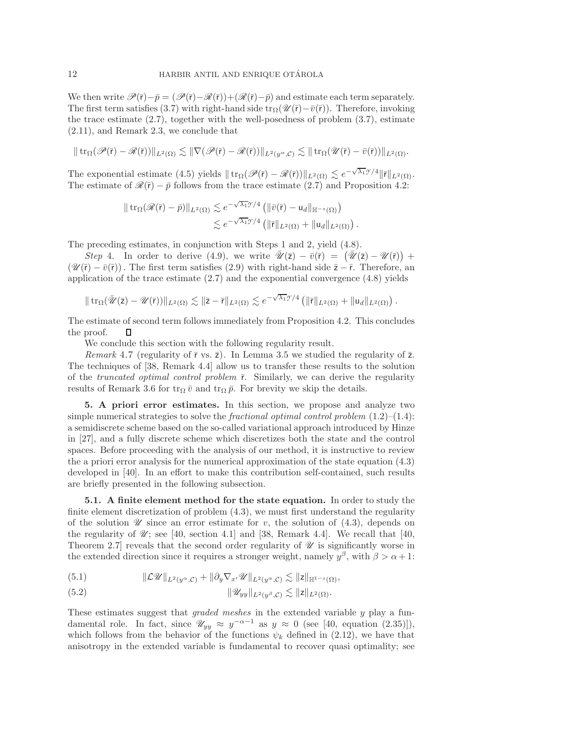We then write $\mathscr{P}(\bar{\mathsf{r}})-\bar{p} = (\mathscr{P}(\bar{\mathsf{r}})-\mathscr{R}(\bar{\mathsf{r}}))+(\mathscr{R}(\bar{\mathsf{r}})-\bar{p})$ and estimate each term separately. The first term satisfies (3.7) with right-hand side $\operatorname{tr}_\Omega(\mathscr{U}(\bar{\mathsf{r}})-\bar{v}(\bar{\mathsf{r}}))$. Therefore, invoking the trace estimate (2.7), together with the well-posedness of problem (3.7), estimate (2.11), and Remark 2.3, we conclude that

$$\|\operatorname{tr}_\Omega(\mathscr{P}(\bar{\mathsf{r}}) - \mathscr{R}(\bar{\mathsf{r}}))\|_{L^2(\Omega)} \lesssim \|\nabla(\mathscr{P}(\bar{\mathsf{r}}) - \mathscr{R}(\bar{\mathsf{r}}))\|_{L^2(y^\alpha,\mathcal{C})} \lesssim \|\operatorname{tr}_\Omega(\mathscr{U}(\bar{\mathsf{r}}) - \bar{v}(\bar{\mathsf{r}}))\|_{L^2(\Omega)}.$$

The exponential estimate (4.5) yields $\|\operatorname{tr}_\Omega(\mathscr{P}(\bar{\mathsf{r}}) - \mathscr{R}(\bar{\mathsf{r}}))\|_{L^2(\Omega)} \lesssim e^{-\sqrt{\lambda_1}\mathcal{Y}/4}\|\bar{\mathsf{r}}\|_{L^2(\Omega)}$. The estimate of $\mathscr{R}(\bar{\mathsf{r}}) - \bar{p}$ follows from the trace estimate (2.7) and Proposition 4.2:

$$\begin{aligned}
\|\operatorname{tr}_\Omega(\mathscr{R}(\bar{\mathsf{r}}) - \bar{p})\|_{L^2(\Omega)} &\lesssim e^{-\sqrt{\lambda_1}\mathcal{Y}/4}\left(\|\bar{v}(\bar{\mathsf{r}}) - \mathsf{u}_d\|_{\mathbb{H}^{-s}(\Omega)}\right) \\
&\lesssim e^{-\sqrt{\lambda_1}\mathcal{Y}/4}\left(\|\bar{\mathsf{r}}\|_{L^2(\Omega)} + \|\mathsf{u}_d\|_{L^2(\Omega)}\right).
\end{aligned}$$

The preceding estimates, in conjunction with Steps 1 and 2, yield (4.8).

*Step* 4. In order to derive (4.9), we write $\bar{\mathscr{U}}(\bar{\mathsf{z}}) - \bar{v}(\bar{\mathsf{r}}) = \left(\bar{\mathscr{U}}(\bar{\mathsf{z}}) - \mathscr{U}(\bar{\mathsf{r}})\right) + \left(\mathscr{U}(\bar{\mathsf{r}}) - \bar{v}(\bar{\mathsf{r}})\right)$. The first term satisfies (2.9) with right-hand side $\bar{\mathsf{z}} - \bar{\mathsf{r}}$. Therefore, an application of the trace estimate (2.7) and the exponential convergence (4.8) yields

$$\|\operatorname{tr}_\Omega(\bar{\mathscr{U}}(\bar{\mathsf{z}}) - \mathscr{U}(\bar{\mathsf{r}}))\|_{L^2(\Omega)} \lesssim \|\bar{\mathsf{z}} - \bar{\mathsf{r}}\|_{L^2(\Omega)} \lesssim e^{-\sqrt{\lambda_1}\mathcal{Y}/4}\left(\|\bar{\mathsf{r}}\|_{L^2(\Omega)} + \|\mathsf{u}_d\|_{L^2(\Omega)}\right).$$

The estimate of second term follows immediately from Proposition 4.2. This concludes the proof. ∎

We conclude this section with the following regularity result.

*Remark* 4.7 (regularity of $\bar{\mathsf{r}}$ vs. $\bar{\mathsf{z}}$). In Lemma 3.5 we studied the regularity of $\bar{\mathsf{z}}$. The techniques of [38, Remark 4.4] allow us to transfer these results to the solution of the *truncated optimal control problem* $\bar{\mathsf{r}}$. Similarly, we can derive the regularity results of Remark 3.6 for $\operatorname{tr}_\Omega \bar{v}$ and $\operatorname{tr}_\Omega \bar{p}$. For brevity we skip the details.

## 5. A priori error estimates.

In this section, we propose and analyze two simple numerical strategies to solve the *fractional optimal control problem* (1.2)–(1.4): a semidiscrete scheme based on the so-called variational approach introduced by Hinze in [27], and a fully discrete scheme which discretizes both the state and the control spaces. Before proceeding with the analysis of our method, it is instructive to review the a priori error analysis for the numerical approximation of the state equation (4.3) developed in [40]. In an effort to make this contribution self-contained, such results are briefly presented in the following subsection.

### 5.1. A finite element method for the state equation.

In order to study the finite element discretization of problem (4.3), we must first understand the regularity of the solution $\mathscr{U}$ since an error estimate for $v$, the solution of (4.3), depends on the regularity of $\mathscr{U}$; see [40, section 4.1] and [38, Remark 4.4]. We recall that [40, Theorem 2.7] reveals that the second order regularity of $\mathscr{U}$ is significantly worse in the extended direction since it requires a stronger weight, namely $y^\beta$, with $\beta > \alpha + 1$:

$$\|\mathcal{L}\mathscr{U}\|_{L^2(y^\alpha,\mathcal{C})} + \|\partial_y \nabla_{x'}\mathscr{U}\|_{L^2(y^\alpha,\mathcal{C})} \lesssim \|\mathsf{z}\|_{\mathbb{H}^{1-s}(\Omega)}, \tag{5.1}$$

$$\|\mathscr{U}_{yy}\|_{L^2(y^\beta,\mathcal{C})} \lesssim \|\mathsf{z}\|_{L^2(\Omega)}. \tag{5.2}$$

These estimates suggest that *graded meshes* in the extended variable $y$ play a fundamental role. In fact, since $\mathscr{U}_{yy} \approx y^{-\alpha-1}$ as $y \approx 0$ (see [40, equation (2.35)]), which follows from the behavior of the functions $\psi_k$ defined in (2.12), we have that anisotropy in the extended variable is fundamental to recover quasi optimality; see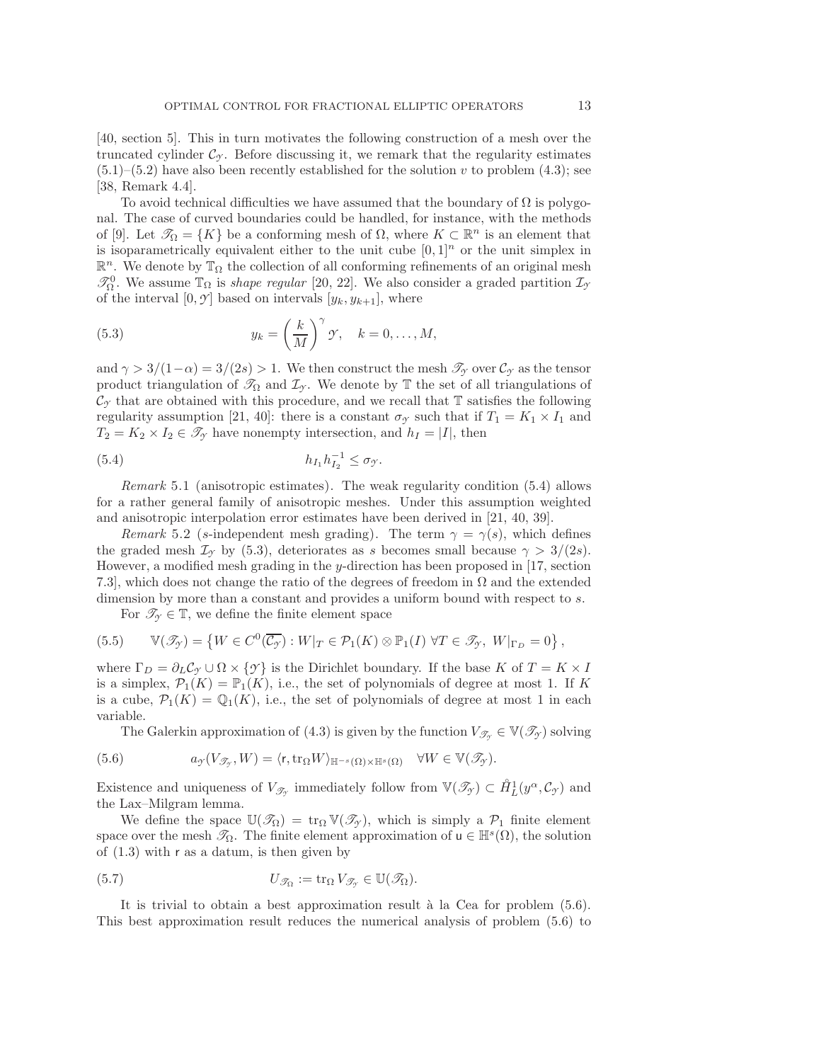[40, section 5]. This in turn motivates the following construction of a mesh over the truncated cylinder $\mathcal{C}_{\mathcal{Y}}$. Before discussing it, we remark that the regularity estimates (5.1)–(5.2) have also been recently established for the solution $v$ to problem (4.3); see [38, Remark 4.4].

To avoid technical difficulties we have assumed that the boundary of $\Omega$ is polygonal. The case of curved boundaries could be handled, for instance, with the methods of [9]. Let $\mathscr{T}_\Omega = \{K\}$ be a conforming mesh of $\Omega$, where $K \subset \mathbb{R}^n$ is an element that is isoparametrically equivalent either to the unit cube $[0,1]^n$ or the unit simplex in $\mathbb{R}^n$. We denote by $\mathbb{T}_\Omega$ the collection of all conforming refinements of an original mesh $\mathscr{T}_\Omega^0$. We assume $\mathbb{T}_\Omega$ is *shape regular* [20, 22]. We also consider a graded partition $\mathcal{I}_{\mathcal{Y}}$ of the interval $[0, \mathcal{Y}]$ based on intervals $[y_k, y_{k+1}]$, where

$$y_k = \left(\frac{k}{M}\right)^{\gamma} \mathcal{Y}, \quad k = 0, \dots, M, \tag{5.3}$$

and $\gamma > 3/(1-\alpha) = 3/(2s) > 1$. We then construct the mesh $\mathscr{T}_{\mathcal{Y}}$ over $\mathcal{C}_{\mathcal{Y}}$ as the tensor product triangulation of $\mathscr{T}_\Omega$ and $\mathcal{I}_{\mathcal{Y}}$. We denote by $\mathbb{T}$ the set of all triangulations of $\mathcal{C}_{\mathcal{Y}}$ that are obtained with this procedure, and we recall that $\mathbb{T}$ satisfies the following regularity assumption [21, 40]: there is a constant $\sigma_{\mathcal{Y}}$ such that if $T_1 = K_1 \times I_1$ and $T_2 = K_2 \times I_2 \in \mathscr{T}_{\mathcal{Y}}$ have nonempty intersection, and $h_I = |I|$, then

$$h_{I_1} h_{I_2}^{-1} \leq \sigma_{\mathcal{Y}}. \tag{5.4}$$

*Remark* 5.1 (anisotropic estimates). The weak regularity condition (5.4) allows for a rather general family of anisotropic meshes. Under this assumption weighted and anisotropic interpolation error estimates have been derived in [21, 40, 39].

*Remark* 5.2 ($s$-independent mesh grading). The term $\gamma = \gamma(s)$, which defines the graded mesh $\mathcal{I}_{\mathcal{Y}}$ by (5.3), deteriorates as $s$ becomes small because $\gamma > 3/(2s)$. However, a modified mesh grading in the $y$-direction has been proposed in [17, section 7.3], which does not change the ratio of the degrees of freedom in $\Omega$ and the extended dimension by more than a constant and provides a uniform bound with respect to $s$.

For $\mathscr{T}_{\mathcal{Y}} \in \mathbb{T}$, we define the finite element space

$$\mathbb{V}(\mathscr{T}_{\mathcal{Y}}) = \left\{ W \in C^0(\overline{\mathcal{C}_{\mathcal{Y}}}) : W|_T \in \mathcal{P}_1(K) \otimes \mathbb{P}_1(I) \ \forall T \in \mathscr{T}_{\mathcal{Y}}, \ W|_{\Gamma_D} = 0 \right\}, \tag{5.5}$$

where $\Gamma_D = \partial_L \mathcal{C}_{\mathcal{Y}} \cup \Omega \times \{\mathcal{Y}\}$ is the Dirichlet boundary. If the base $K$ of $T = K \times I$ is a simplex, $\mathcal{P}_1(K) = \mathbb{P}_1(K)$, i.e., the set of polynomials of degree at most 1. If $K$ is a cube, $\mathcal{P}_1(K) = \mathbb{Q}_1(K)$, i.e., the set of polynomials of degree at most 1 in each variable.

The Galerkin approximation of (4.3) is given by the function $V_{\mathscr{T}_{\mathcal{Y}}} \in \mathbb{V}(\mathscr{T}_{\mathcal{Y}})$ solving

$$a_{\mathcal{Y}}(V_{\mathscr{T}_{\mathcal{Y}}}, W) = \langle \mathsf{r}, \operatorname{tr}_\Omega W \rangle_{\mathbb{H}^{-s}(\Omega) \times \mathbb{H}^s(\Omega)} \quad \forall W \in \mathbb{V}(\mathscr{T}_{\mathcal{Y}}). \tag{5.6}$$

Existence and uniqueness of $V_{\mathscr{T}_{\mathcal{Y}}}$ immediately follow from $\mathbb{V}(\mathscr{T}_{\mathcal{Y}}) \subset \mathring{H}_L^1(y^\alpha, \mathcal{C}_{\mathcal{Y}})$ and the Lax–Milgram lemma.

We define the space $\mathbb{U}(\mathscr{T}_\Omega) = \operatorname{tr}_\Omega \mathbb{V}(\mathscr{T}_{\mathcal{Y}})$, which is simply a $\mathcal{P}_1$ finite element space over the mesh $\mathscr{T}_\Omega$. The finite element approximation of $\mathsf{u} \in \mathbb{H}^s(\Omega)$, the solution of (1.3) with $\mathsf{r}$ as a datum, is then given by

$$U_{\mathscr{T}_\Omega} := \operatorname{tr}_\Omega V_{\mathscr{T}_{\mathcal{Y}}} \in \mathbb{U}(\mathscr{T}_\Omega). \tag{5.7}$$

It is trivial to obtain a best approximation result à la Cea for problem (5.6). This best approximation result reduces the numerical analysis of problem (5.6) to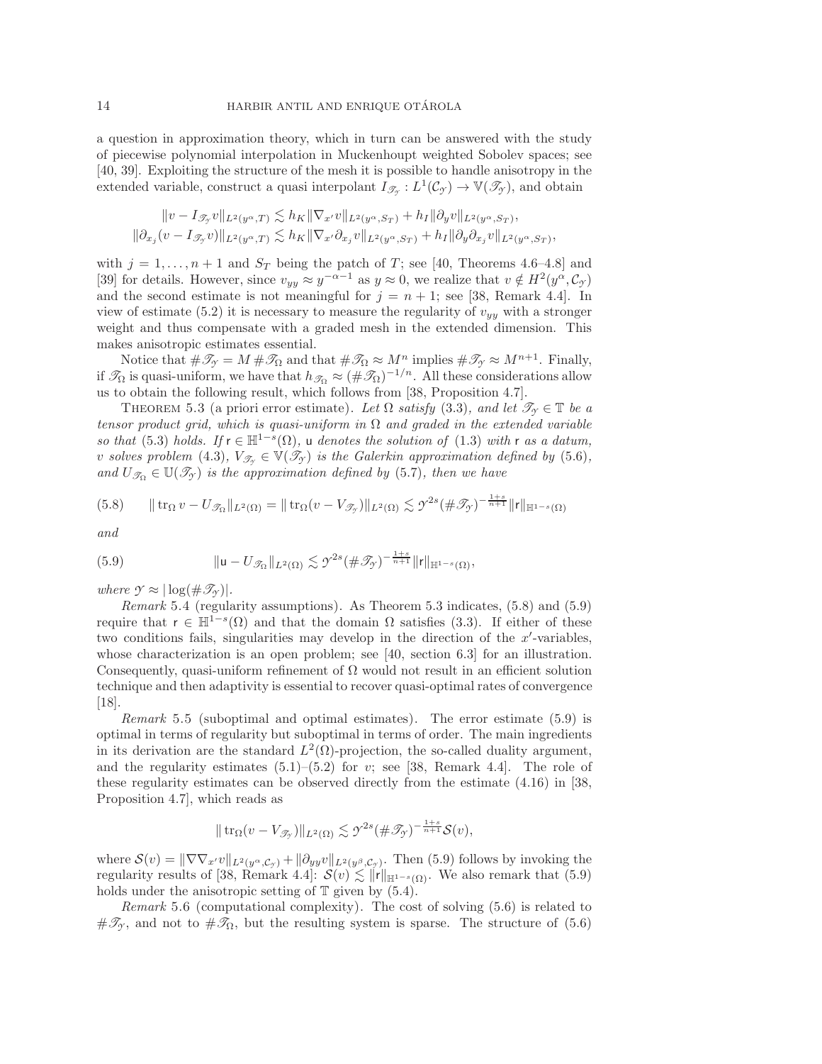a question in approximation theory, which in turn can be answered with the study of piecewise polynomial interpolation in Muckenhoupt weighted Sobolev spaces; see [40, 39]. Exploiting the structure of the mesh it is possible to handle anisotropy in the extended variable, construct a quasi interpolant $I_{\mathscr{T}_\mathcal{Y}} : L^1(\mathcal{C}_\mathcal{Y}) \to \mathbb{V}(\mathscr{T}_\mathcal{Y})$, and obtain

$$
\begin{aligned}
\|v - I_{\mathscr{T}_\mathcal{Y}} v\|_{L^2(y^\alpha,T)} &\lesssim h_K \|\nabla_{x'} v\|_{L^2(y^\alpha,S_T)} + h_I \|\partial_y v\|_{L^2(y^\alpha,S_T)}, \\
\|\partial_{x_j}(v - I_{\mathscr{T}_\mathcal{Y}} v)\|_{L^2(y^\alpha,T)} &\lesssim h_K \|\nabla_{x'} \partial_{x_j} v\|_{L^2(y^\alpha,S_T)} + h_I \|\partial_y \partial_{x_j} v\|_{L^2(y^\alpha,S_T)},
\end{aligned}
$$

with $j = 1, \dots, n+1$ and $S_T$ being the patch of $T$; see [40, Theorems 4.6–4.8] and [39] for details. However, since $v_{yy} \approx y^{-\alpha-1}$ as $y \approx 0$, we realize that $v \notin H^2(y^\alpha, \mathcal{C}_\mathcal{Y})$ and the second estimate is not meaningful for $j = n+1$; see [38, Remark 4.4]. In view of estimate (5.2) it is necessary to measure the regularity of $v_{yy}$ with a stronger weight and thus compensate with a graded mesh in the extended dimension. This makes anisotropic estimates essential.

Notice that $\#\mathscr{T}_\mathcal{Y} = M \, \#\mathscr{T}_\Omega$ and that $\#\mathscr{T}_\Omega \approx M^n$ implies $\#\mathscr{T}_\mathcal{Y} \approx M^{n+1}$. Finally, if $\mathscr{T}_\Omega$ is quasi-uniform, we have that $h_{\mathscr{T}_\Omega} \approx (\#\mathscr{T}_\Omega)^{-1/n}$. All these considerations allow us to obtain the following result, which follows from [38, Proposition 4.7].

Theorem 5.3 (a priori error estimate). *Let $\Omega$ satisfy* (3.3)*, and let $\mathscr{T}_\mathcal{Y} \in \mathbb{T}$ be a tensor product grid, which is quasi-uniform in $\Omega$ and graded in the extended variable so that* (5.3) *holds. If $\mathsf{r} \in \mathbb{H}^{1-s}(\Omega)$, $\mathsf{u}$ denotes the solution of* (1.3) *with $\mathsf{r}$ as a datum, $v$ solves problem* (4.3)*, $V_{\mathscr{T}_\mathcal{Y}} \in \mathbb{V}(\mathscr{T}_\mathcal{Y})$ is the Galerkin approximation defined by* (5.6)*, and $U_{\mathscr{T}_\Omega} \in \mathbb{U}(\mathscr{T}_\mathcal{Y})$ is the approximation defined by* (5.7)*, then we have*

$$
\|\operatorname{tr}_\Omega v - U_{\mathscr{T}_\Omega}\|_{L^2(\Omega)} = \|\operatorname{tr}_\Omega (v - V_{\mathscr{T}_\mathcal{Y}})\|_{L^2(\Omega)} \lesssim \mathcal{Y}^{2s} (\#\mathscr{T}_\mathcal{Y})^{-\frac{1+s}{n+1}} \|\mathsf{r}\|_{\mathbb{H}^{1-s}(\Omega)} \tag{5.8}
$$

*and*

$$
\|\mathsf{u} - U_{\mathscr{T}_\Omega}\|_{L^2(\Omega)} \lesssim \mathcal{Y}^{2s} (\#\mathscr{T}_\mathcal{Y})^{-\frac{1+s}{n+1}} \|\mathsf{r}\|_{\mathbb{H}^{1-s}(\Omega)}, \tag{5.9}
$$

*where $\mathcal{Y} \approx |\log(\#\mathscr{T}_\mathcal{Y})|$.*

*Remark* 5.4 (regularity assumptions). As Theorem 5.3 indicates, (5.8) and (5.9) require that $\mathsf{r} \in \mathbb{H}^{1-s}(\Omega)$ and that the domain $\Omega$ satisfies (3.3). If either of these two conditions fails, singularities may develop in the direction of the $x'$-variables, whose characterization is an open problem; see [40, section 6.3] for an illustration. Consequently, quasi-uniform refinement of $\Omega$ would not result in an efficient solution technique and then adaptivity is essential to recover quasi-optimal rates of convergence [18].

*Remark* 5.5 (suboptimal and optimal estimates). The error estimate (5.9) is optimal in terms of regularity but suboptimal in terms of order. The main ingredients in its derivation are the standard $L^2(\Omega)$-projection, the so-called duality argument, and the regularity estimates (5.1)–(5.2) for $v$; see [38, Remark 4.4]. The role of these regularity estimates can be observed directly from the estimate (4.16) in [38, Proposition 4.7], which reads as

$$
\|\operatorname{tr}_\Omega (v - V_{\mathscr{T}_\mathcal{Y}})\|_{L^2(\Omega)} \lesssim \mathcal{Y}^{2s} (\#\mathscr{T}_\mathcal{Y})^{-\frac{1+s}{n+1}} \mathcal{S}(v),
$$

where $\mathcal{S}(v) = \|\nabla \nabla_{x'} v\|_{L^2(y^\alpha, \mathcal{C}_\mathcal{Y})} + \|\partial_{yy} v\|_{L^2(y^\beta, \mathcal{C}_\mathcal{Y})}$. Then (5.9) follows by invoking the regularity results of [38, Remark 4.4]: $\mathcal{S}(v) \lesssim \|\mathsf{r}\|_{\mathbb{H}^{1-s}(\Omega)}$. We also remark that (5.9) holds under the anisotropic setting of $\mathbb{T}$ given by (5.4).

*Remark* 5.6 (computational complexity). The cost of solving (5.6) is related to $\#\mathscr{T}_\mathcal{Y}$, and not to $\#\mathscr{T}_\Omega$, but the resulting system is sparse. The structure of (5.6)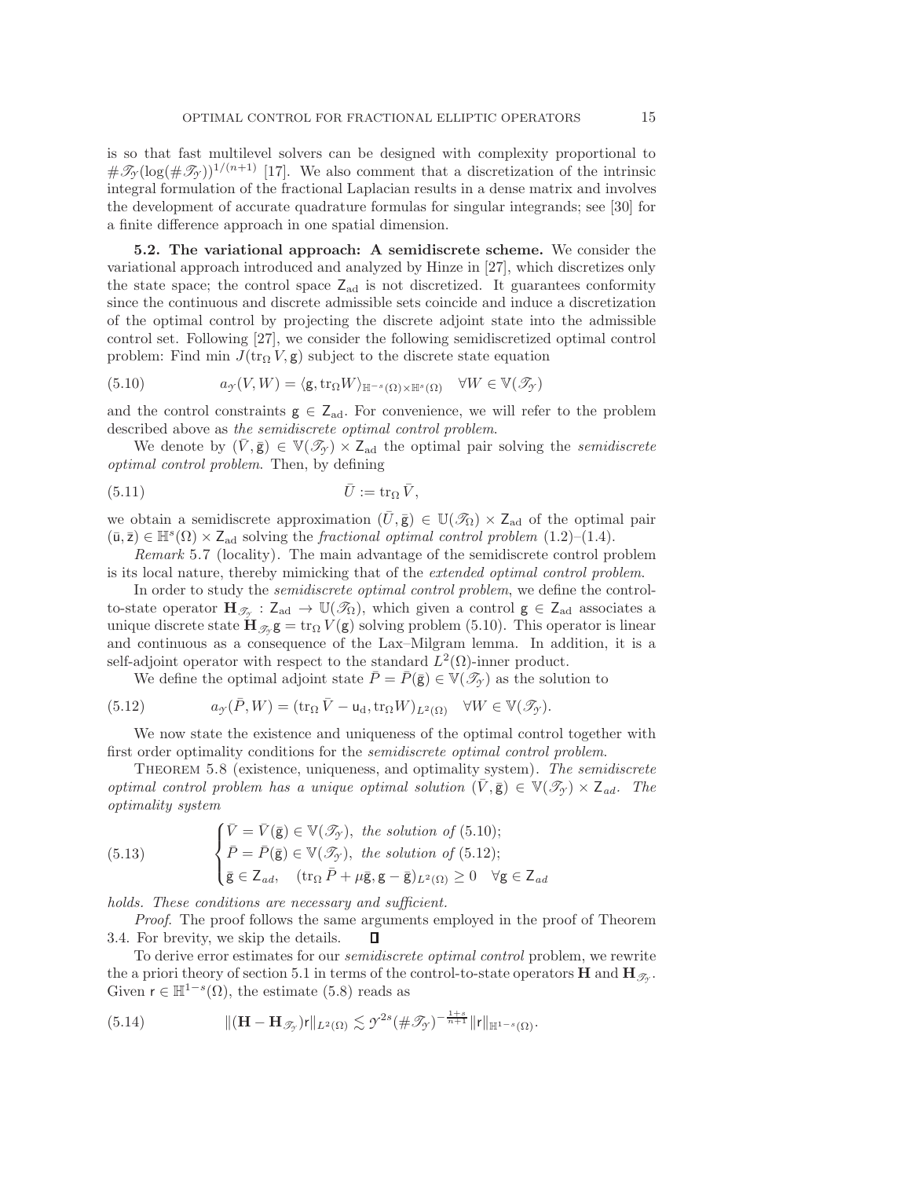is so that fast multilevel solvers can be designed with complexity proportional to $\#\mathscr{T}_{\mathscr{Y}}(\log(\#\mathscr{T}_{\mathscr{Y}}))^{1/(n+1)}$ [17]. We also comment that a discretization of the intrinsic integral formulation of the fractional Laplacian results in a dense matrix and involves the development of accurate quadrature formulas for singular integrands; see [30] for a finite difference approach in one spatial dimension.

**5.2. The variational approach: A semidiscrete scheme.** We consider the variational approach introduced and analyzed by Hinze in [27], which discretizes only the state space; the control space $\mathsf{Z}_{\text{ad}}$ is not discretized. It guarantees conformity since the continuous and discrete admissible sets coincide and induce a discretization of the optimal control by projecting the discrete adjoint state into the admissible control set. Following [27], we consider the following semidiscretized optimal control problem: Find min $J(\operatorname{tr}_\Omega V, \mathsf{g})$ subject to the discrete state equation

$$a_{\mathscr{Y}}(V, W) = \langle \mathsf{g}, \operatorname{tr}_\Omega W \rangle_{\mathbb{H}^{-s}(\Omega)\times\mathbb{H}^s(\Omega)} \quad \forall W \in \mathbb{V}(\mathscr{T}_{\mathscr{Y}}) \tag{5.10}$$

and the control constraints $\mathsf{g} \in \mathsf{Z}_{\text{ad}}$. For convenience, we will refer to the problem described above as *the semidiscrete optimal control problem*.

We denote by $(\bar{V}, \bar{\mathsf{g}}) \in \mathbb{V}(\mathscr{T}_{\mathscr{Y}}) \times \mathsf{Z}_{\text{ad}}$ the optimal pair solving the *semidiscrete optimal control problem*. Then, by defining

$$\bar{U} := \operatorname{tr}_\Omega \bar{V}, \tag{5.11}$$

we obtain a semidiscrete approximation $(\bar{U}, \bar{\mathsf{g}}) \in \mathbb{U}(\mathscr{T}_\Omega) \times \mathsf{Z}_{\text{ad}}$ of the optimal pair $(\bar{\mathsf{u}}, \bar{\mathsf{z}}) \in \mathbb{H}^s(\Omega) \times \mathsf{Z}_{\text{ad}}$ solving the *fractional optimal control problem* (1.2)–(1.4).

*Remark* 5.7 (locality). The main advantage of the semidiscrete control problem is its local nature, thereby mimicking that of the *extended optimal control problem*.

In order to study the *semidiscrete optimal control problem*, we define the control-to-state operator $\mathbf{H}_{\mathscr{T}_{\mathscr{Y}}} : \mathsf{Z}_{\text{ad}} \to \mathbb{U}(\mathscr{T}_\Omega)$, which given a control $\mathsf{g} \in \mathsf{Z}_{\text{ad}}$ associates a unique discrete state $\mathbf{H}_{\mathscr{T}_{\mathscr{Y}}}\mathsf{g} = \operatorname{tr}_\Omega V(\mathsf{g})$ solving problem (5.10). This operator is linear and continuous as a consequence of the Lax–Milgram lemma. In addition, it is a self-adjoint operator with respect to the standard $L^2(\Omega)$-inner product.

We define the optimal adjoint state $\bar{P} = \bar{P}(\bar{\mathsf{g}}) \in \mathbb{V}(\mathscr{T}_{\mathscr{Y}})$ as the solution to

$$a_{\mathscr{Y}}(\bar{P}, W) = (\operatorname{tr}_\Omega \bar{V} - \mathsf{u}_{\text{d}}, \operatorname{tr}_\Omega W)_{L^2(\Omega)} \quad \forall W \in \mathbb{V}(\mathscr{T}_{\mathscr{Y}}). \tag{5.12}$$

We now state the existence and uniqueness of the optimal control together with first order optimality conditions for the *semidiscrete optimal control problem*.

Theorem 5.8 (existence, uniqueness, and optimality system). *The semidiscrete optimal control problem has a unique optimal solution $(\bar{V}, \bar{\mathsf{g}}) \in \mathbb{V}(\mathscr{T}_{\mathscr{Y}}) \times \mathsf{Z}_{ad}$. The optimality system*

$$\begin{cases} \bar{V} = \bar{V}(\bar{\mathsf{g}}) \in \mathbb{V}(\mathscr{T}_{\mathscr{Y}}), \text{ the solution of (5.10)}; \\ \bar{P} = \bar{P}(\bar{\mathsf{g}}) \in \mathbb{V}(\mathscr{T}_{\mathscr{Y}}), \text{ the solution of (5.12)}; \\ \bar{\mathsf{g}} \in \mathsf{Z}_{ad}, \quad (\operatorname{tr}_\Omega \bar{P} + \mu\bar{\mathsf{g}}, \mathsf{g} - \bar{\mathsf{g}})_{L^2(\Omega)} \geq 0 \quad \forall \mathsf{g} \in \mathsf{Z}_{ad} \end{cases} \tag{5.13}$$

*holds. These conditions are necessary and sufficient.*

*Proof.* The proof follows the same arguments employed in the proof of Theorem 3.4. For brevity, we skip the details. ∎

To derive error estimates for our *semidiscrete optimal control* problem, we rewrite the a priori theory of section 5.1 in terms of the control-to-state operators $\mathbf{H}$ and $\mathbf{H}_{\mathscr{T}_{\mathscr{Y}}}$. Given $\mathsf{r} \in \mathbb{H}^{1-s}(\Omega)$, the estimate (5.8) reads as

$$\|(\mathbf{H} - \mathbf{H}_{\mathscr{T}_{\mathscr{Y}}})\mathsf{r}\|_{L^2(\Omega)} \lesssim \mathscr{Y}^{2s}(\#\mathscr{T}_{\mathscr{Y}})^{-\frac{1+s}{n+1}}\|\mathsf{r}\|_{\mathbb{H}^{1-s}(\Omega)}. \tag{5.14}$$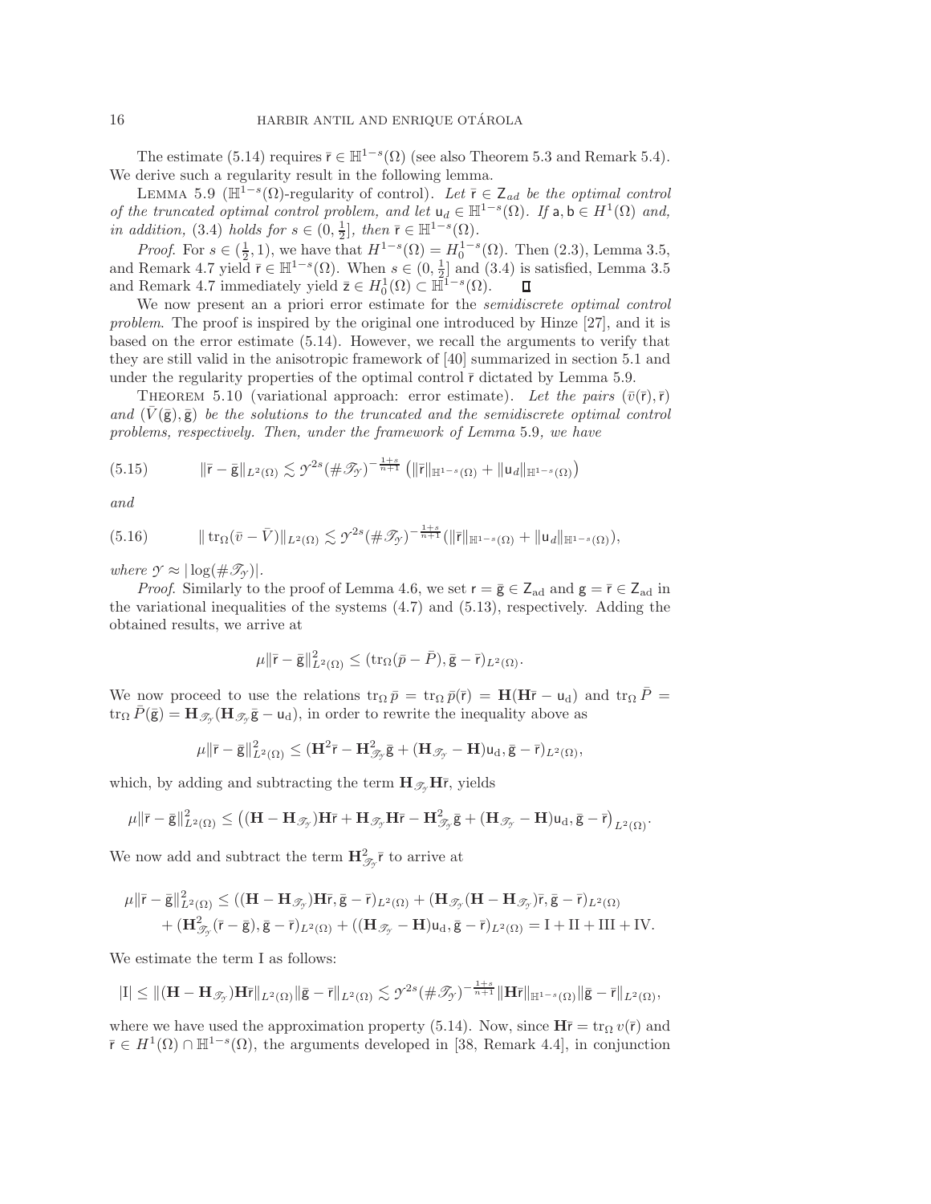The estimate (5.14) requires $\bar{\mathsf{r}} \in \mathbb{H}^{1-s}(\Omega)$ (see also Theorem 5.3 and Remark 5.4). We derive such a regularity result in the following lemma.

Lemma 5.9 ($\mathbb{H}^{1-s}(\Omega)$-regularity of control). *Let $\bar{\mathsf{r}} \in \mathsf{Z}_{ad}$ be the optimal control of the truncated optimal control problem, and let $\mathsf{u}_d \in \mathbb{H}^{1-s}(\Omega)$. If $\mathsf{a}, \mathsf{b} \in H^1(\Omega)$ and, in addition, (3.4) holds for $s \in (0, \frac{1}{2}]$, then $\bar{\mathsf{r}} \in \mathbb{H}^{1-s}(\Omega)$.*

*Proof.* For $s \in (\frac{1}{2}, 1)$, we have that $H^{1-s}(\Omega) = H_0^{1-s}(\Omega)$. Then (2.3), Lemma 3.5, and Remark 4.7 yield $\bar{\mathsf{r}} \in \mathbb{H}^{1-s}(\Omega)$. When $s \in (0, \frac{1}{2}]$ and (3.4) is satisfied, Lemma 3.5 and Remark 4.7 immediately yield $\bar{\mathsf{z}} \in H_0^1(\Omega) \subset \mathbb{H}^{1-s}(\Omega)$. ∎

We now present an a priori error estimate for the *semidiscrete optimal control problem*. The proof is inspired by the original one introduced by Hinze [27], and it is based on the error estimate (5.14). However, we recall the arguments to verify that they are still valid in the anisotropic framework of [40] summarized in section 5.1 and under the regularity properties of the optimal control $\bar{\mathsf{r}}$ dictated by Lemma 5.9.

Theorem 5.10 (variational approach: error estimate). *Let the pairs $(\bar{v}(\bar{\mathsf{r}}), \bar{\mathsf{r}})$ and $(\bar{V}(\bar{\mathsf{g}}), \bar{\mathsf{g}})$ be the solutions to the truncated and the semidiscrete optimal control problems, respectively. Then, under the framework of Lemma 5.9, we have*

$$
\|\bar{\mathsf{r}} - \bar{\mathsf{g}}\|_{L^2(\Omega)} \lesssim \mathcal{Y}^{2s} (\#\mathscr{T}_{\mathcal{Y}})^{-\frac{1+s}{n+1}} \left( \|\bar{\mathsf{r}}\|_{\mathbb{H}^{1-s}(\Omega)} + \|\mathsf{u}_d\|_{\mathbb{H}^{1-s}(\Omega)} \right) \tag{5.15}
$$

*and*

$$
\|\operatorname{tr}_\Omega(\bar{v} - \bar{V})\|_{L^2(\Omega)} \lesssim \mathcal{Y}^{2s} (\#\mathscr{T}_{\mathcal{Y}})^{-\frac{1+s}{n+1}} (\|\bar{\mathsf{r}}\|_{\mathbb{H}^{1-s}(\Omega)} + \|\mathsf{u}_d\|_{\mathbb{H}^{1-s}(\Omega)}), \tag{5.16}
$$

*where $\mathcal{Y} \approx |\log(\#\mathscr{T}_{\mathcal{Y}})|$.*

*Proof.* Similarly to the proof of Lemma 4.6, we set $\mathsf{r} = \bar{\mathsf{g}} \in \mathsf{Z}_{\mathrm{ad}}$ and $\mathsf{g} = \bar{\mathsf{r}} \in \mathsf{Z}_{\mathrm{ad}}$ in the variational inequalities of the systems (4.7) and (5.13), respectively. Adding the obtained results, we arrive at

$$
\mu \|\bar{\mathsf{r}} - \bar{\mathsf{g}}\|^2_{L^2(\Omega)} \leq (\operatorname{tr}_\Omega(\bar{p} - \bar{P}), \bar{\mathsf{g}} - \bar{\mathsf{r}})_{L^2(\Omega)}.
$$

We now proceed to use the relations $\operatorname{tr}_\Omega \bar{p} = \operatorname{tr}_\Omega \bar{p}(\bar{\mathsf{r}}) = \mathbf{H}(\mathbf{H}\bar{\mathsf{r}} - \mathsf{u}_{\mathrm{d}})$ and $\operatorname{tr}_\Omega \bar{P} = \operatorname{tr}_\Omega \bar{P}(\bar{\mathsf{g}}) = \mathbf{H}_{\mathscr{T}_{\mathcal{Y}}}(\mathbf{H}_{\mathscr{T}_{\mathcal{Y}}} \bar{\mathsf{g}} - \mathsf{u}_{\mathrm{d}})$, in order to rewrite the inequality above as

$$
\mu \|\bar{\mathsf{r}} - \bar{\mathsf{g}}\|^2_{L^2(\Omega)} \leq (\mathbf{H}^2 \bar{\mathsf{r}} - \mathbf{H}^2_{\mathscr{T}_{\mathcal{Y}}} \bar{\mathsf{g}} + (\mathbf{H}_{\mathscr{T}_{\mathcal{Y}}} - \mathbf{H})\mathsf{u}_{\mathrm{d}}, \bar{\mathsf{g}} - \bar{\mathsf{r}})_{L^2(\Omega)},
$$

which, by adding and subtracting the term $\mathbf{H}_{\mathscr{T}_{\mathcal{Y}}} \mathbf{H} \bar{\mathsf{r}}$, yields

$$
\mu \|\bar{\mathsf{r}} - \bar{\mathsf{g}}\|^2_{L^2(\Omega)} \leq \left( (\mathbf{H} - \mathbf{H}_{\mathscr{T}_{\mathcal{Y}}}) \mathbf{H} \bar{\mathsf{r}} + \mathbf{H}_{\mathscr{T}_{\mathcal{Y}}} \mathbf{H} \bar{\mathsf{r}} - \mathbf{H}^2_{\mathscr{T}_{\mathcal{Y}}} \bar{\mathsf{g}} + (\mathbf{H}_{\mathscr{T}_{\mathcal{Y}}} - \mathbf{H})\mathsf{u}_{\mathrm{d}}, \bar{\mathsf{g}} - \bar{\mathsf{r}} \right)_{L^2(\Omega)}.
$$

We now add and subtract the term $\mathbf{H}^2_{\mathscr{T}_{\mathcal{Y}}} \bar{\mathsf{r}}$ to arrive at

$$
\begin{aligned}
\mu \|\bar{\mathsf{r}} - \bar{\mathsf{g}}\|^2_{L^2(\Omega)} \leq{}& ((\mathbf{H} - \mathbf{H}_{\mathscr{T}_{\mathcal{Y}}}) \mathbf{H} \bar{\mathsf{r}}, \bar{\mathsf{g}} - \bar{\mathsf{r}})_{L^2(\Omega)} + (\mathbf{H}_{\mathscr{T}_{\mathcal{Y}}} (\mathbf{H} - \mathbf{H}_{\mathscr{T}_{\mathcal{Y}}}) \bar{\mathsf{r}}, \bar{\mathsf{g}} - \bar{\mathsf{r}})_{L^2(\Omega)} \\
&+ (\mathbf{H}^2_{\mathscr{T}_{\mathcal{Y}}} (\bar{\mathsf{r}} - \bar{\mathsf{g}}), \bar{\mathsf{g}} - \bar{\mathsf{r}})_{L^2(\Omega)} + ((\mathbf{H}_{\mathscr{T}_{\mathcal{Y}}} - \mathbf{H})\mathsf{u}_{\mathrm{d}}, \bar{\mathsf{g}} - \bar{\mathsf{r}})_{L^2(\Omega)} = \mathrm{I} + \mathrm{II} + \mathrm{III} + \mathrm{IV}.
\end{aligned}
$$

We estimate the term I as follows:

$$
|\mathrm{I}| \leq \|(\mathbf{H} - \mathbf{H}_{\mathscr{T}_{\mathcal{Y}}}) \mathbf{H} \bar{\mathsf{r}}\|_{L^2(\Omega)} \|\bar{\mathsf{g}} - \bar{\mathsf{r}}\|_{L^2(\Omega)} \lesssim \mathcal{Y}^{2s} (\#\mathscr{T}_{\mathcal{Y}})^{-\frac{1+s}{n+1}} \|\mathbf{H} \bar{\mathsf{r}}\|_{\mathbb{H}^{1-s}(\Omega)} \|\bar{\mathsf{g}} - \bar{\mathsf{r}}\|_{L^2(\Omega)},
$$

where we have used the approximation property (5.14). Now, since $\mathbf{H}\bar{\mathsf{r}} = \operatorname{tr}_\Omega v(\bar{\mathsf{r}})$ and $\bar{\mathsf{r}} \in H^1(\Omega) \cap \mathbb{H}^{1-s}(\Omega)$, the arguments developed in [38, Remark 4.4], in conjunction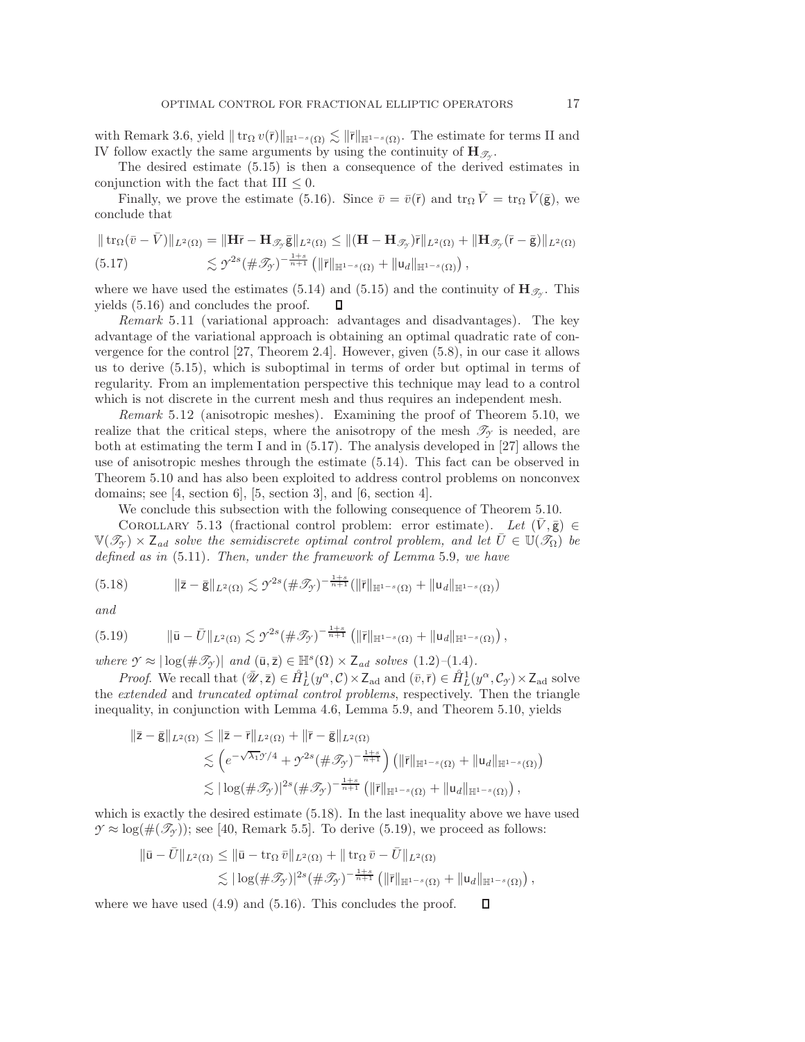with Remark 3.6, yield $\| \operatorname{tr}_\Omega v(\bar{\mathsf{r}}) \|_{\mathbb{H}^{1-s}(\Omega)} \lesssim \|\bar{\mathsf{r}}\|_{\mathbb{H}^{1-s}(\Omega)}$. The estimate for terms II and IV follow exactly the same arguments by using the continuity of $\mathbf{H}_{\mathscr{T}_\mathscr{Y}}$.

The desired estimate (5.15) is then a consequence of the derived estimates in conjunction with the fact that III $\leq 0$.

Finally, we prove the estimate (5.16). Since $\bar{v} = \bar{v}(\bar{\mathsf{r}})$ and $\operatorname{tr}_\Omega \bar{V} = \operatorname{tr}_\Omega \bar{V}(\bar{\mathsf{g}})$, we conclude that

$$
\begin{aligned}
\| \operatorname{tr}_\Omega(\bar{v} - \bar{V}) \|_{L^2(\Omega)} &= \|\mathbf{H}\bar{\mathsf{r}} - \mathbf{H}_{\mathscr{T}_\mathscr{Y}} \bar{\mathsf{g}}\|_{L^2(\Omega)} \leq \|(\mathbf{H} - \mathbf{H}_{\mathscr{T}_\mathscr{Y}})\bar{\mathsf{r}}\|_{L^2(\Omega)} + \|\mathbf{H}_{\mathscr{T}_\mathscr{Y}}(\bar{\mathsf{r}} - \bar{\mathsf{g}})\|_{L^2(\Omega)} \\
&\lesssim \mathscr{Y}^{2s} (\#\mathscr{T}_\mathscr{Y})^{-\frac{1+s}{n+1}} \left( \|\bar{\mathsf{r}}\|_{\mathbb{H}^{1-s}(\Omega)} + \|\mathsf{u}_d\|_{\mathbb{H}^{1-s}(\Omega)} \right),
\end{aligned}
\tag{5.17}
$$

where we have used the estimates (5.14) and (5.15) and the continuity of $\mathbf{H}_{\mathscr{T}_\mathscr{Y}}$. This yields (5.16) and concludes the proof. $\square$

*Remark* 5.11 (variational approach: advantages and disadvantages). The key advantage of the variational approach is obtaining an optimal quadratic rate of convergence for the control [27, Theorem 2.4]. However, given (5.8), in our case it allows us to derive (5.15), which is suboptimal in terms of order but optimal in terms of regularity. From an implementation perspective this technique may lead to a control which is not discrete in the current mesh and thus requires an independent mesh.

*Remark* 5.12 (anisotropic meshes). Examining the proof of Theorem 5.10, we realize that the critical steps, where the anisotropy of the mesh $\mathscr{T}_\mathscr{Y}$ is needed, are both at estimating the term I and in (5.17). The analysis developed in [27] allows the use of anisotropic meshes through the estimate (5.14). This fact can be observed in Theorem 5.10 and has also been exploited to address control problems on nonconvex domains; see [4, section 6], [5, section 3], and [6, section 4].

We conclude this subsection with the following consequence of Theorem 5.10.

COROLLARY 5.13 (fractional control problem: error estimate). *Let $(\bar{V}, \bar{\mathsf{g}}) \in \mathbb{V}(\mathscr{T}_\mathscr{Y}) \times \mathsf{Z}_{ad}$ solve the semidiscrete optimal control problem, and let $\bar{U} \in \mathbb{U}(\mathscr{T}_\Omega)$ be defined as in* (5.11). *Then, under the framework of Lemma* 5.9, *we have*

$$
\|\bar{\mathsf{z}} - \bar{\mathsf{g}}\|_{L^2(\Omega)} \lesssim \mathscr{Y}^{2s} (\#\mathscr{T}_\mathscr{Y})^{-\frac{1+s}{n+1}} (\|\bar{\mathsf{r}}\|_{\mathbb{H}^{1-s}(\Omega)} + \|\mathsf{u}_d\|_{\mathbb{H}^{1-s}(\Omega)})
\tag{5.18}
$$

*and*

$$
\|\bar{\mathsf{u}} - \bar{U}\|_{L^2(\Omega)} \lesssim \mathscr{Y}^{2s} (\#\mathscr{T}_\mathscr{Y})^{-\frac{1+s}{n+1}} \left(\|\bar{\mathsf{r}}\|_{\mathbb{H}^{1-s}(\Omega)} + \|\mathsf{u}_d\|_{\mathbb{H}^{1-s}(\Omega)}\right),
\tag{5.19}
$$

*where $\mathscr{Y} \approx |\log(\#\mathscr{T}_\mathscr{Y})|$ and $(\bar{\mathsf{u}}, \bar{\mathsf{z}}) \in \mathbb{H}^s(\Omega) \times \mathsf{Z}_{ad}$ solves* (1.2)–(1.4).

*Proof.* We recall that $(\bar{\mathscr{U}}, \bar{\mathsf{z}}) \in \mathring{H}^1_L(y^\alpha, \mathcal{C}) \times \mathsf{Z}_{\text{ad}}$ and $(\bar{v}, \bar{\mathsf{r}}) \in \mathring{H}^1_L(y^\alpha, \mathcal{C}_\mathscr{Y}) \times \mathsf{Z}_{\text{ad}}$ solve the *extended* and *truncated optimal control problems*, respectively. Then the triangle inequality, in conjunction with Lemma 4.6, Lemma 5.9, and Theorem 5.10, yields

$$
\begin{aligned}
\|\bar{\mathsf{z}} - \bar{\mathsf{g}}\|_{L^2(\Omega)} &\leq \|\bar{\mathsf{z}} - \bar{\mathsf{r}}\|_{L^2(\Omega)} + \|\bar{\mathsf{r}} - \bar{\mathsf{g}}\|_{L^2(\Omega)} \\
&\lesssim \left( e^{-\sqrt{\lambda_1}\mathscr{Y}/4} + \mathscr{Y}^{2s} (\#\mathscr{T}_\mathscr{Y})^{-\frac{1+s}{n+1}} \right) \left( \|\bar{\mathsf{r}}\|_{\mathbb{H}^{1-s}(\Omega)} + \|\mathsf{u}_d\|_{\mathbb{H}^{1-s}(\Omega)} \right) \\
&\lesssim |\log(\#\mathscr{T}_\mathscr{Y})|^{2s} (\#\mathscr{T}_\mathscr{Y})^{-\frac{1+s}{n+1}} \left( \|\bar{\mathsf{r}}\|_{\mathbb{H}^{1-s}(\Omega)} + \|\mathsf{u}_d\|_{\mathbb{H}^{1-s}(\Omega)} \right),
\end{aligned}
$$

which is exactly the desired estimate (5.18). In the last inequality above we have used $\mathscr{Y} \approx \log(\#(\mathscr{T}_\mathscr{Y}))$; see [40, Remark 5.5]. To derive (5.19), we proceed as follows:

$$
\begin{aligned}
\|\bar{\mathsf{u}} - \bar{U}\|_{L^2(\Omega)} &\leq \|\bar{\mathsf{u}} - \operatorname{tr}_\Omega \bar{v}\|_{L^2(\Omega)} + \|\operatorname{tr}_\Omega \bar{v} - \bar{U}\|_{L^2(\Omega)} \\
&\lesssim |\log(\#\mathscr{T}_\mathscr{Y})|^{2s} (\#\mathscr{T}_\mathscr{Y})^{-\frac{1+s}{n+1}} \left( \|\bar{\mathsf{r}}\|_{\mathbb{H}^{1-s}(\Omega)} + \|\mathsf{u}_d\|_{\mathbb{H}^{1-s}(\Omega)} \right),
\end{aligned}
$$

where we have used (4.9) and (5.16). This concludes the proof. $\square$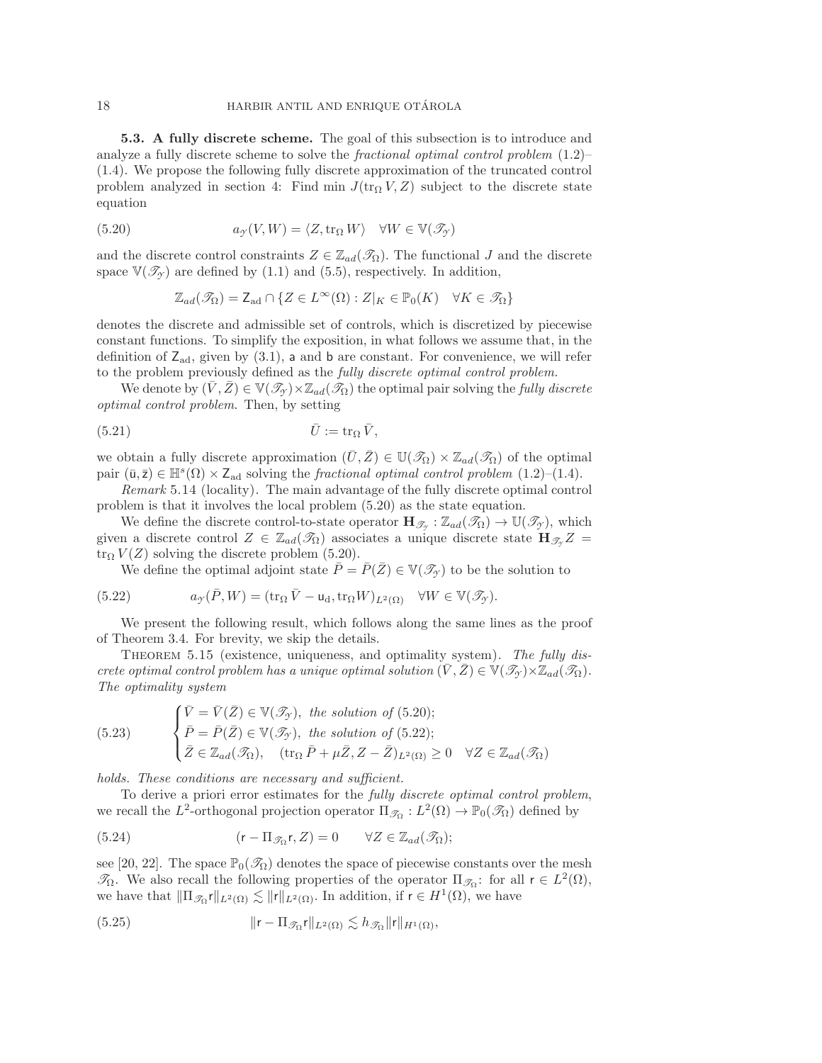**5.3. A fully discrete scheme.** The goal of this subsection is to introduce and analyze a fully discrete scheme to solve the *fractional optimal control problem* (1.2)–(1.4). We propose the following fully discrete approximation of the truncated control problem analyzed in section 4: Find min $J(\operatorname{tr}_\Omega V, Z)$ subject to the discrete state equation

$$a_{\mathscr{Y}}(V, W) = \langle Z, \operatorname{tr}_\Omega W \rangle \quad \forall W \in \mathbb{V}(\mathscr{T}_{\mathscr{Y}}) \tag{5.20}$$

and the discrete control constraints $Z \in \mathbb{Z}_{ad}(\mathscr{T}_\Omega)$. The functional $J$ and the discrete space $\mathbb{V}(\mathscr{T}_{\mathscr{Y}})$ are defined by (1.1) and (5.5), respectively. In addition,

$$\mathbb{Z}_{ad}(\mathscr{T}_\Omega) = \mathsf{Z}_{\text{ad}} \cap \{ Z \in L^\infty(\Omega) : Z|_K \in \mathbb{P}_0(K) \quad \forall K \in \mathscr{T}_\Omega \}$$

denotes the discrete and admissible set of controls, which is discretized by piecewise constant functions. To simplify the exposition, in what follows we assume that, in the definition of $\mathsf{Z}_{\text{ad}}$, given by (3.1), $\mathsf{a}$ and $\mathsf{b}$ are constant. For convenience, we will refer to the problem previously defined as the *fully discrete optimal control problem*.

We denote by $(\bar{V}, \bar{Z}) \in \mathbb{V}(\mathscr{T}_{\mathscr{Y}}) \times \mathbb{Z}_{ad}(\mathscr{T}_\Omega)$ the optimal pair solving the *fully discrete optimal control problem*. Then, by setting

$$\bar{U} := \operatorname{tr}_\Omega \bar{V}, \tag{5.21}$$

we obtain a fully discrete approximation $(\bar{U}, \bar{Z}) \in \mathbb{U}(\mathscr{T}_\Omega) \times \mathbb{Z}_{ad}(\mathscr{T}_\Omega)$ of the optimal pair $(\bar{\mathsf{u}}, \bar{\mathsf{z}}) \in \mathbb{H}^s(\Omega) \times \mathsf{Z}_{\text{ad}}$ solving the *fractional optimal control problem* (1.2)–(1.4).

*Remark* 5.14 (locality). The main advantage of the fully discrete optimal control problem is that it involves the local problem (5.20) as the state equation.

We define the discrete control-to-state operator $\mathbf{H}_{\mathscr{T}_{\mathscr{Y}}} : \mathbb{Z}_{ad}(\mathscr{T}_\Omega) \to \mathbb{U}(\mathscr{T}_{\mathscr{Y}})$, which given a discrete control $Z \in \mathbb{Z}_{ad}(\mathscr{T}_\Omega)$ associates a unique discrete state $\mathbf{H}_{\mathscr{T}_{\mathscr{Y}}} Z = \operatorname{tr}_\Omega V(Z)$ solving the discrete problem (5.20).

We define the optimal adjoint state $\bar{P} = \bar{P}(\bar{Z}) \in \mathbb{V}(\mathscr{T}_{\mathscr{Y}})$ to be the solution to

$$a_{\mathscr{Y}}(\bar{P}, W) = (\operatorname{tr}_\Omega \bar{V} - \mathsf{u}_{\text{d}}, \operatorname{tr}_\Omega W)_{L^2(\Omega)} \quad \forall W \in \mathbb{V}(\mathscr{T}_{\mathscr{Y}}). \tag{5.22}$$

We present the following result, which follows along the same lines as the proof of Theorem 3.4. For brevity, we skip the details.

THEOREM 5.15 (existence, uniqueness, and optimality system). *The fully discrete optimal control problem has a unique optimal solution $(\bar{V}, \bar{Z}) \in \mathbb{V}(\mathscr{T}_{\mathscr{Y}}) \times \mathbb{Z}_{ad}(\mathscr{T}_\Omega)$. The optimality system*

$$\begin{cases} \bar{V} = \bar{V}(\bar{Z}) \in \mathbb{V}(\mathscr{T}_{\mathscr{Y}}), \text{ the solution of } (5.20); \\ \bar{P} = \bar{P}(\bar{Z}) \in \mathbb{V}(\mathscr{T}_{\mathscr{Y}}), \text{ the solution of } (5.22); \\ \bar{Z} \in \mathbb{Z}_{ad}(\mathscr{T}_\Omega), \quad (\operatorname{tr}_\Omega \bar{P} + \mu \bar{Z}, Z - \bar{Z})_{L^2(\Omega)} \geq 0 \quad \forall Z \in \mathbb{Z}_{ad}(\mathscr{T}_\Omega) \end{cases} \tag{5.23}$$

*holds. These conditions are necessary and sufficient.*

To derive a priori error estimates for the *fully discrete optimal control problem*, we recall the $L^2$-orthogonal projection operator $\Pi_{\mathscr{T}_\Omega} : L^2(\Omega) \to \mathbb{P}_0(\mathscr{T}_\Omega)$ defined by

$$(\mathsf{r} - \Pi_{\mathscr{T}_\Omega} \mathsf{r}, Z) = 0 \qquad \forall Z \in \mathbb{Z}_{ad}(\mathscr{T}_\Omega); \tag{5.24}$$

see [20, 22]. The space $\mathbb{P}_0(\mathscr{T}_\Omega)$ denotes the space of piecewise constants over the mesh $\mathscr{T}_\Omega$. We also recall the following properties of the operator $\Pi_{\mathscr{T}_\Omega}$: for all $\mathsf{r} \in L^2(\Omega)$, we have that $\|\Pi_{\mathscr{T}_\Omega} \mathsf{r}\|_{L^2(\Omega)} \lesssim \|\mathsf{r}\|_{L^2(\Omega)}$. In addition, if $\mathsf{r} \in H^1(\Omega)$, we have

$$\|\mathsf{r} - \Pi_{\mathscr{T}_\Omega} \mathsf{r}\|_{L^2(\Omega)} \lesssim h_{\mathscr{T}_\Omega} \|\mathsf{r}\|_{H^1(\Omega)}, \tag{5.25}$$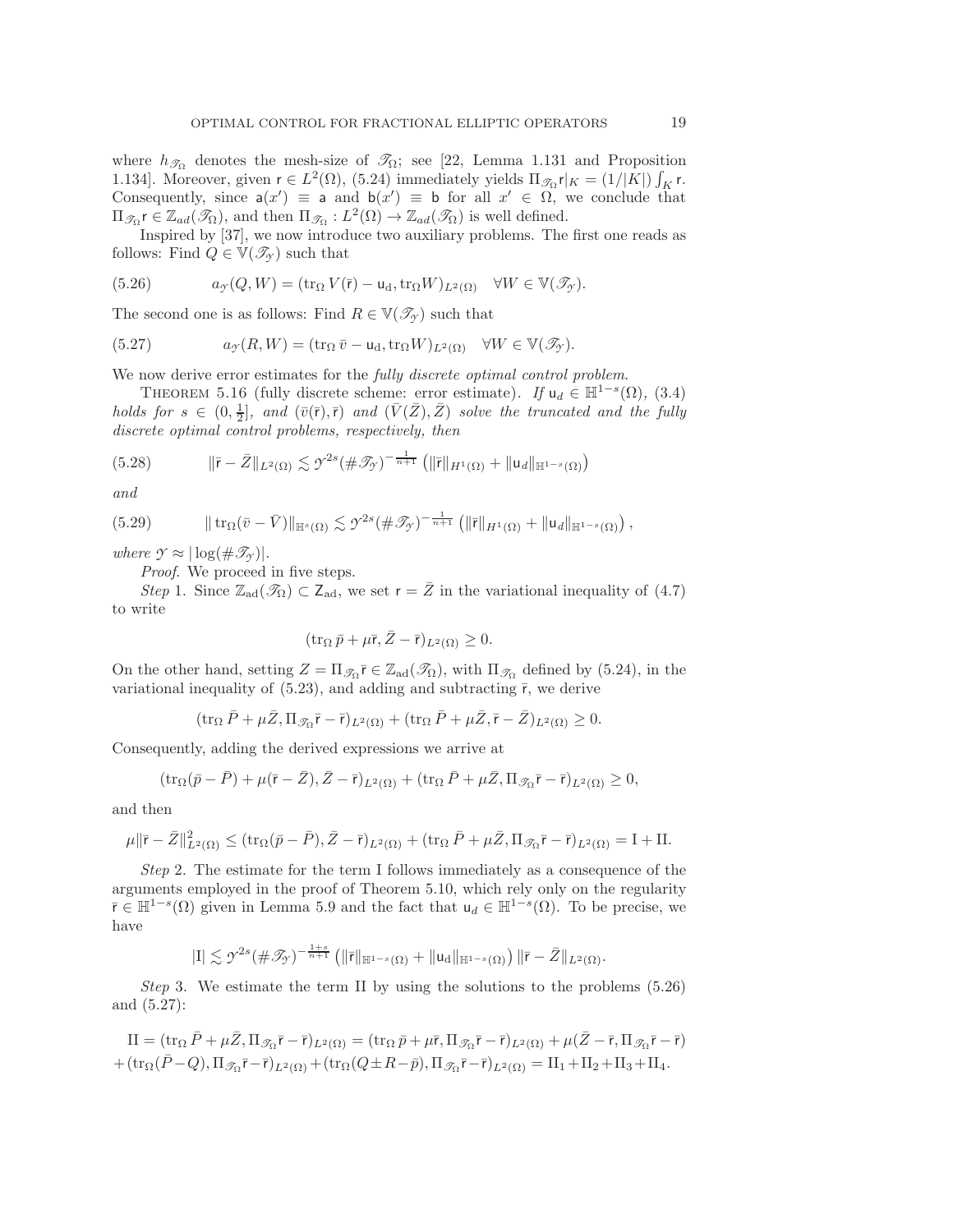where $h_{\mathscr{T}_\Omega}$ denotes the mesh-size of $\mathscr{T}_\Omega$; see [22, Lemma 1.131 and Proposition 1.134]. Moreover, given $\mathsf{r} \in L^2(\Omega)$, (5.24) immediately yields $\Pi_{\mathscr{T}_\Omega}\mathsf{r}|_K = (1/|K|)\int_K \mathsf{r}$. Consequently, since $\mathsf{a}(x') \equiv \mathsf{a}$ and $\mathsf{b}(x') \equiv \mathsf{b}$ for all $x' \in \Omega$, we conclude that $\Pi_{\mathscr{T}_\Omega}\mathsf{r} \in \mathbb{Z}_{ad}(\mathscr{T}_\Omega)$, and then $\Pi_{\mathscr{T}_\Omega} : L^2(\Omega) \to \mathbb{Z}_{ad}(\mathscr{T}_\Omega)$ is well defined.

Inspired by [37], we now introduce two auxiliary problems. The first one reads as follows: Find $Q \in \mathbb{V}(\mathscr{T}_\mathcal{Y})$ such that

$$
(5.26) \qquad a_\mathcal{Y}(Q, W) = (\operatorname{tr}_\Omega V(\bar{\mathsf{r}}) - \mathsf{u}_\mathrm{d}, \operatorname{tr}_\Omega W)_{L^2(\Omega)} \quad \forall W \in \mathbb{V}(\mathscr{T}_\mathcal{Y}).
$$

The second one is as follows: Find $R \in \mathbb{V}(\mathscr{T}_\mathcal{Y})$ such that

$$
(5.27) \qquad a_\mathcal{Y}(R, W) = (\operatorname{tr}_\Omega \bar{v} - \mathsf{u}_\mathrm{d}, \operatorname{tr}_\Omega W)_{L^2(\Omega)} \quad \forall W \in \mathbb{V}(\mathscr{T}_\mathcal{Y}).
$$

We now derive error estimates for the *fully discrete optimal control problem*.

Theorem 5.16 (fully discrete scheme: error estimate). *If $\mathsf{u}_d \in \mathbb{H}^{1-s}(\Omega)$, (3.4) holds for $s \in (0, \frac{1}{2}]$, and $(\bar{v}(\bar{\mathsf{r}}), \bar{\mathsf{r}})$ and $(\bar{V}(\bar{Z}), \bar{Z})$ solve the truncated and the fully discrete optimal control problems, respectively, then*

$$
(5.28) \qquad \|\bar{\mathsf{r}} - \bar{Z}\|_{L^2(\Omega)} \lesssim \mathcal{Y}^{2s} (\#\mathscr{T}_\mathcal{Y})^{-\frac{1}{n+1}} \left( \|\bar{\mathsf{r}}\|_{H^1(\Omega)} + \|\mathsf{u}_d\|_{\mathbb{H}^{1-s}(\Omega)} \right)
$$

*and*

$$
(5.29) \qquad \|\operatorname{tr}_\Omega(\bar{v} - \bar{V})\|_{\mathbb{H}^s(\Omega)} \lesssim \mathcal{Y}^{2s} (\#\mathscr{T}_\mathcal{Y})^{-\frac{1}{n+1}} \left( \|\bar{\mathsf{r}}\|_{H^1(\Omega)} + \|\mathsf{u}_d\|_{\mathbb{H}^{1-s}(\Omega)} \right),
$$

*where $\mathcal{Y} \approx |\log(\#\mathscr{T}_\mathcal{Y})|$.*

*Proof.* We proceed in five steps.

*Step* 1. Since $\mathbb{Z}_\mathrm{ad}(\mathscr{T}_\Omega) \subset \mathsf{Z}_\mathrm{ad}$, we set $\mathsf{r} = \bar{Z}$ in the variational inequality of (4.7) to write

$$
(\operatorname{tr}_\Omega \bar{p} + \mu \bar{\mathsf{r}}, \bar{Z} - \bar{\mathsf{r}})_{L^2(\Omega)} \geq 0.
$$

On the other hand, setting $Z = \Pi_{\mathscr{T}_\Omega}\bar{\mathsf{r}} \in \mathbb{Z}_\mathrm{ad}(\mathscr{T}_\Omega)$, with $\Pi_{\mathscr{T}_\Omega}$ defined by (5.24), in the variational inequality of (5.23), and adding and subtracting $\bar{\mathsf{r}}$, we derive

$$
(\operatorname{tr}_\Omega \bar{P} + \mu \bar{Z}, \Pi_{\mathscr{T}_\Omega}\bar{\mathsf{r}} - \bar{\mathsf{r}})_{L^2(\Omega)} + (\operatorname{tr}_\Omega \bar{P} + \mu \bar{Z}, \bar{\mathsf{r}} - \bar{Z})_{L^2(\Omega)} \geq 0.
$$

Consequently, adding the derived expressions we arrive at

$$
(\operatorname{tr}_\Omega(\bar{p} - \bar{P}) + \mu(\bar{\mathsf{r}} - \bar{Z}), \bar{Z} - \bar{\mathsf{r}})_{L^2(\Omega)} + (\operatorname{tr}_\Omega \bar{P} + \mu \bar{Z}, \Pi_{\mathscr{T}_\Omega}\bar{\mathsf{r}} - \bar{\mathsf{r}})_{L^2(\Omega)} \geq 0,
$$

and then

$$
\mu \|\bar{\mathsf{r}} - \bar{Z}\|^2_{L^2(\Omega)} \leq (\operatorname{tr}_\Omega(\bar{p} - \bar{P}), \bar{Z} - \bar{\mathsf{r}})_{L^2(\Omega)} + (\operatorname{tr}_\Omega \bar{P} + \mu \bar{Z}, \Pi_{\mathscr{T}_\Omega}\bar{\mathsf{r}} - \bar{\mathsf{r}})_{L^2(\Omega)} = \mathrm{I} + \mathrm{II}.
$$

*Step* 2. The estimate for the term I follows immediately as a consequence of the arguments employed in the proof of Theorem 5.10, which rely only on the regularity $\bar{\mathsf{r}} \in \mathbb{H}^{1-s}(\Omega)$ given in Lemma 5.9 and the fact that $\mathsf{u}_d \in \mathbb{H}^{1-s}(\Omega)$. To be precise, we have

$$
|\mathrm{I}| \lesssim \mathcal{Y}^{2s} (\#\mathscr{T}_\mathcal{Y})^{-\frac{1+s}{n+1}} \left( \|\bar{\mathsf{r}}\|_{\mathbb{H}^{1-s}(\Omega)} + \|\mathsf{u}_\mathrm{d}\|_{\mathbb{H}^{1-s}(\Omega)} \right) \|\bar{\mathsf{r}} - \bar{Z}\|_{L^2(\Omega)}.
$$

*Step* 3. We estimate the term II by using the solutions to the problems (5.26) and (5.27):

$$
\mathrm{II} = (\operatorname{tr}_\Omega \bar{P} + \mu \bar{Z}, \Pi_{\mathscr{T}_\Omega}\bar{\mathsf{r}} - \bar{\mathsf{r}})_{L^2(\Omega)} = (\operatorname{tr}_\Omega \bar{p} + \mu \bar{\mathsf{r}}, \Pi_{\mathscr{T}_\Omega}\bar{\mathsf{r}} - \bar{\mathsf{r}})_{L^2(\Omega)} + \mu(\bar{Z} - \bar{\mathsf{r}}, \Pi_{\mathscr{T}_\Omega}\bar{\mathsf{r}} - \bar{\mathsf{r}})
$$
$$
+ (\operatorname{tr}_\Omega(\bar{P} - Q), \Pi_{\mathscr{T}_\Omega}\bar{\mathsf{r}} - \bar{\mathsf{r}})_{L^2(\Omega)} + (\operatorname{tr}_\Omega(Q \pm R - \bar{p}), \Pi_{\mathscr{T}_\Omega}\bar{\mathsf{r}} - \bar{\mathsf{r}})_{L^2(\Omega)} = \mathrm{II}_1 + \mathrm{II}_2 + \mathrm{II}_3 + \mathrm{II}_4.
$$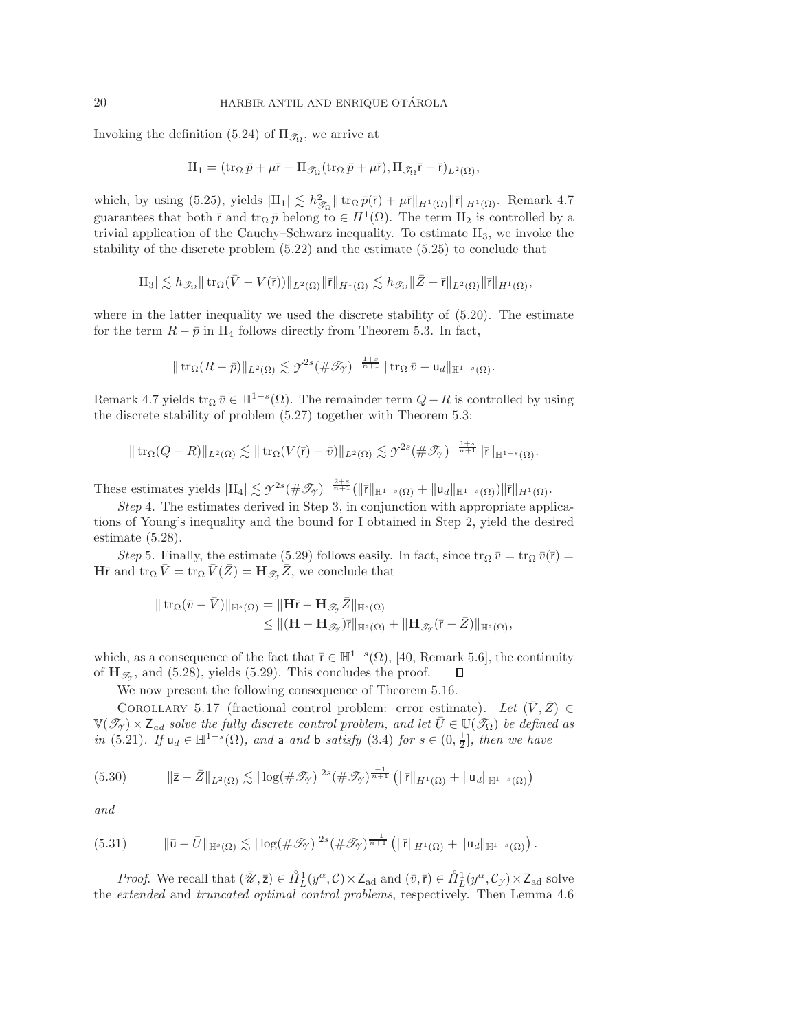Invoking the definition (5.24) of $\Pi_{\mathscr{T}_\Omega}$, we arrive at

$$\mathrm{II}_1 = (\operatorname{tr}_\Omega \bar{p} + \mu \bar{\mathsf{r}} - \Pi_{\mathscr{T}_\Omega}(\operatorname{tr}_\Omega \bar{p} + \mu \bar{\mathsf{r}}), \Pi_{\mathscr{T}_\Omega}\bar{\mathsf{r}} - \bar{\mathsf{r}})_{L^2(\Omega)},$$

which, by using (5.25), yields $|\mathrm{II}_1| \lesssim h_{\mathscr{T}_\Omega}^2 \| \operatorname{tr}_\Omega \bar{p}(\bar{\mathsf{r}}) + \mu \bar{\mathsf{r}}\|_{H^1(\Omega)} \|\bar{\mathsf{r}}\|_{H^1(\Omega)}$. Remark 4.7 guarantees that both $\bar{\mathsf{r}}$ and $\operatorname{tr}_\Omega \bar{p}$ belong to $\in H^1(\Omega)$. The term $\mathrm{II}_2$ is controlled by a trivial application of the Cauchy–Schwarz inequality. To estimate $\mathrm{II}_3$, we invoke the stability of the discrete problem (5.22) and the estimate (5.25) to conclude that

$$|\mathrm{II}_3| \lesssim h_{\mathscr{T}_\Omega} \| \operatorname{tr}_\Omega(\bar{V} - V(\bar{\mathsf{r}}))\|_{L^2(\Omega)} \|\bar{\mathsf{r}}\|_{H^1(\Omega)} \lesssim h_{\mathscr{T}_\Omega} \|\bar{Z} - \bar{\mathsf{r}}\|_{L^2(\Omega)} \|\bar{\mathsf{r}}\|_{H^1(\Omega)},$$

where in the latter inequality we used the discrete stability of (5.20). The estimate for the term $R - \bar{p}$ in $\mathrm{II}_4$ follows directly from Theorem 5.3. In fact,

$$\| \operatorname{tr}_\Omega (R - \bar{p})\|_{L^2(\Omega)} \lesssim \mathcal{Y}^{2s} (\# \mathscr{T}_\mathcal{Y})^{-\frac{1+s}{n+1}} \| \operatorname{tr}_\Omega \bar{v} - \mathsf{u}_d\|_{\mathbb{H}^{1-s}(\Omega)}.$$

Remark 4.7 yields $\operatorname{tr}_\Omega \bar{v} \in \mathbb{H}^{1-s}(\Omega)$. The remainder term $Q - R$ is controlled by using the discrete stability of problem (5.27) together with Theorem 5.3:

$$\| \operatorname{tr}_\Omega (Q - R)\|_{L^2(\Omega)} \lesssim \| \operatorname{tr}_\Omega (V(\bar{\mathsf{r}}) - \bar{v})\|_{L^2(\Omega)} \lesssim \mathcal{Y}^{2s} (\# \mathscr{T}_\mathcal{Y})^{-\frac{1+s}{n+1}} \|\bar{\mathsf{r}}\|_{\mathbb{H}^{1-s}(\Omega)}.$$

These estimates yields $|\mathrm{II}_4| \lesssim \mathcal{Y}^{2s} (\# \mathscr{T}_\mathcal{Y})^{-\frac{2+s}{n+1}} (\|\bar{\mathsf{r}}\|_{\mathbb{H}^{1-s}(\Omega)} + \|\mathsf{u}_d\|_{\mathbb{H}^{1-s}(\Omega)}) \|\bar{\mathsf{r}}\|_{H^1(\Omega)}$.

*Step* 4. The estimates derived in Step 3, in conjunction with appropriate applications of Young's inequality and the bound for I obtained in Step 2, yield the desired estimate (5.28).

*Step* 5. Finally, the estimate (5.29) follows easily. In fact, since $\operatorname{tr}_\Omega \bar{v} = \operatorname{tr}_\Omega \bar{v}(\bar{\mathsf{r}}) = \mathbf{H}\bar{\mathsf{r}}$ and $\operatorname{tr}_\Omega \bar{V} = \operatorname{tr}_\Omega \bar{V}(\bar{Z}) = \mathbf{H}_{\mathscr{T}_\mathcal{Y}} \bar{Z}$, we conclude that

$$\begin{aligned}
\| \operatorname{tr}_\Omega (\bar{v} - \bar{V})\|_{\mathbb{H}^s(\Omega)} &= \|\mathbf{H}\bar{\mathsf{r}} - \mathbf{H}_{\mathscr{T}_\mathcal{Y}} \bar{Z}\|_{\mathbb{H}^s(\Omega)} \\
&\leq \|(\mathbf{H} - \mathbf{H}_{\mathscr{T}_\mathcal{Y}})\bar{\mathsf{r}}\|_{\mathbb{H}^s(\Omega)} + \|\mathbf{H}_{\mathscr{T}_\mathcal{Y}}(\bar{\mathsf{r}} - \bar{Z})\|_{\mathbb{H}^s(\Omega)},
\end{aligned}$$

which, as a consequence of the fact that $\bar{\mathsf{r}} \in \mathbb{H}^{1-s}(\Omega)$, [40, Remark 5.6], the continuity of $\mathbf{H}_{\mathscr{T}_\mathcal{Y}}$, and (5.28), yields (5.29). This concludes the proof. ∎

We now present the following consequence of Theorem 5.16.

Corollary 5.17 (fractional control problem: error estimate). *Let $(\bar{V}, \bar{Z}) \in \mathbb{V}(\mathscr{T}_\mathcal{Y}) \times \mathsf{Z}_{ad}$ solve the fully discrete control problem, and let $\bar{U} \in \mathbb{U}(\mathscr{T}_\Omega)$ be defined as in* (5.21). *If $\mathsf{u}_d \in \mathbb{H}^{1-s}(\Omega)$, and $\mathsf{a}$ and $\mathsf{b}$ satisfy* (3.4) *for $s \in (0, \frac{1}{2}]$, then we have*

$$\|\bar{\mathsf{z}} - \bar{Z}\|_{L^2(\Omega)} \lesssim |\log(\# \mathscr{T}_\mathcal{Y})|^{2s} (\# \mathscr{T}_\mathcal{Y})^{\frac{-1}{n+1}} \left( \|\bar{\mathsf{r}}\|_{H^1(\Omega)} + \|\mathsf{u}_d\|_{\mathbb{H}^{1-s}(\Omega)} \right) \tag{5.30}$$

*and*

$$\|\bar{\mathsf{u}} - \bar{U}\|_{\mathbb{H}^s(\Omega)} \lesssim |\log(\# \mathscr{T}_\mathcal{Y})|^{2s} (\# \mathscr{T}_\mathcal{Y})^{\frac{-1}{n+1}} \left( \|\bar{\mathsf{r}}\|_{H^1(\Omega)} + \|\mathsf{u}_d\|_{\mathbb{H}^{1-s}(\Omega)} \right). \tag{5.31}$$

*Proof.* We recall that $(\bar{\mathscr{U}}, \bar{\mathsf{z}}) \in \mathring{H}_L^1(y^\alpha, \mathcal{C}) \times \mathsf{Z}_{\mathrm{ad}}$ and $(\bar{v}, \bar{\mathsf{r}}) \in \mathring{H}_L^1(y^\alpha, \mathcal{C}_\mathcal{Y}) \times \mathsf{Z}_{\mathrm{ad}}$ solve the *extended* and *truncated optimal control problems*, respectively. Then Lemma 4.6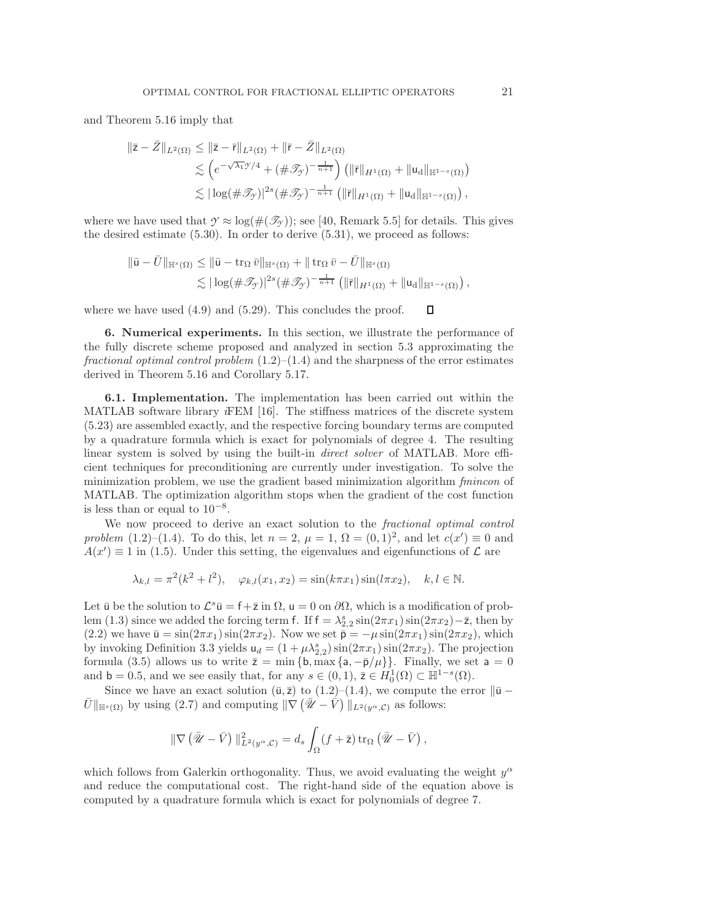and Theorem 5.16 imply that

$$
\begin{aligned}
\|\bar{\mathsf{z}} - \bar{Z}\|_{L^2(\Omega)} &\leq \|\bar{\mathsf{z}} - \bar{\mathsf{r}}\|_{L^2(\Omega)} + \|\bar{\mathsf{r}} - \bar{Z}\|_{L^2(\Omega)} \\
&\lesssim \left( e^{-\sqrt{\lambda_1}\mathcal{Y}/4} + (\#\mathscr{T}_{\mathcal{Y}})^{-\frac{1}{n+1}} \right) \left( \|\bar{\mathsf{r}}\|_{H^1(\Omega)} + \|\mathsf{u}_{\mathrm{d}}\|_{\mathbb{H}^{1-s}(\Omega)} \right) \\
&\lesssim |\log(\#\mathscr{T}_{\mathcal{Y}})|^{2s} (\#\mathscr{T}_{\mathcal{Y}})^{-\frac{1}{n+1}} \left( \|\bar{\mathsf{r}}\|_{H^1(\Omega)} + \|\mathsf{u}_{\mathrm{d}}\|_{\mathbb{H}^{1-s}(\Omega)} \right),
\end{aligned}
$$

where we have used that $\mathcal{Y} \approx \log(\#(\mathscr{T}_{\mathcal{Y}}))$; see [40, Remark 5.5] for details. This gives the desired estimate (5.30). In order to derive (5.31), we proceed as follows:

$$
\begin{aligned}
\|\bar{\mathsf{u}} - \bar{U}\|_{\mathbb{H}^s(\Omega)} &\leq \|\bar{\mathsf{u}} - \operatorname{tr}_\Omega \bar{v}\|_{\mathbb{H}^s(\Omega)} + \|\operatorname{tr}_\Omega \bar{v} - \bar{U}\|_{\mathbb{H}^s(\Omega)} \\
&\lesssim |\log(\#\mathscr{T}_{\mathcal{Y}})|^{2s} (\#\mathscr{T}_{\mathcal{Y}})^{-\frac{1}{n+1}} \left( \|\bar{\mathsf{r}}\|_{H^1(\Omega)} + \|\mathsf{u}_{\mathrm{d}}\|_{\mathbb{H}^{1-s}(\Omega)} \right),
\end{aligned}
$$

where we have used (4.9) and (5.29). This concludes the proof. ∎

## 6. Numerical experiments.

In this section, we illustrate the performance of the fully discrete scheme proposed and analyzed in section 5.3 approximating the *fractional optimal control problem* (1.2)–(1.4) and the sharpness of the error estimates derived in Theorem 5.16 and Corollary 5.17.

### 6.1. Implementation.

The implementation has been carried out within the MATLAB software library *i*FEM [16]. The stiffness matrices of the discrete system (5.23) are assembled exactly, and the respective forcing boundary terms are computed by a quadrature formula which is exact for polynomials of degree 4. The resulting linear system is solved by using the built-in *direct solver* of MATLAB. More efficient techniques for preconditioning are currently under investigation. To solve the minimization problem, we use the gradient based minimization algorithm *fmincon* of MATLAB. The optimization algorithm stops when the gradient of the cost function is less than or equal to $10^{-8}$.

We now proceed to derive an exact solution to the *fractional optimal control problem* (1.2)–(1.4). To do this, let $n = 2$, $\mu = 1$, $\Omega = (0,1)^2$, and let $c(x') \equiv 0$ and $A(x') \equiv 1$ in (1.5). Under this setting, the eigenvalues and eigenfunctions of $\mathcal{L}$ are

$$
\lambda_{k,l} = \pi^2(k^2 + l^2), \quad \varphi_{k,l}(x_1, x_2) = \sin(k\pi x_1)\sin(l\pi x_2), \quad k, l \in \mathbb{N}.
$$

Let $\bar{\mathsf{u}}$ be the solution to $\mathcal{L}^s \bar{\mathsf{u}} = \mathsf{f} + \bar{\mathsf{z}}$ in $\Omega$, $\mathsf{u} = 0$ on $\partial\Omega$, which is a modification of problem (1.3) since we added the forcing term $\mathsf{f}$. If $\mathsf{f} = \lambda_{2,2}^s \sin(2\pi x_1)\sin(2\pi x_2) - \bar{\mathsf{z}}$, then by (2.2) we have $\bar{\mathsf{u}} = \sin(2\pi x_1)\sin(2\pi x_2)$. Now we set $\bar{\mathsf{p}} = -\mu \sin(2\pi x_1)\sin(2\pi x_2)$, which by invoking Definition 3.3 yields $\mathsf{u}_d = (1 + \mu\lambda_{2,2}^s)\sin(2\pi x_1)\sin(2\pi x_2)$. The projection formula (3.5) allows us to write $\bar{\mathsf{z}} = \min\{\mathsf{b}, \max\{\mathsf{a}, -\bar{\mathsf{p}}/\mu\}\}$. Finally, we set $\mathsf{a} = 0$ and $\mathsf{b} = 0.5$, and we see easily that, for any $s \in (0,1)$, $\bar{\mathsf{z}} \in H_0^1(\Omega) \subset \mathbb{H}^{1-s}(\Omega)$.

Since we have an exact solution $(\bar{\mathsf{u}}, \bar{\mathsf{z}})$ to (1.2)–(1.4), we compute the error $\|\bar{\mathsf{u}} - \bar{U}\|_{\mathbb{H}^s(\Omega)}$ by using (2.7) and computing $\|\nabla(\bar{\mathscr{U}} - \bar{V})\|_{L^2(y^\alpha, \mathcal{C})}$ as follows:

$$
\|\nabla(\bar{\mathscr{U}} - \bar{V})\|_{L^2(y^\alpha, \mathcal{C})}^2 = d_s \int_\Omega (f + \bar{\mathsf{z}}) \operatorname{tr}_\Omega (\bar{\mathscr{U}} - \bar{V}),
$$

which follows from Galerkin orthogonality. Thus, we avoid evaluating the weight $y^\alpha$ and reduce the computational cost. The right-hand side of the equation above is computed by a quadrature formula which is exact for polynomials of degree 7.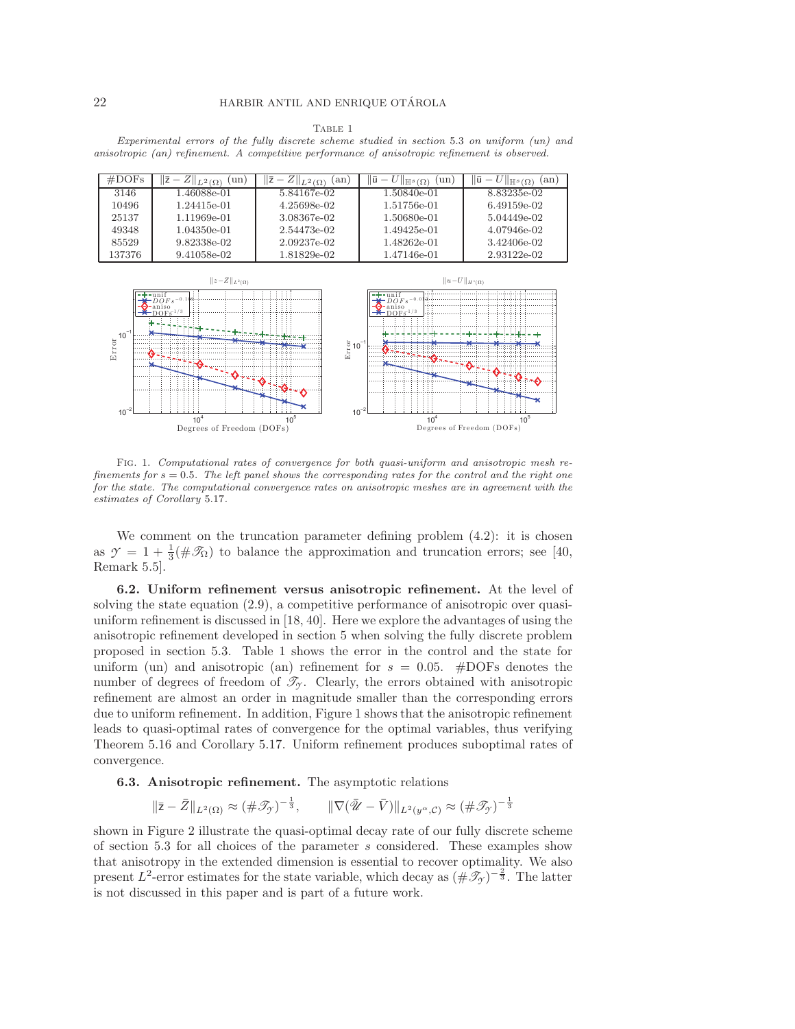TABLE 1

*Experimental errors of the fully discrete scheme studied in section 5.3 on uniform (un) and anisotropic (an) refinement. A competitive performance of anisotropic refinement is observed.*

| #DOFs | $\|\bar{z} - Z\|_{L^2(\Omega)}$ (un) | $\|\bar{z} - Z\|_{L^2(\Omega)}$ (an) | $\|\bar{u} - U\|_{\mathbb{H}^s(\Omega)}$ (un) | $\|\bar{u} - U\|_{\mathbb{H}^s(\Omega)}$ (an) |
|---|---|---|---|---|
| 3146 | 1.46088e-01 | 5.84167e-02 | 1.50840e-01 | 8.83235e-02 |
| 10496 | 1.24415e-01 | 4.25698e-02 | 1.51756e-01 | 6.49159e-02 |
| 25137 | 1.11969e-01 | 3.08367e-02 | 1.50680e-01 | 5.04449e-02 |
| 49348 | 1.04350e-01 | 2.54473e-02 | 1.49425e-01 | 4.07946e-02 |
| 85529 | 9.82338e-02 | 2.09237e-02 | 1.48262e-01 | 3.42406e-02 |
| 137376 | 9.41058e-02 | 1.81829e-02 | 1.47146e-01 | 2.93122e-02 |

FIG. 1. *Computational rates of convergence for both quasi-uniform and anisotropic mesh refinements for $s = 0.5$. The left panel shows the corresponding rates for the control and the right one for the state. The computational convergence rates on anisotropic meshes are in agreement with the estimates of Corollary 5.17.*

We comment on the truncation parameter defining problem (4.2): it is chosen as $\mathcal{Y} = 1 + \frac{1}{3}(\#\mathscr{T}_\Omega)$ to balance the approximation and truncation errors; see [40, Remark 5.5].

**6.2. Uniform refinement versus anisotropic refinement.** At the level of solving the state equation (2.9), a competitive performance of anisotropic over quasi-uniform refinement is discussed in [18, 40]. Here we explore the advantages of using the anisotropic refinement developed in section 5 when solving the fully discrete problem proposed in section 5.3. Table 1 shows the error in the control and the state for uniform (un) and anisotropic (an) refinement for $s = 0.05$. #DOFs denotes the number of degrees of freedom of $\mathscr{T}_\mathcal{Y}$. Clearly, the errors obtained with anisotropic refinement are almost an order in magnitude smaller than the corresponding errors due to uniform refinement. In addition, Figure 1 shows that the anisotropic refinement leads to quasi-optimal rates of convergence for the optimal variables, thus verifying Theorem 5.16 and Corollary 5.17. Uniform refinement produces suboptimal rates of convergence.

**6.3. Anisotropic refinement.** The asymptotic relations

$$\|\bar{z} - \bar{Z}\|_{L^2(\Omega)} \approx (\#\mathscr{T}_\mathcal{Y})^{-\frac{1}{3}}, \qquad \|\nabla(\bar{\mathscr{U}} - \bar{V})\|_{L^2(y^\alpha, \mathcal{C})} \approx (\#\mathscr{T}_\mathcal{Y})^{-\frac{1}{3}}$$

shown in Figure 2 illustrate the quasi-optimal decay rate of our fully discrete scheme of section 5.3 for all choices of the parameter $s$ considered. These examples show that anisotropy in the extended dimension is essential to recover optimality. We also present $L^2$-error estimates for the state variable, which decay as $(\#\mathscr{T}_\mathcal{Y})^{-\frac{2}{3}}$. The latter is not discussed in this paper and is part of a future work.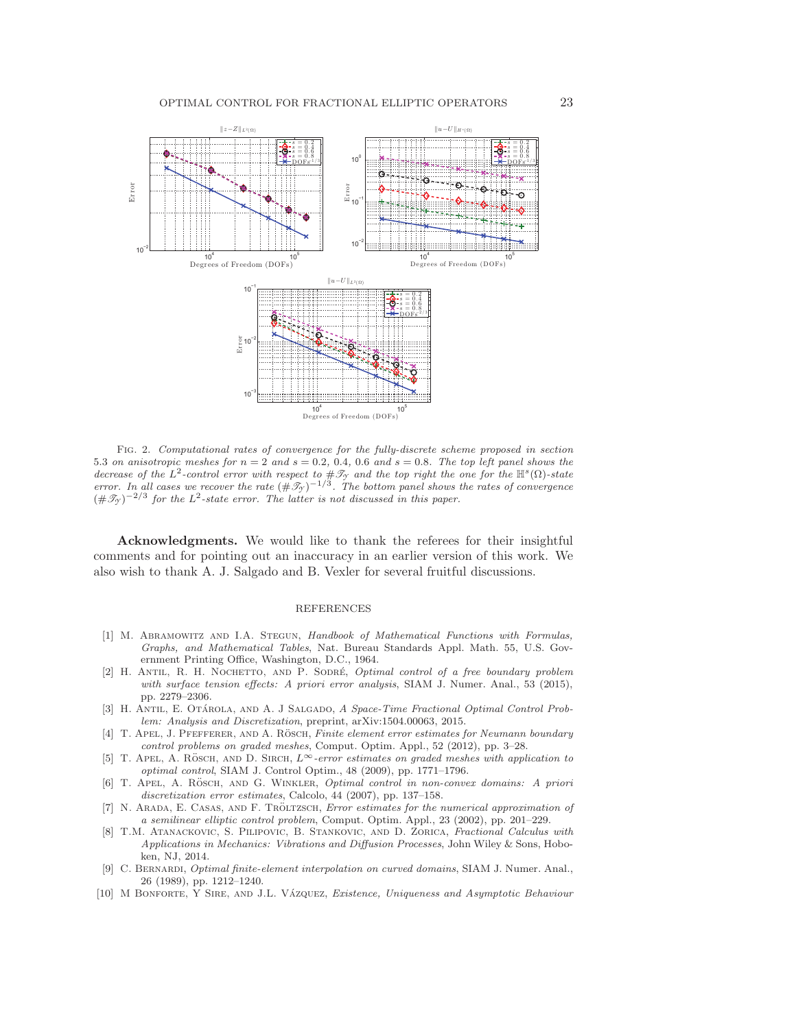Fig. 2. *Computational rates of convergence for the fully-discrete scheme proposed in section 5.3 on anisotropic meshes for $n = 2$ and $s = 0.2,\ 0.4,\ 0.6$ and $s = 0.8$. The top left panel shows the decrease of the $L^2$-control error with respect to $\#\mathscr{T}_{\mathscr{Y}}$ and the top right the one for the $\mathbb{H}^s(\Omega)$-state error. In all cases we recover the rate $(\#\mathscr{T}_{\mathscr{Y}})^{-1/3}$. The bottom panel shows the rates of convergence $(\#\mathscr{T}_{\mathscr{Y}})^{-2/3}$ for the $L^2$-state error. The latter is not discussed in this paper.*

**Acknowledgments.** We would like to thank the referees for their insightful comments and for pointing out an inaccuracy in an earlier version of this work. We also wish to thank A. J. Salgado and B. Vexler for several fruitful discussions.

## REFERENCES

[1] M. Abramowitz and I.A. Stegun, *Handbook of Mathematical Functions with Formulas, Graphs, and Mathematical Tables*, Nat. Bureau Standards Appl. Math. 55, U.S. Government Printing Office, Washington, D.C., 1964.

[2] H. Antil, R. H. Nochetto, and P. Sodré, *Optimal control of a free boundary problem with surface tension effects: A priori error analysis*, SIAM J. Numer. Anal., 53 (2015), pp. 2279–2306.

[3] H. Antil, E. Otárola, and A. J Salgado, *A Space-Time Fractional Optimal Control Problem: Analysis and Discretization*, preprint, arXiv:1504.00063, 2015.

[4] T. Apel, J. Pfefferer, and A. Rösch, *Finite element error estimates for Neumann boundary control problems on graded meshes*, Comput. Optim. Appl., 52 (2012), pp. 3–28.

[5] T. Apel, A. Rösch, and D. Sirch, *$L^\infty$-error estimates on graded meshes with application to optimal control*, SIAM J. Control Optim., 48 (2009), pp. 1771–1796.

[6] T. Apel, A. Rösch, and G. Winkler, *Optimal control in non-convex domains: A priori discretization error estimates*, Calcolo, 44 (2007), pp. 137–158.

[7] N. Arada, E. Casas, and F. Tröltzsch, *Error estimates for the numerical approximation of a semilinear elliptic control problem*, Comput. Optim. Appl., 23 (2002), pp. 201–229.

[8] T.M. Atanackovic, S. Pilipovic, B. Stankovic, and D. Zorica, *Fractional Calculus with Applications in Mechanics: Vibrations and Diffusion Processes*, John Wiley & Sons, Hoboken, NJ, 2014.

[9] C. Bernardi, *Optimal finite-element interpolation on curved domains*, SIAM J. Numer. Anal., 26 (1989), pp. 1212–1240.

[10] M Bonforte, Y Sire, and J.L. Vázquez, *Existence, Uniqueness and Asymptotic Behaviour*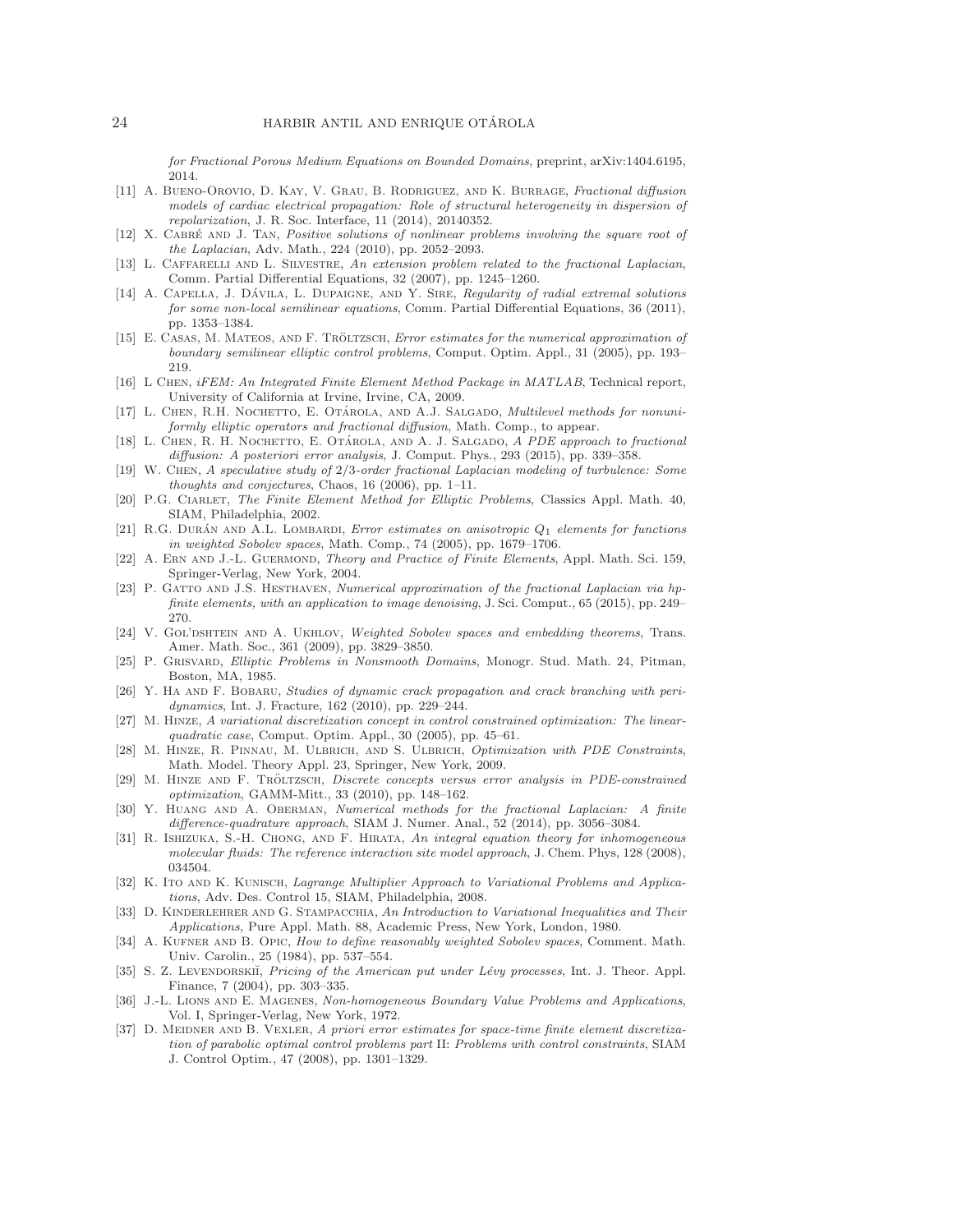*for Fractional Porous Medium Equations on Bounded Domains*, preprint, arXiv:1404.6195, 2014.

[11] A. Bueno-Orovio, D. Kay, V. Grau, B. Rodriguez, and K. Burrage, *Fractional diffusion models of cardiac electrical propagation: Role of structural heterogeneity in dispersion of repolarization*, J. R. Soc. Interface, 11 (2014), 20140352.

[12] X. Cabré and J. Tan, *Positive solutions of nonlinear problems involving the square root of the Laplacian*, Adv. Math., 224 (2010), pp. 2052–2093.

[13] L. Caffarelli and L. Silvestre, *An extension problem related to the fractional Laplacian*, Comm. Partial Differential Equations, 32 (2007), pp. 1245–1260.

[14] A. Capella, J. Dávila, L. Dupaigne, and Y. Sire, *Regularity of radial extremal solutions for some non-local semilinear equations*, Comm. Partial Differential Equations, 36 (2011), pp. 1353–1384.

[15] E. Casas, M. Mateos, and F. Tröltzsch, *Error estimates for the numerical approximation of boundary semilinear elliptic control problems*, Comput. Optim. Appl., 31 (2005), pp. 193–219.

[16] L Chen, *iFEM: An Integrated Finite Element Method Package in MATLAB*, Technical report, University of California at Irvine, Irvine, CA, 2009.

[17] L. Chen, R.H. Nochetto, E. Otárola, and A.J. Salgado, *Multilevel methods for nonuniformly elliptic operators and fractional diffusion*, Math. Comp., to appear.

[18] L. Chen, R. H. Nochetto, E. Otárola, and A. J. Salgado, *A PDE approach to fractional diffusion: A posteriori error analysis*, J. Comput. Phys., 293 (2015), pp. 339–358.

[19] W. Chen, *A speculative study of 2/3-order fractional Laplacian modeling of turbulence: Some thoughts and conjectures*, Chaos, 16 (2006), pp. 1–11.

[20] P.G. Ciarlet, *The Finite Element Method for Elliptic Problems*, Classics Appl. Math. 40, SIAM, Philadelphia, 2002.

[21] R.G. Durán and A.L. Lombardi, *Error estimates on anisotropic $Q_1$ elements for functions in weighted Sobolev spaces*, Math. Comp., 74 (2005), pp. 1679–1706.

[22] A. Ern and J.-L. Guermond, *Theory and Practice of Finite Elements*, Appl. Math. Sci. 159, Springer-Verlag, New York, 2004.

[23] P. Gatto and J.S. Hesthaven, *Numerical approximation of the fractional Laplacian via hp-finite elements, with an application to image denoising*, J. Sci. Comput., 65 (2015), pp. 249–270.

[24] V. Gol'dshtein and A. Ukhlov, *Weighted Sobolev spaces and embedding theorems*, Trans. Amer. Math. Soc., 361 (2009), pp. 3829–3850.

[25] P. Grisvard, *Elliptic Problems in Nonsmooth Domains*, Monogr. Stud. Math. 24, Pitman, Boston, MA, 1985.

[26] Y. Ha and F. Bobaru, *Studies of dynamic crack propagation and crack branching with peridynamics*, Int. J. Fracture, 162 (2010), pp. 229–244.

[27] M. Hinze, *A variational discretization concept in control constrained optimization: The linear-quadratic case*, Comput. Optim. Appl., 30 (2005), pp. 45–61.

[28] M. Hinze, R. Pinnau, M. Ulbrich, and S. Ulbrich, *Optimization with PDE Constraints*, Math. Model. Theory Appl. 23, Springer, New York, 2009.

[29] M. Hinze and F. Tröltzsch, *Discrete concepts versus error analysis in PDE-constrained optimization*, GAMM-Mitt., 33 (2010), pp. 148–162.

[30] Y. Huang and A. Oberman, *Numerical methods for the fractional Laplacian: A finite difference-quadrature approach*, SIAM J. Numer. Anal., 52 (2014), pp. 3056–3084.

[31] R. Ishizuka, S.-H. Chong, and F. Hirata, *An integral equation theory for inhomogeneous molecular fluids: The reference interaction site model approach*, J. Chem. Phys, 128 (2008), 034504.

[32] K. Ito and K. Kunisch, *Lagrange Multiplier Approach to Variational Problems and Applications*, Adv. Des. Control 15, SIAM, Philadelphia, 2008.

[33] D. Kinderlehrer and G. Stampacchia, *An Introduction to Variational Inequalities and Their Applications*, Pure Appl. Math. 88, Academic Press, New York, London, 1980.

[34] A. Kufner and B. Opic, *How to define reasonably weighted Sobolev spaces*, Comment. Math. Univ. Carolin., 25 (1984), pp. 537–554.

[35] S. Z. Levendorskiĭ, *Pricing of the American put under Lévy processes*, Int. J. Theor. Appl. Finance, 7 (2004), pp. 303–335.

[36] J.-L. Lions and E. Magenes, *Non-homogeneous Boundary Value Problems and Applications*, Vol. I, Springer-Verlag, New York, 1972.

[37] D. Meidner and B. Vexler, *A priori error estimates for space-time finite element discretization of parabolic optimal control problems part* II: *Problems with control constraints*, SIAM J. Control Optim., 47 (2008), pp. 1301–1329.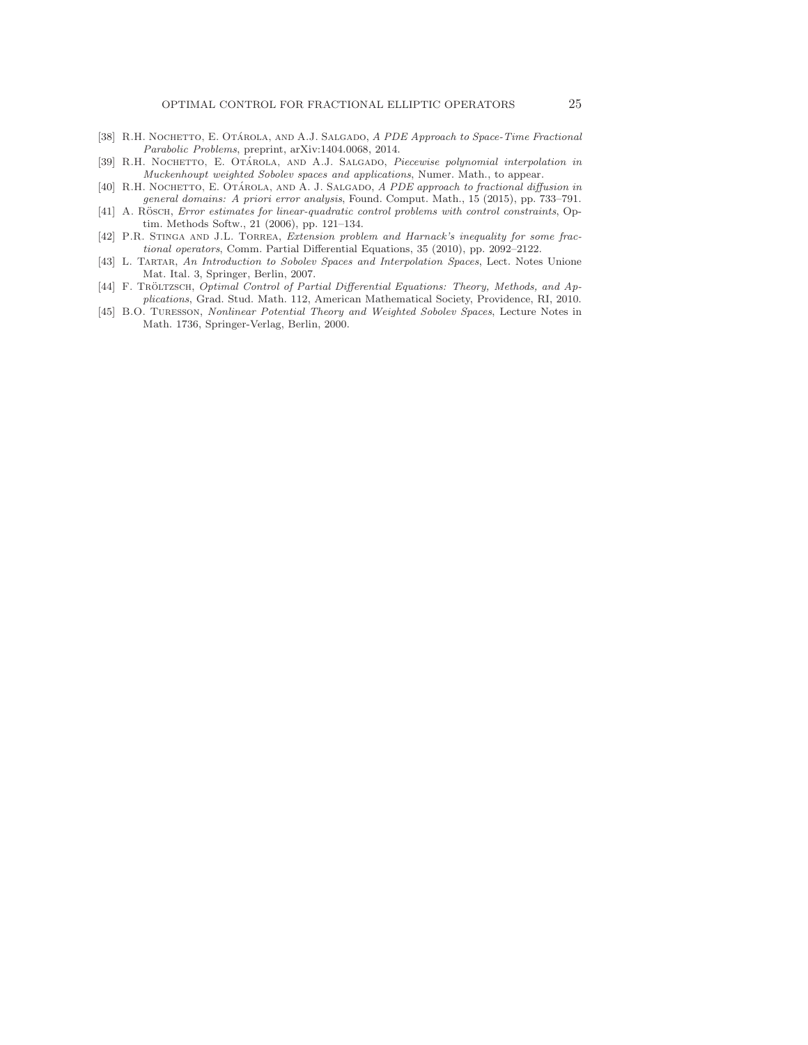[38] R.H. Nochetto, E. Otárola, and A.J. Salgado, *A PDE Approach to Space-Time Fractional Parabolic Problems*, preprint, arXiv:1404.0068, 2014.

[39] R.H. Nochetto, E. Otárola, and A.J. Salgado, *Piecewise polynomial interpolation in Muckenhoupt weighted Sobolev spaces and applications*, Numer. Math., to appear.

[40] R.H. Nochetto, E. Otárola, and A. J. Salgado, *A PDE approach to fractional diffusion in general domains: A priori error analysis*, Found. Comput. Math., 15 (2015), pp. 733–791.

[41] A. Rösch, *Error estimates for linear-quadratic control problems with control constraints*, Optim. Methods Softw., 21 (2006), pp. 121–134.

[42] P.R. Stinga and J.L. Torrea, *Extension problem and Harnack's inequality for some fractional operators*, Comm. Partial Differential Equations, 35 (2010), pp. 2092–2122.

[43] L. Tartar, *An Introduction to Sobolev Spaces and Interpolation Spaces*, Lect. Notes Unione Mat. Ital. 3, Springer, Berlin, 2007.

[44] F. Tröltzsch, *Optimal Control of Partial Differential Equations: Theory, Methods, and Applications*, Grad. Stud. Math. 112, American Mathematical Society, Providence, RI, 2010.

[45] B.O. Turesson, *Nonlinear Potential Theory and Weighted Sobolev Spaces*, Lecture Notes in Math. 1736, Springer-Verlag, Berlin, 2000.